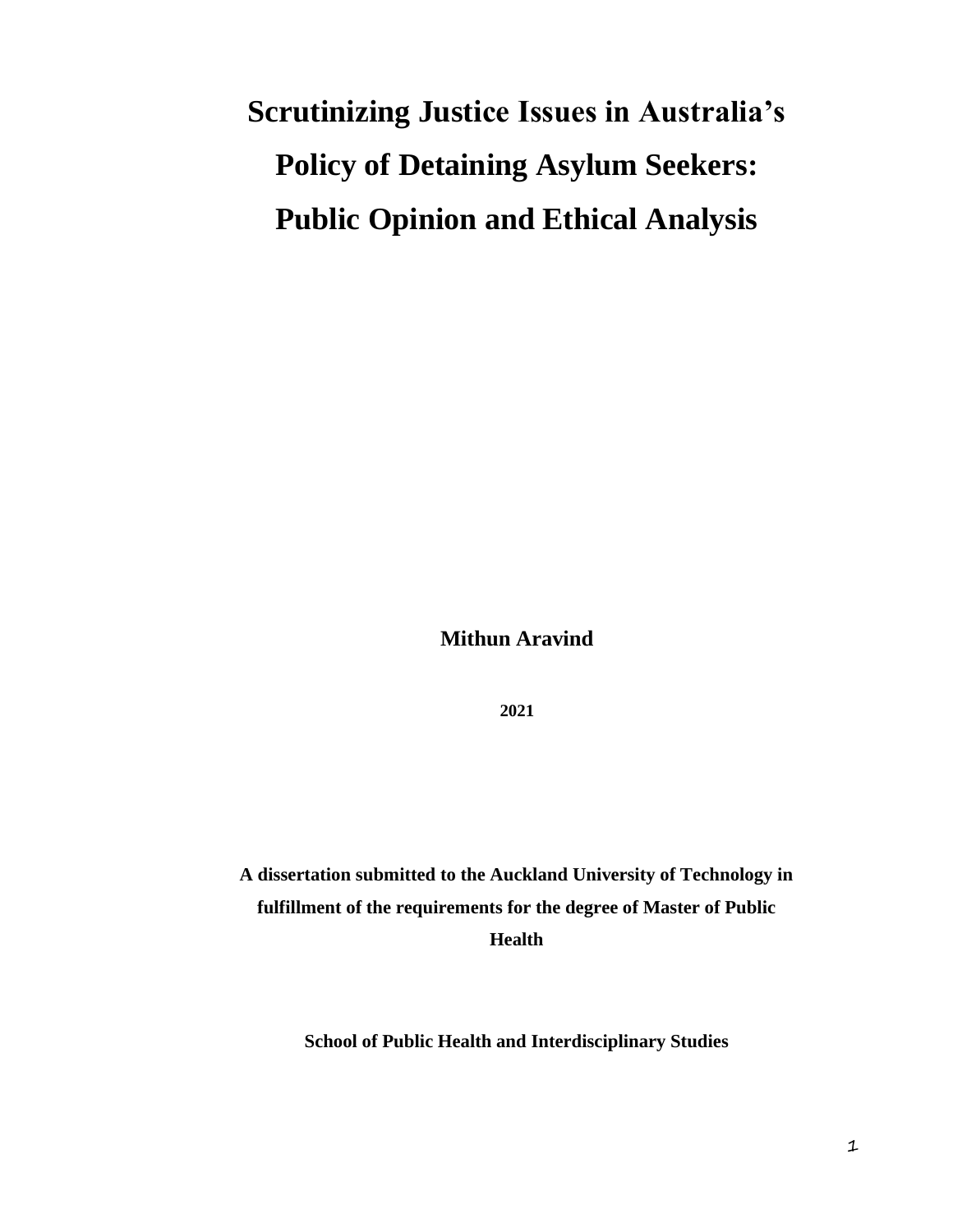# Scrutinizing Justice Issues in Australia's Policy of Detaining Asylum Seekers: Public Opinion and Ethical Analysis

**Mithun Aravind**

**2021**

**A dissertation submitted to the Auckland University of Technology in fulfillment of the requirements for the degree of Master of Public Health**

**School of Public Health and Interdisciplinary Studies**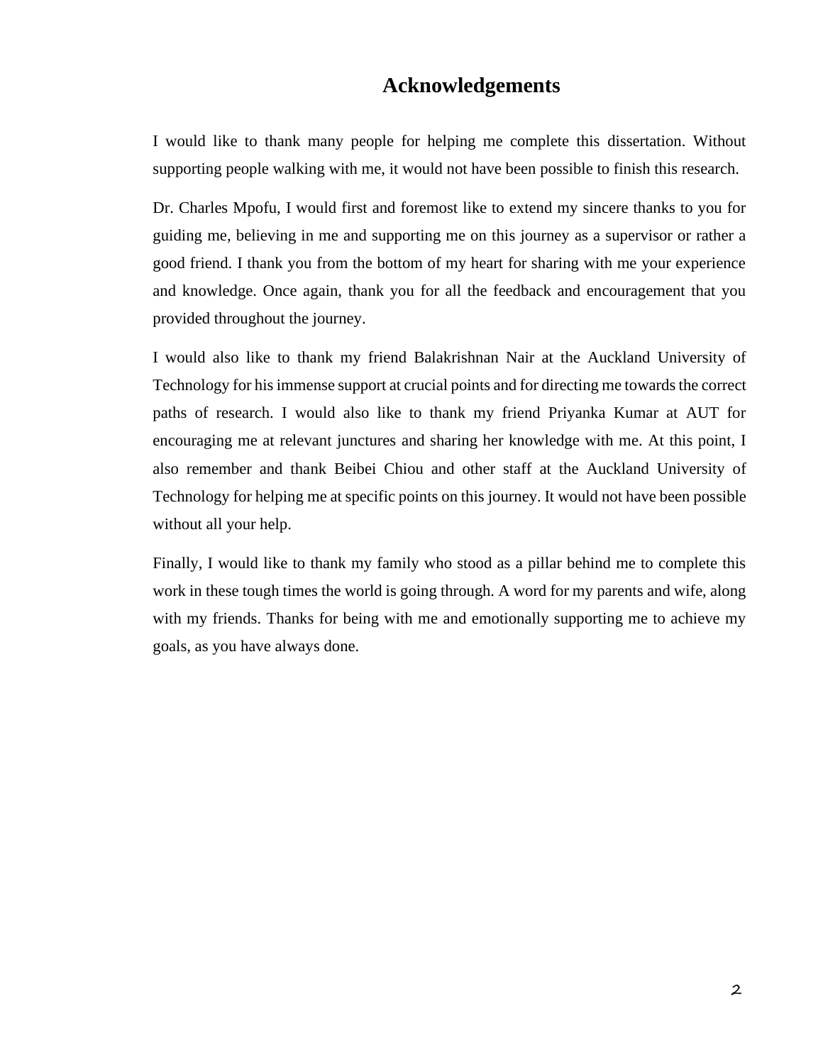# Acknowledgements

I would like to thank many people for helping me complete this dissertation. Without supporting people walking with me, it would not have been possible to finish this research.

Dr. Charles Mpofu, I would first and foremost like to extend my sincere thanks to you for guiding me, believing in me and supporting me on this journey as a supervisor or rather a good friend. I thank you from the bottom of my heart for sharing with me your experience and knowledge. Once again, thank you for all the feedback and encouragement that you provided throughout the journey.

I would also like to thank my friend Balakrishnan Nair at the Auckland University of Technology for his immense support at crucial points and for directing me towards the correct paths of research. I would also like to thank my friend Priyanka Kumar at AUT for encouraging me at relevant junctures and sharing her knowledge with me. At this point, I also remember and thank Beibei Chiou and other staff at the Auckland University of Technology for helping me at specific points on this journey. It would not have been possible without all your help.

Finally, I would like to thank my family who stood as a pillar behind me to complete this work in these tough times the world is going through. A word for my parents and wife, along with my friends. Thanks for being with me and emotionally supporting me to achieve my goals, as you have always done.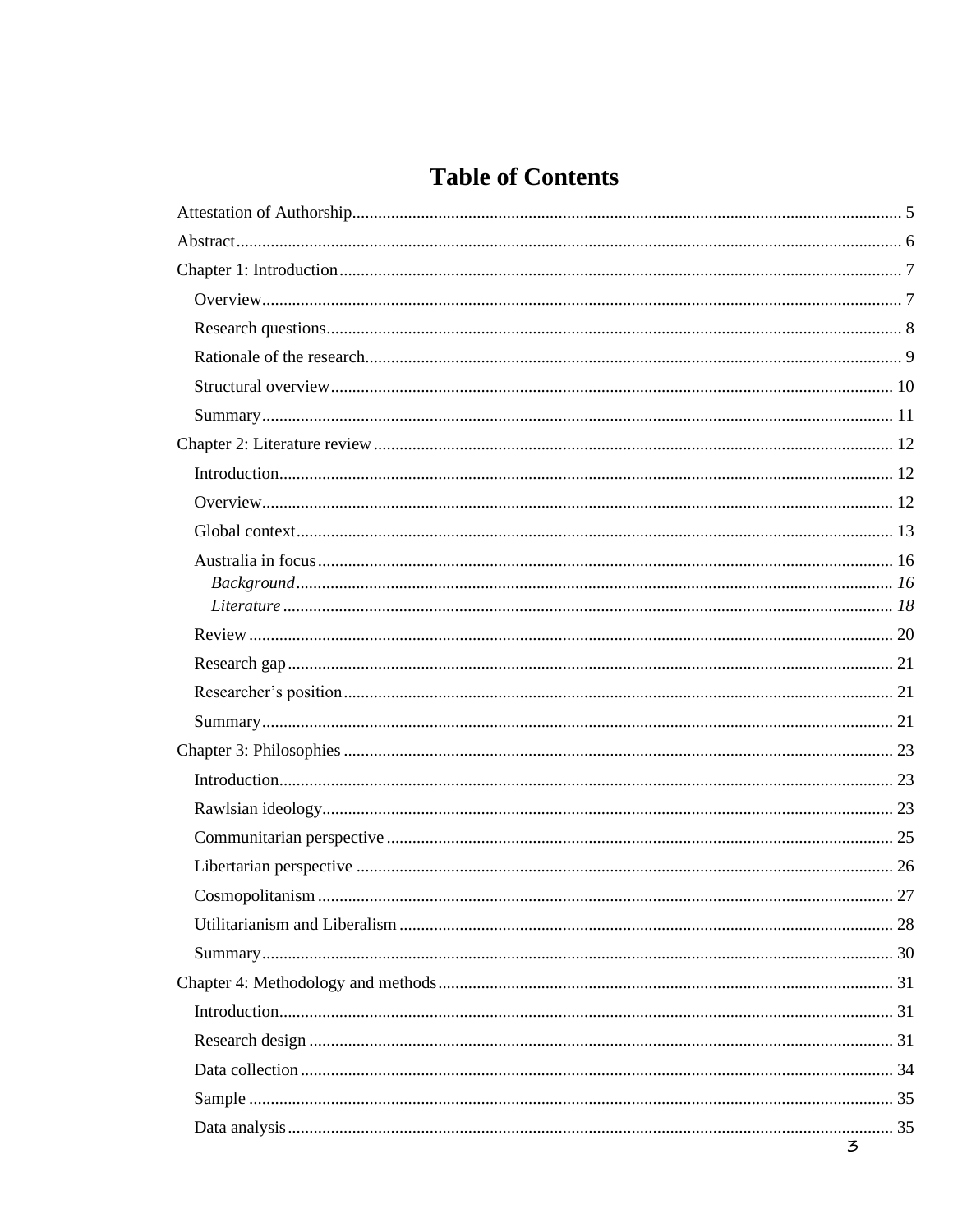# Table of Contents

Attestation of Authorship ........ 5

Abstract ........ 6

Chapter 1: Introduction ........ 7

- Overview ........ 7
- Research questions ........ 8
- Rationale of the research ........ 9
- Structural overview ........ 10
- Summary ........ 11

Chapter 2: Literature review ........ 12

- Introduction ........ 12
- Overview ........ 12
- Global context ........ 13
- Australia in focus ........ 16
  - *Background ........ 16*
  - *Literature ........ 18*
- Review ........ 20
- Research gap ........ 21
- Researcher's position ........ 21
- Summary ........ 21

Chapter 3: Philosophies ........ 23

- Introduction ........ 23
- Rawlsian ideology ........ 23
- Communitarian perspective ........ 25
- Libertarian perspective ........ 26
- Cosmopolitanism ........ 27
- Utilitarianism and Liberalism ........ 28
- Summary ........ 30

Chapter 4: Methodology and methods ........ 31

- Introduction ........ 31
- Research design ........ 31
- Data collection ........ 34
- Sample ........ 35
- Data analysis ........ 35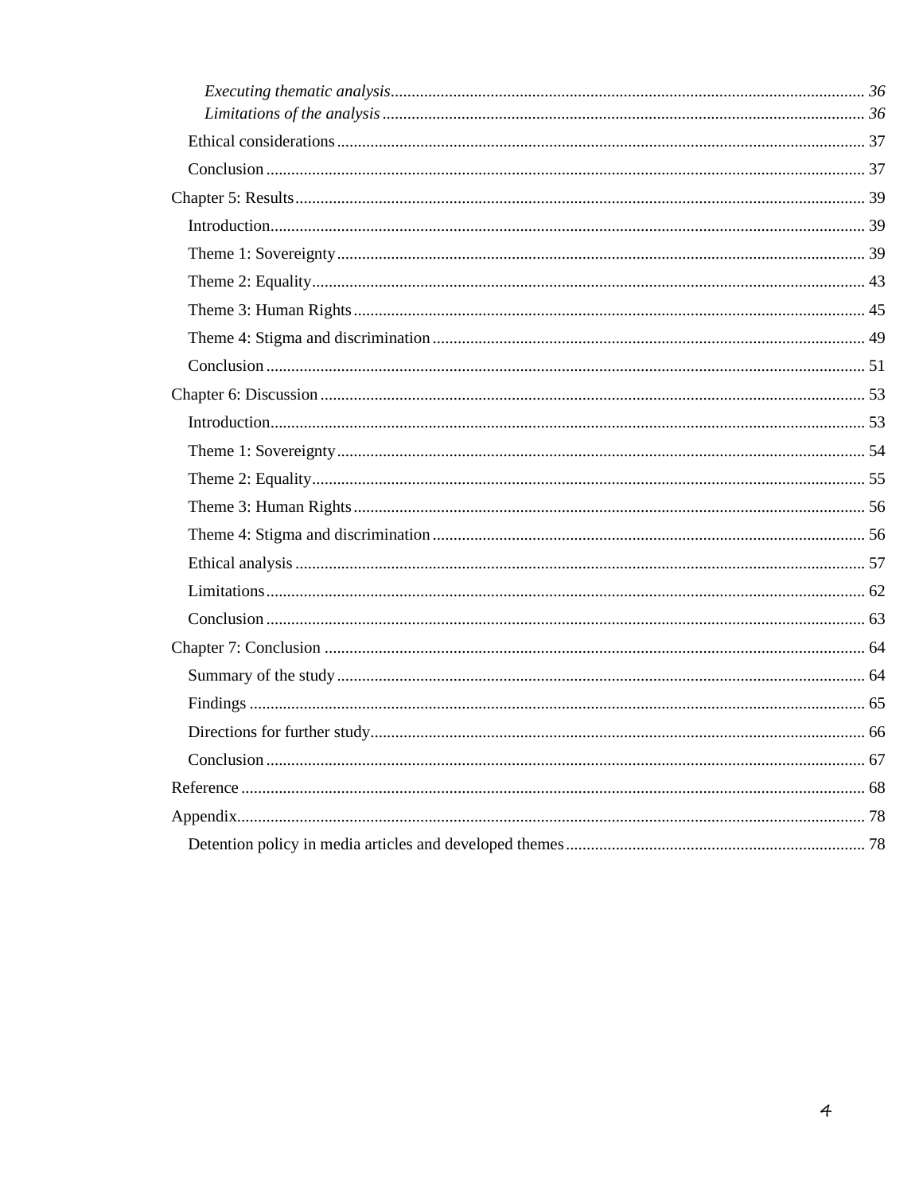*Executing thematic analysis* ........ 36

*Limitations of the analysis* ........ 36

Ethical considerations ........ 37

Conclusion ........ 37

Chapter 5: Results ........ 39

Introduction ........ 39

Theme 1: Sovereignty ........ 39

Theme 2: Equality ........ 43

Theme 3: Human Rights ........ 45

Theme 4: Stigma and discrimination ........ 49

Conclusion ........ 51

Chapter 6: Discussion ........ 53

Introduction ........ 53

Theme 1: Sovereignty ........ 54

Theme 2: Equality ........ 55

Theme 3: Human Rights ........ 56

Theme 4: Stigma and discrimination ........ 56

Ethical analysis ........ 57

Limitations ........ 62

Conclusion ........ 63

Chapter 7: Conclusion ........ 64

Summary of the study ........ 64

Findings ........ 65

Directions for further study ........ 66

Conclusion ........ 67

Reference ........ 68

Appendix ........ 78

Detention policy in media articles and developed themes ........ 78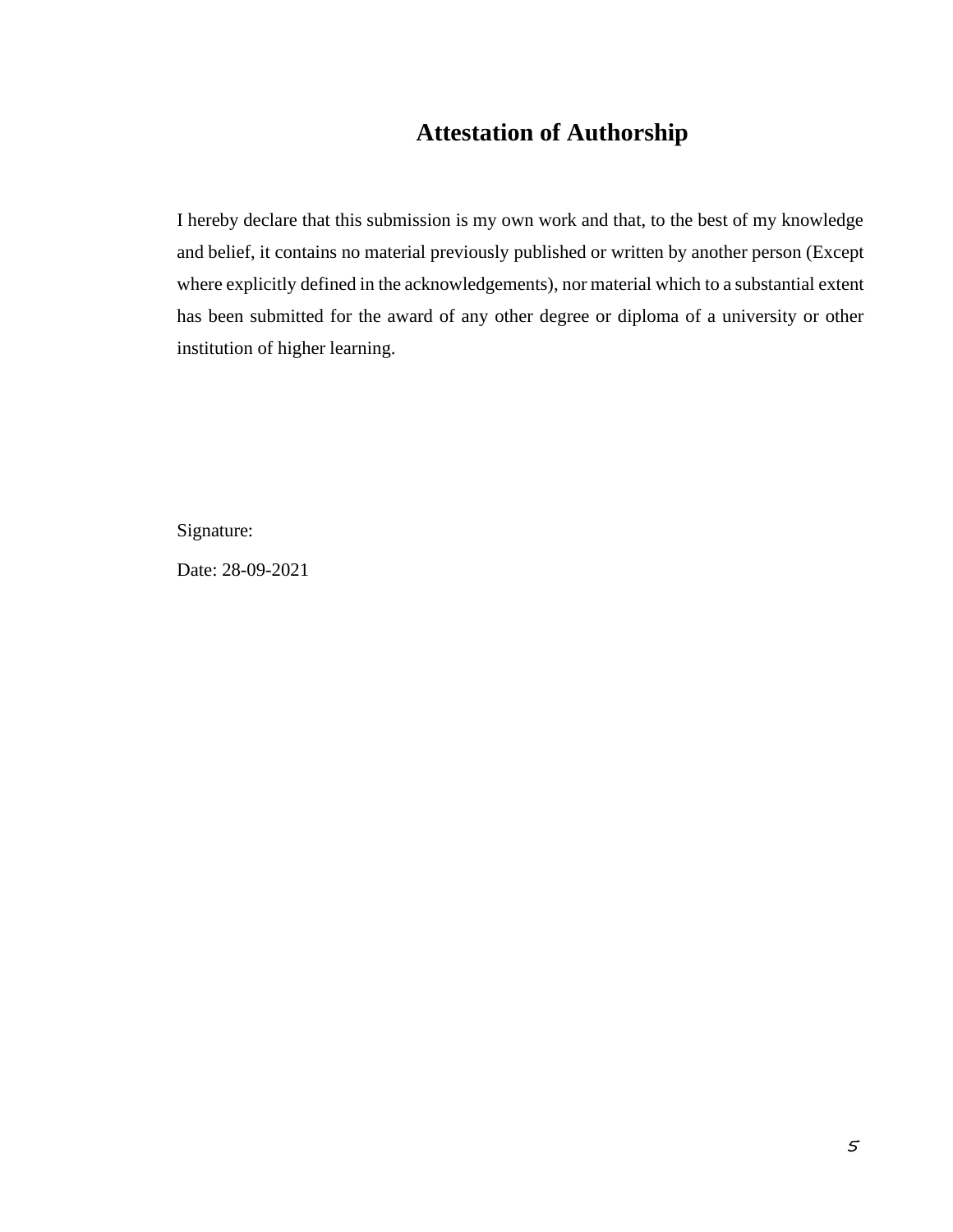# Attestation of Authorship

I hereby declare that this submission is my own work and that, to the best of my knowledge and belief, it contains no material previously published or written by another person (Except where explicitly defined in the acknowledgements), nor material which to a substantial extent has been submitted for the award of any other degree or diploma of a university or other institution of higher learning.

Signature:

Date: 28-09-2021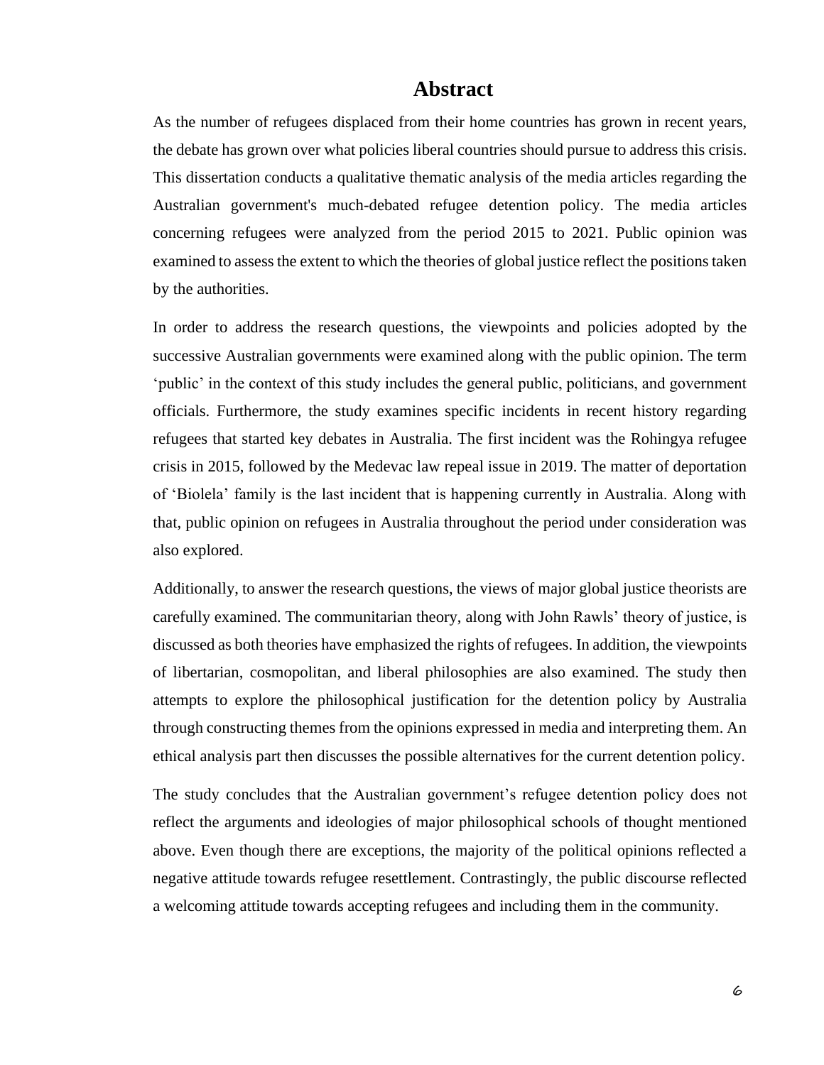# Abstract

As the number of refugees displaced from their home countries has grown in recent years, the debate has grown over what policies liberal countries should pursue to address this crisis. This dissertation conducts a qualitative thematic analysis of the media articles regarding the Australian government's much-debated refugee detention policy. The media articles concerning refugees were analyzed from the period 2015 to 2021. Public opinion was examined to assess the extent to which the theories of global justice reflect the positions taken by the authorities.

In order to address the research questions, the viewpoints and policies adopted by the successive Australian governments were examined along with the public opinion. The term 'public' in the context of this study includes the general public, politicians, and government officials. Furthermore, the study examines specific incidents in recent history regarding refugees that started key debates in Australia. The first incident was the Rohingya refugee crisis in 2015, followed by the Medevac law repeal issue in 2019. The matter of deportation of 'Biolela' family is the last incident that is happening currently in Australia. Along with that, public opinion on refugees in Australia throughout the period under consideration was also explored.

Additionally, to answer the research questions, the views of major global justice theorists are carefully examined. The communitarian theory, along with John Rawls' theory of justice, is discussed as both theories have emphasized the rights of refugees. In addition, the viewpoints of libertarian, cosmopolitan, and liberal philosophies are also examined. The study then attempts to explore the philosophical justification for the detention policy by Australia through constructing themes from the opinions expressed in media and interpreting them. An ethical analysis part then discusses the possible alternatives for the current detention policy.

The study concludes that the Australian government's refugee detention policy does not reflect the arguments and ideologies of major philosophical schools of thought mentioned above. Even though there are exceptions, the majority of the political opinions reflected a negative attitude towards refugee resettlement. Contrastingly, the public discourse reflected a welcoming attitude towards accepting refugees and including them in the community.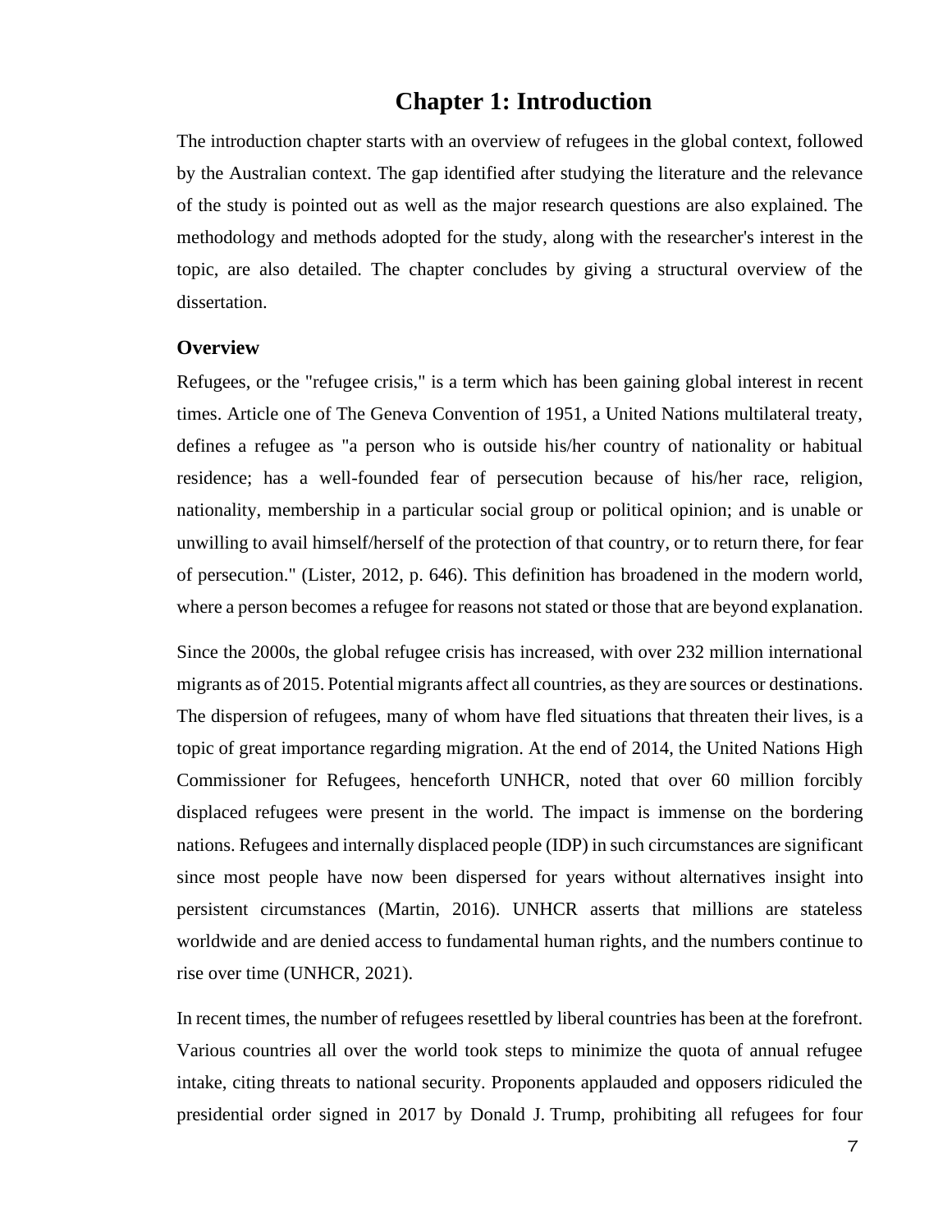# Chapter 1: Introduction

The introduction chapter starts with an overview of refugees in the global context, followed by the Australian context. The gap identified after studying the literature and the relevance of the study is pointed out as well as the major research questions are also explained. The methodology and methods adopted for the study, along with the researcher's interest in the topic, are also detailed. The chapter concludes by giving a structural overview of the dissertation.

## Overview

Refugees, or the "refugee crisis," is a term which has been gaining global interest in recent times. Article one of The Geneva Convention of 1951, a United Nations multilateral treaty, defines a refugee as "a person who is outside his/her country of nationality or habitual residence; has a well-founded fear of persecution because of his/her race, religion, nationality, membership in a particular social group or political opinion; and is unable or unwilling to avail himself/herself of the protection of that country, or to return there, for fear of persecution." (Lister, 2012, p. 646). This definition has broadened in the modern world, where a person becomes a refugee for reasons not stated or those that are beyond explanation.

Since the 2000s, the global refugee crisis has increased, with over 232 million international migrants as of 2015. Potential migrants affect all countries, as they are sources or destinations. The dispersion of refugees, many of whom have fled situations that threaten their lives, is a topic of great importance regarding migration. At the end of 2014, the United Nations High Commissioner for Refugees, henceforth UNHCR, noted that over 60 million forcibly displaced refugees were present in the world. The impact is immense on the bordering nations. Refugees and internally displaced people (IDP) in such circumstances are significant since most people have now been dispersed for years without alternatives insight into persistent circumstances (Martin, 2016). UNHCR asserts that millions are stateless worldwide and are denied access to fundamental human rights, and the numbers continue to rise over time (UNHCR, 2021).

In recent times, the number of refugees resettled by liberal countries has been at the forefront. Various countries all over the world took steps to minimize the quota of annual refugee intake, citing threats to national security. Proponents applauded and opposers ridiculed the presidential order signed in 2017 by Donald J. Trump, prohibiting all refugees for four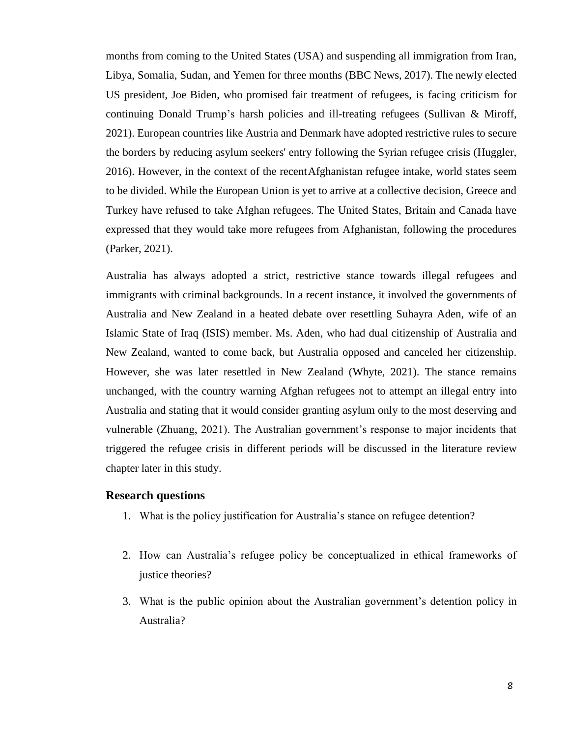months from coming to the United States (USA) and suspending all immigration from Iran, Libya, Somalia, Sudan, and Yemen for three months (BBC News, 2017). The newly elected US president, Joe Biden, who promised fair treatment of refugees, is facing criticism for continuing Donald Trump's harsh policies and ill-treating refugees (Sullivan & Miroff, 2021). European countries like Austria and Denmark have adopted restrictive rules to secure the borders by reducing asylum seekers' entry following the Syrian refugee crisis (Huggler, 2016). However, in the context of the recentAfghanistan refugee intake, world states seem to be divided. While the European Union is yet to arrive at a collective decision, Greece and Turkey have refused to take Afghan refugees. The United States, Britain and Canada have expressed that they would take more refugees from Afghanistan, following the procedures (Parker, 2021).

Australia has always adopted a strict, restrictive stance towards illegal refugees and immigrants with criminal backgrounds. In a recent instance, it involved the governments of Australia and New Zealand in a heated debate over resettling Suhayra Aden, wife of an Islamic State of Iraq (ISIS) member. Ms. Aden, who had dual citizenship of Australia and New Zealand, wanted to come back, but Australia opposed and canceled her citizenship. However, she was later resettled in New Zealand (Whyte, 2021). The stance remains unchanged, with the country warning Afghan refugees not to attempt an illegal entry into Australia and stating that it would consider granting asylum only to the most deserving and vulnerable (Zhuang, 2021). The Australian government's response to major incidents that triggered the refugee crisis in different periods will be discussed in the literature review chapter later in this study.

### Research questions

1. What is the policy justification for Australia's stance on refugee detention?
2. How can Australia's refugee policy be conceptualized in ethical frameworks of justice theories?
3. What is the public opinion about the Australian government's detention policy in Australia?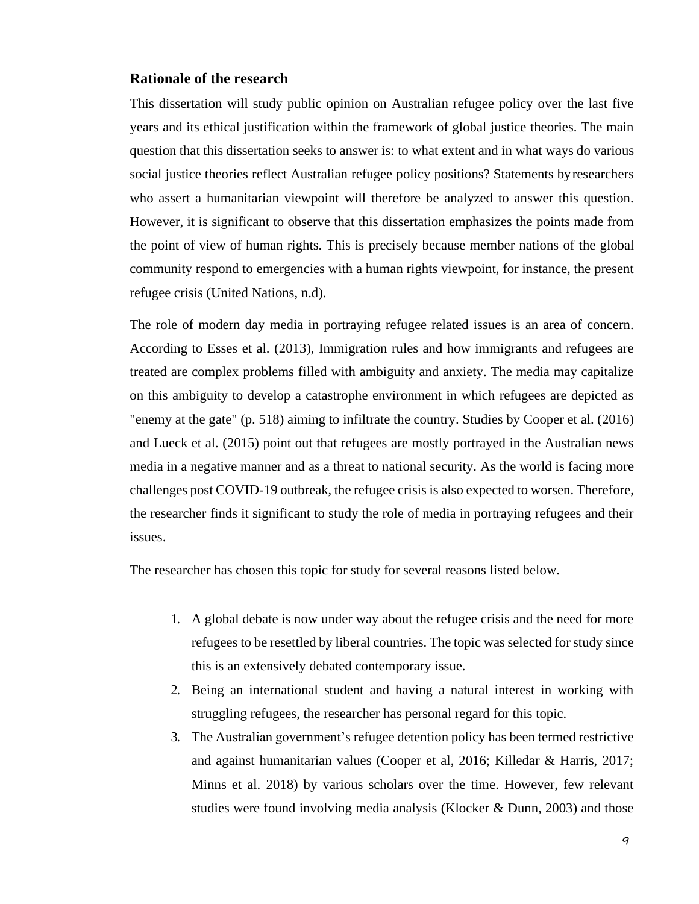### Rationale of the research

This dissertation will study public opinion on Australian refugee policy over the last five years and its ethical justification within the framework of global justice theories. The main question that this dissertation seeks to answer is: to what extent and in what ways do various social justice theories reflect Australian refugee policy positions? Statements by researchers who assert a humanitarian viewpoint will therefore be analyzed to answer this question. However, it is significant to observe that this dissertation emphasizes the points made from the point of view of human rights. This is precisely because member nations of the global community respond to emergencies with a human rights viewpoint, for instance, the present refugee crisis (United Nations, n.d).

The role of modern day media in portraying refugee related issues is an area of concern. According to Esses et al. (2013), Immigration rules and how immigrants and refugees are treated are complex problems filled with ambiguity and anxiety. The media may capitalize on this ambiguity to develop a catastrophe environment in which refugees are depicted as "enemy at the gate" (p. 518) aiming to infiltrate the country. Studies by Cooper et al. (2016) and Lueck et al. (2015) point out that refugees are mostly portrayed in the Australian news media in a negative manner and as a threat to national security. As the world is facing more challenges post COVID-19 outbreak, the refugee crisis is also expected to worsen. Therefore, the researcher finds it significant to study the role of media in portraying refugees and their issues.

The researcher has chosen this topic for study for several reasons listed below.

1. A global debate is now under way about the refugee crisis and the need for more refugees to be resettled by liberal countries. The topic was selected for study since this is an extensively debated contemporary issue.
2. Being an international student and having a natural interest in working with struggling refugees, the researcher has personal regard for this topic.
3. The Australian government's refugee detention policy has been termed restrictive and against humanitarian values (Cooper et al, 2016; Killedar & Harris, 2017; Minns et al. 2018) by various scholars over the time. However, few relevant studies were found involving media analysis (Klocker & Dunn, 2003) and those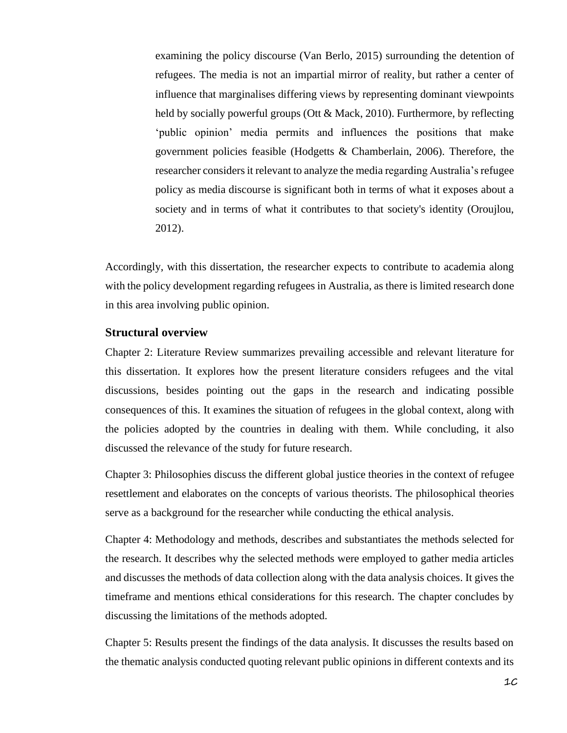examining the policy discourse (Van Berlo, 2015) surrounding the detention of refugees. The media is not an impartial mirror of reality, but rather a center of influence that marginalises differing views by representing dominant viewpoints held by socially powerful groups (Ott & Mack, 2010). Furthermore, by reflecting 'public opinion' media permits and influences the positions that make government policies feasible (Hodgetts & Chamberlain, 2006). Therefore, the researcher considers it relevant to analyze the media regarding Australia's refugee policy as media discourse is significant both in terms of what it exposes about a society and in terms of what it contributes to that society's identity (Oroujlou, 2012).

Accordingly, with this dissertation, the researcher expects to contribute to academia along with the policy development regarding refugees in Australia, as there is limited research done in this area involving public opinion.

### Structural overview

Chapter 2: Literature Review summarizes prevailing accessible and relevant literature for this dissertation. It explores how the present literature considers refugees and the vital discussions, besides pointing out the gaps in the research and indicating possible consequences of this. It examines the situation of refugees in the global context, along with the policies adopted by the countries in dealing with them. While concluding, it also discussed the relevance of the study for future research.

Chapter 3: Philosophies discuss the different global justice theories in the context of refugee resettlement and elaborates on the concepts of various theorists. The philosophical theories serve as a background for the researcher while conducting the ethical analysis.

Chapter 4: Methodology and methods, describes and substantiates the methods selected for the research. It describes why the selected methods were employed to gather media articles and discusses the methods of data collection along with the data analysis choices. It gives the timeframe and mentions ethical considerations for this research. The chapter concludes by discussing the limitations of the methods adopted.

Chapter 5: Results present the findings of the data analysis. It discusses the results based on the thematic analysis conducted quoting relevant public opinions in different contexts and its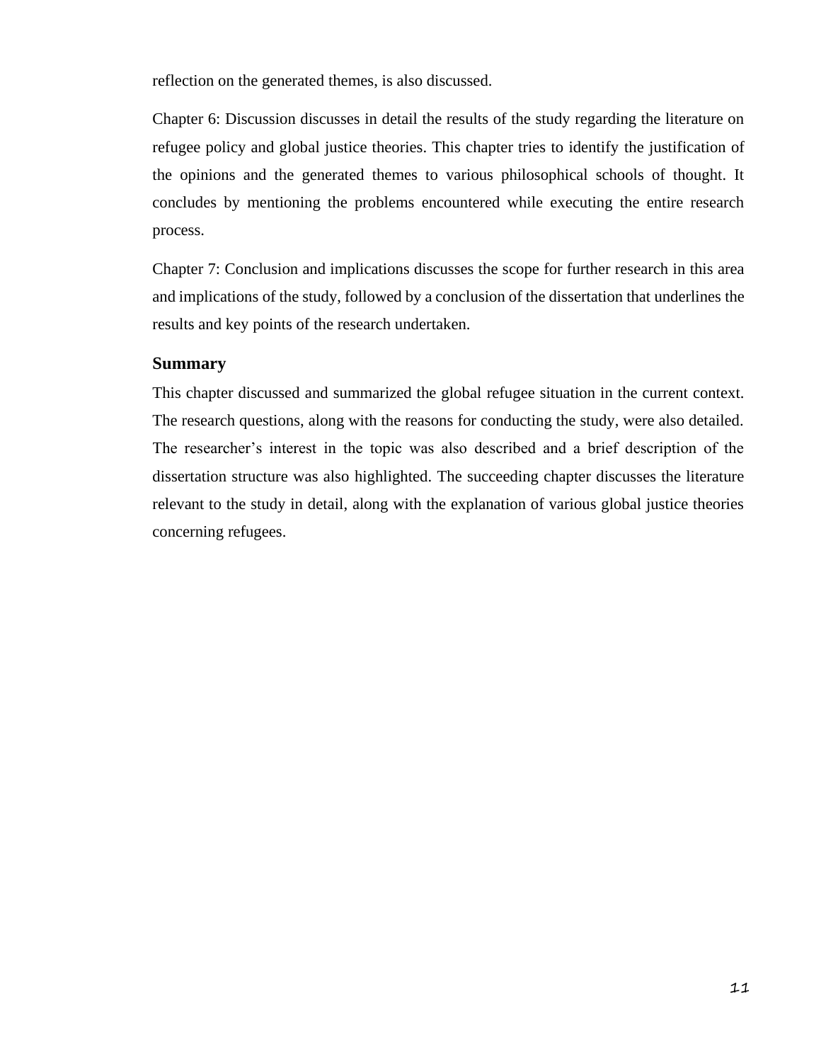reflection on the generated themes, is also discussed.

Chapter 6: Discussion discusses in detail the results of the study regarding the literature on refugee policy and global justice theories. This chapter tries to identify the justification of the opinions and the generated themes to various philosophical schools of thought. It concludes by mentioning the problems encountered while executing the entire research process.

Chapter 7: Conclusion and implications discusses the scope for further research in this area and implications of the study, followed by a conclusion of the dissertation that underlines the results and key points of the research undertaken.

### Summary

This chapter discussed and summarized the global refugee situation in the current context. The research questions, along with the reasons for conducting the study, were also detailed. The researcher's interest in the topic was also described and a brief description of the dissertation structure was also highlighted. The succeeding chapter discusses the literature relevant to the study in detail, along with the explanation of various global justice theories concerning refugees.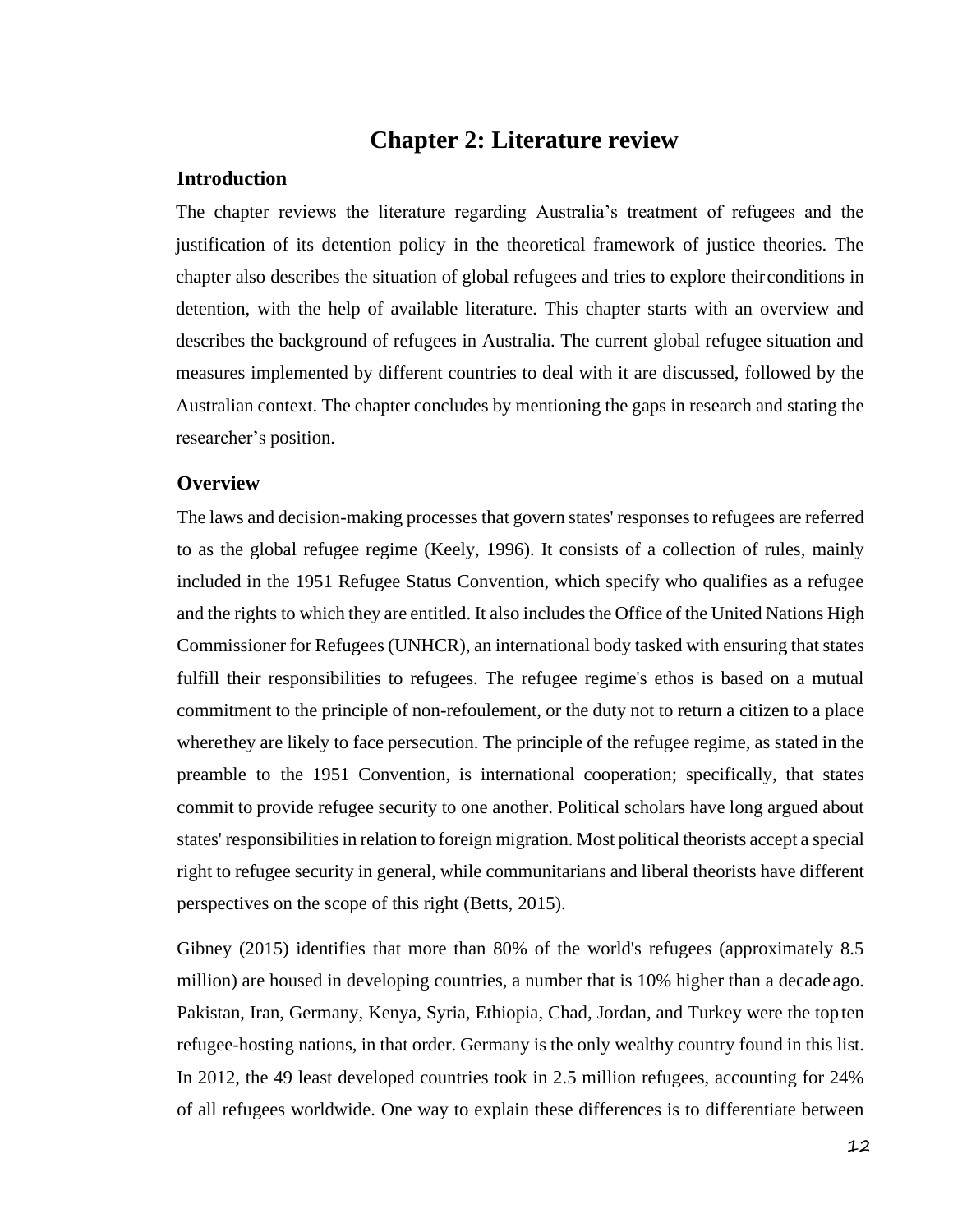# Chapter 2: Literature review

## Introduction

The chapter reviews the literature regarding Australia's treatment of refugees and the justification of its detention policy in the theoretical framework of justice theories. The chapter also describes the situation of global refugees and tries to explore their conditions in detention, with the help of available literature. This chapter starts with an overview and describes the background of refugees in Australia. The current global refugee situation and measures implemented by different countries to deal with it are discussed, followed by the Australian context. The chapter concludes by mentioning the gaps in research and stating the researcher's position.

## Overview

The laws and decision-making processes that govern states' responses to refugees are referred to as the global refugee regime (Keely, 1996). It consists of a collection of rules, mainly included in the 1951 Refugee Status Convention, which specify who qualifies as a refugee and the rights to which they are entitled. It also includes the Office of the United Nations High Commissioner for Refugees (UNHCR), an international body tasked with ensuring that states fulfill their responsibilities to refugees. The refugee regime's ethos is based on a mutual commitment to the principle of non-refoulement, or the duty not to return a citizen to a place where they are likely to face persecution. The principle of the refugee regime, as stated in the preamble to the 1951 Convention, is international cooperation; specifically, that states commit to provide refugee security to one another. Political scholars have long argued about states' responsibilities in relation to foreign migration. Most political theorists accept a special right to refugee security in general, while communitarians and liberal theorists have different perspectives on the scope of this right (Betts, 2015).

Gibney (2015) identifies that more than 80% of the world's refugees (approximately 8.5 million) are housed in developing countries, a number that is 10% higher than a decade ago. Pakistan, Iran, Germany, Kenya, Syria, Ethiopia, Chad, Jordan, and Turkey were the top ten refugee-hosting nations, in that order. Germany is the only wealthy country found in this list. In 2012, the 49 least developed countries took in 2.5 million refugees, accounting for 24% of all refugees worldwide. One way to explain these differences is to differentiate between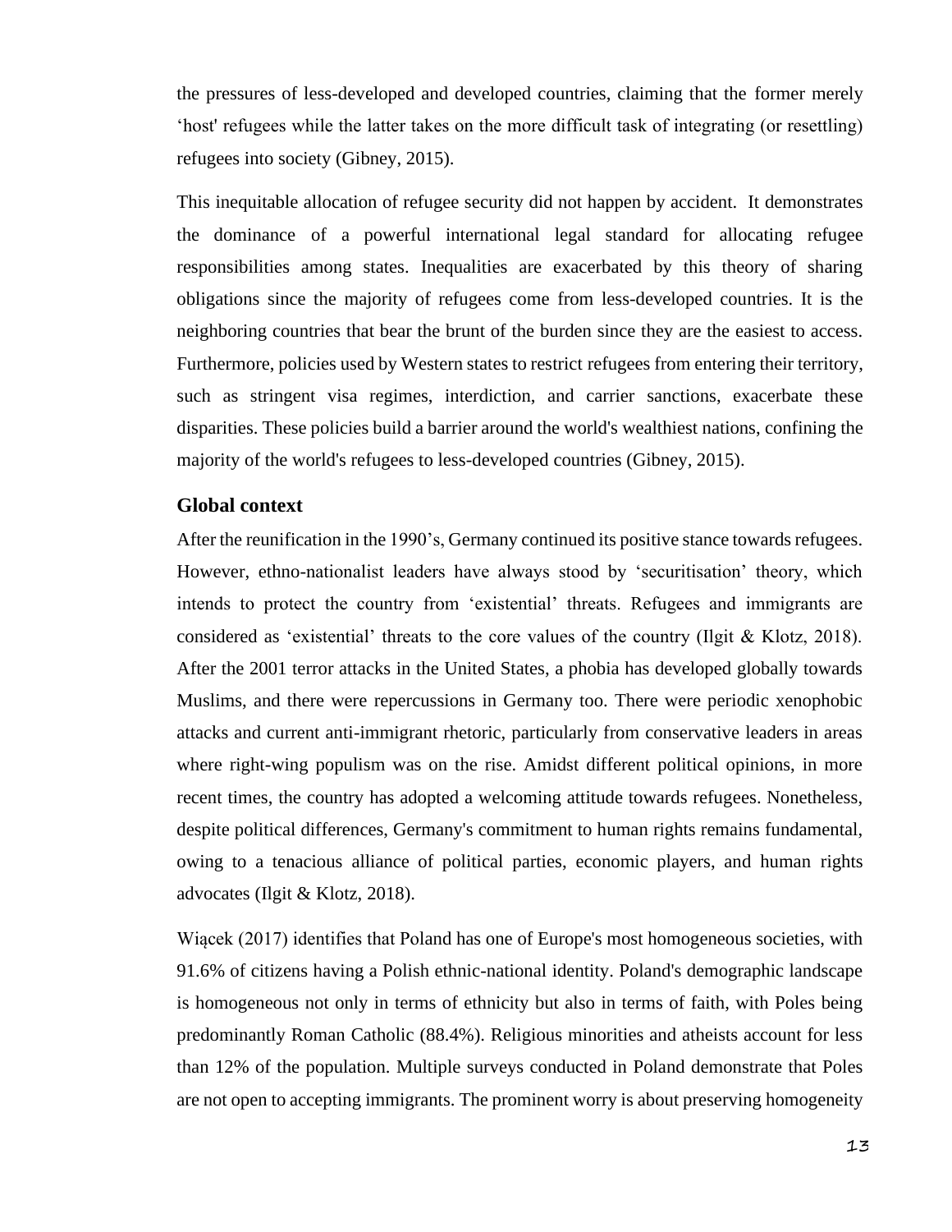the pressures of less-developed and developed countries, claiming that the former merely 'host' refugees while the latter takes on the more difficult task of integrating (or resettling) refugees into society (Gibney, 2015).

This inequitable allocation of refugee security did not happen by accident. It demonstrates the dominance of a powerful international legal standard for allocating refugee responsibilities among states. Inequalities are exacerbated by this theory of sharing obligations since the majority of refugees come from less-developed countries. It is the neighboring countries that bear the brunt of the burden since they are the easiest to access. Furthermore, policies used by Western states to restrict refugees from entering their territory, such as stringent visa regimes, interdiction, and carrier sanctions, exacerbate these disparities. These policies build a barrier around the world's wealthiest nations, confining the majority of the world's refugees to less-developed countries (Gibney, 2015).

## Global context

After the reunification in the 1990's, Germany continued its positive stance towards refugees. However, ethno-nationalist leaders have always stood by 'securitisation' theory, which intends to protect the country from 'existential' threats. Refugees and immigrants are considered as 'existential' threats to the core values of the country (Ilgit & Klotz, 2018). After the 2001 terror attacks in the United States, a phobia has developed globally towards Muslims, and there were repercussions in Germany too. There were periodic xenophobic attacks and current anti-immigrant rhetoric, particularly from conservative leaders in areas where right-wing populism was on the rise. Amidst different political opinions, in more recent times, the country has adopted a welcoming attitude towards refugees. Nonetheless, despite political differences, Germany's commitment to human rights remains fundamental, owing to a tenacious alliance of political parties, economic players, and human rights advocates (Ilgit & Klotz, 2018).

Wiącek (2017) identifies that Poland has one of Europe's most homogeneous societies, with 91.6% of citizens having a Polish ethnic-national identity. Poland's demographic landscape is homogeneous not only in terms of ethnicity but also in terms of faith, with Poles being predominantly Roman Catholic (88.4%). Religious minorities and atheists account for less than 12% of the population. Multiple surveys conducted in Poland demonstrate that Poles are not open to accepting immigrants. The prominent worry is about preserving homogeneity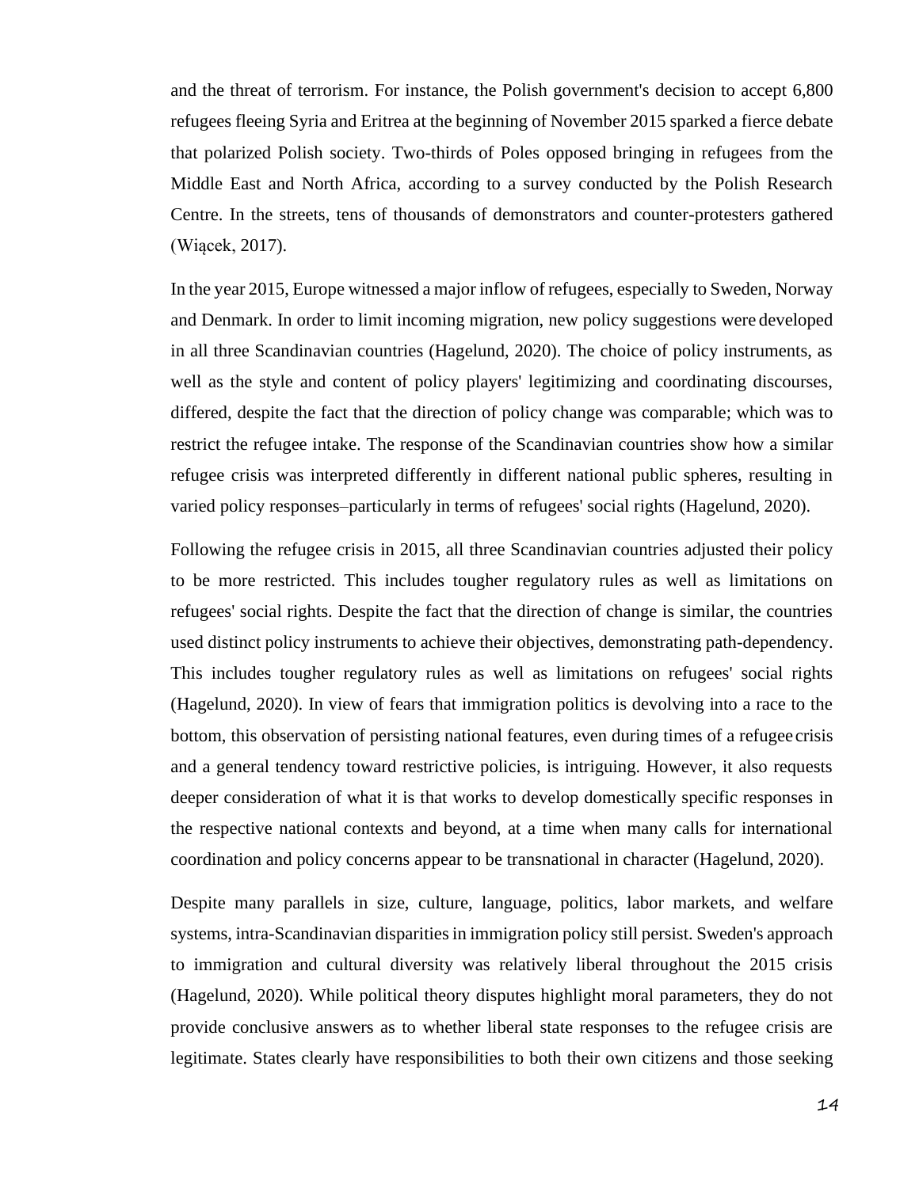and the threat of terrorism. For instance, the Polish government's decision to accept 6,800 refugees fleeing Syria and Eritrea at the beginning of November 2015 sparked a fierce debate that polarized Polish society. Two-thirds of Poles opposed bringing in refugees from the Middle East and North Africa, according to a survey conducted by the Polish Research Centre. In the streets, tens of thousands of demonstrators and counter-protesters gathered (Wiącek, 2017).

In the year 2015, Europe witnessed a major inflow of refugees, especially to Sweden, Norway and Denmark. In order to limit incoming migration, new policy suggestions were developed in all three Scandinavian countries (Hagelund, 2020). The choice of policy instruments, as well as the style and content of policy players' legitimizing and coordinating discourses, differed, despite the fact that the direction of policy change was comparable; which was to restrict the refugee intake. The response of the Scandinavian countries show how a similar refugee crisis was interpreted differently in different national public spheres, resulting in varied policy responses–particularly in terms of refugees' social rights (Hagelund, 2020).

Following the refugee crisis in 2015, all three Scandinavian countries adjusted their policy to be more restricted. This includes tougher regulatory rules as well as limitations on refugees' social rights. Despite the fact that the direction of change is similar, the countries used distinct policy instruments to achieve their objectives, demonstrating path-dependency. This includes tougher regulatory rules as well as limitations on refugees' social rights (Hagelund, 2020). In view of fears that immigration politics is devolving into a race to the bottom, this observation of persisting national features, even during times of a refugee crisis and a general tendency toward restrictive policies, is intriguing. However, it also requests deeper consideration of what it is that works to develop domestically specific responses in the respective national contexts and beyond, at a time when many calls for international coordination and policy concerns appear to be transnational in character (Hagelund, 2020).

Despite many parallels in size, culture, language, politics, labor markets, and welfare systems, intra-Scandinavian disparities in immigration policy still persist. Sweden's approach to immigration and cultural diversity was relatively liberal throughout the 2015 crisis (Hagelund, 2020). While political theory disputes highlight moral parameters, they do not provide conclusive answers as to whether liberal state responses to the refugee crisis are legitimate. States clearly have responsibilities to both their own citizens and those seeking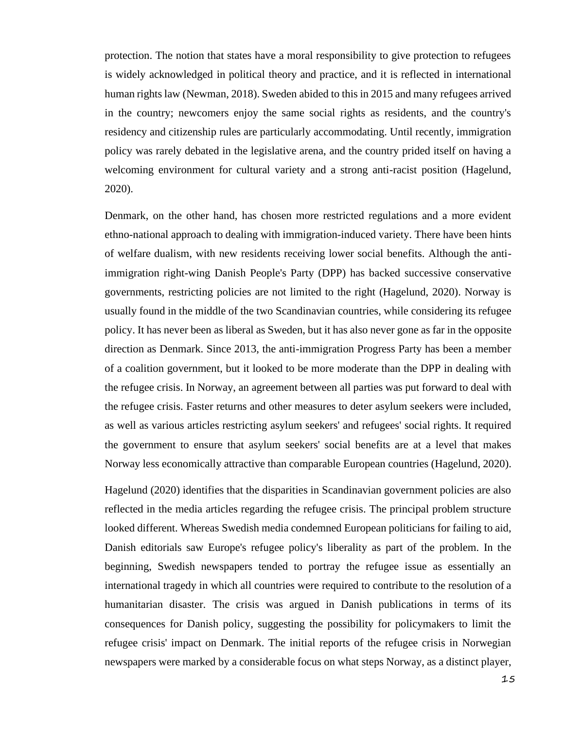protection. The notion that states have a moral responsibility to give protection to refugees is widely acknowledged in political theory and practice, and it is reflected in international human rights law (Newman, 2018). Sweden abided to this in 2015 and many refugees arrived in the country; newcomers enjoy the same social rights as residents, and the country's residency and citizenship rules are particularly accommodating. Until recently, immigration policy was rarely debated in the legislative arena, and the country prided itself on having a welcoming environment for cultural variety and a strong anti-racist position (Hagelund, 2020).

Denmark, on the other hand, has chosen more restricted regulations and a more evident ethno-national approach to dealing with immigration-induced variety. There have been hints of welfare dualism, with new residents receiving lower social benefits. Although the anti-immigration right-wing Danish People's Party (DPP) has backed successive conservative governments, restricting policies are not limited to the right (Hagelund, 2020). Norway is usually found in the middle of the two Scandinavian countries, while considering its refugee policy. It has never been as liberal as Sweden, but it has also never gone as far in the opposite direction as Denmark. Since 2013, the anti-immigration Progress Party has been a member of a coalition government, but it looked to be more moderate than the DPP in dealing with the refugee crisis. In Norway, an agreement between all parties was put forward to deal with the refugee crisis. Faster returns and other measures to deter asylum seekers were included, as well as various articles restricting asylum seekers' and refugees' social rights. It required the government to ensure that asylum seekers' social benefits are at a level that makes Norway less economically attractive than comparable European countries (Hagelund, 2020).

Hagelund (2020) identifies that the disparities in Scandinavian government policies are also reflected in the media articles regarding the refugee crisis. The principal problem structure looked different. Whereas Swedish media condemned European politicians for failing to aid, Danish editorials saw Europe's refugee policy's liberality as part of the problem. In the beginning, Swedish newspapers tended to portray the refugee issue as essentially an international tragedy in which all countries were required to contribute to the resolution of a humanitarian disaster. The crisis was argued in Danish publications in terms of its consequences for Danish policy, suggesting the possibility for policymakers to limit the refugee crisis' impact on Denmark. The initial reports of the refugee crisis in Norwegian newspapers were marked by a considerable focus on what steps Norway, as a distinct player,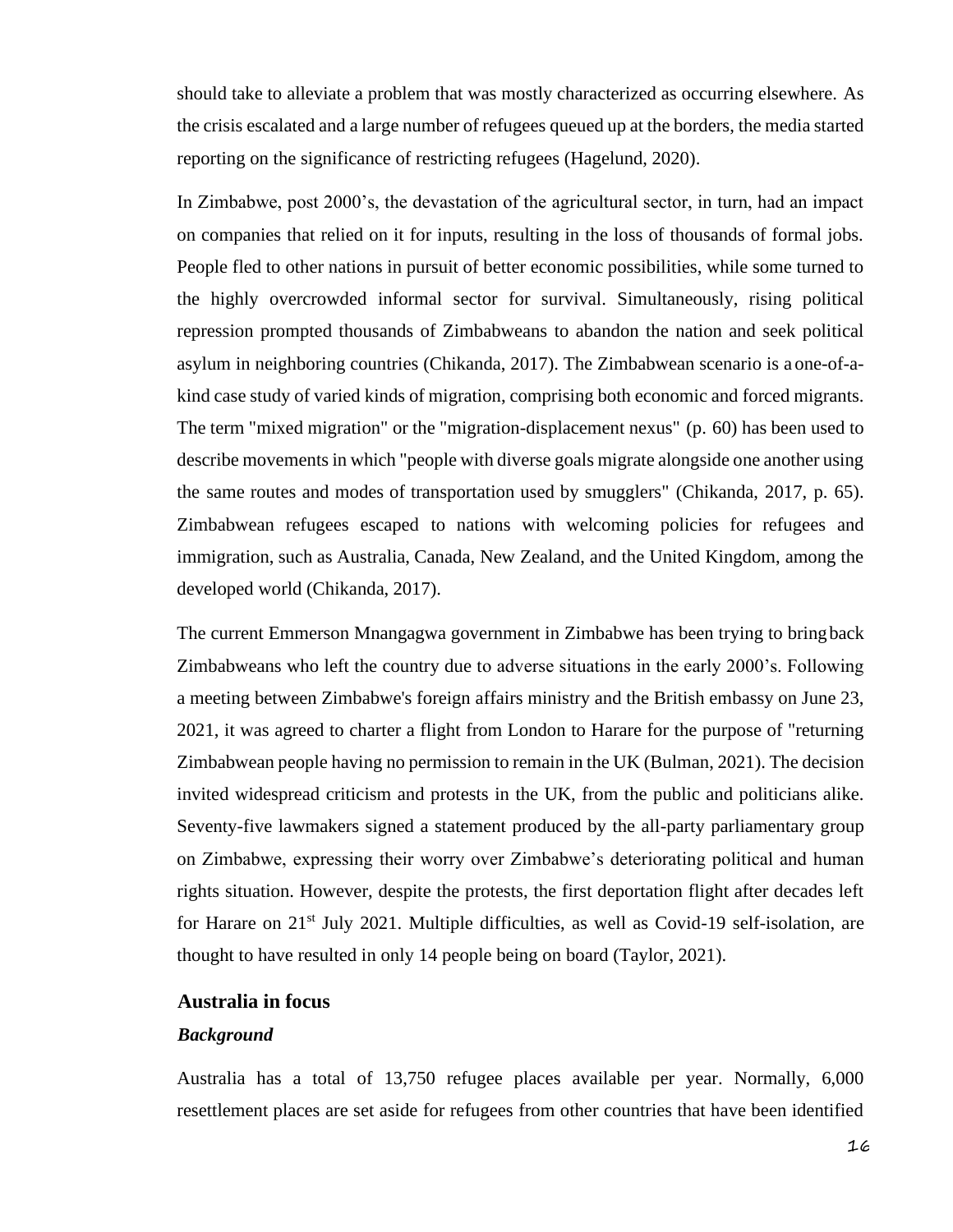should take to alleviate a problem that was mostly characterized as occurring elsewhere. As the crisis escalated and a large number of refugees queued up at the borders, the media started reporting on the significance of restricting refugees (Hagelund, 2020).

In Zimbabwe, post 2000's, the devastation of the agricultural sector, in turn, had an impact on companies that relied on it for inputs, resulting in the loss of thousands of formal jobs. People fled to other nations in pursuit of better economic possibilities, while some turned to the highly overcrowded informal sector for survival. Simultaneously, rising political repression prompted thousands of Zimbabweans to abandon the nation and seek political asylum in neighboring countries (Chikanda, 2017). The Zimbabwean scenario is a one-of-a-kind case study of varied kinds of migration, comprising both economic and forced migrants. The term "mixed migration" or the "migration-displacement nexus" (p. 60) has been used to describe movements in which "people with diverse goals migrate alongside one another using the same routes and modes of transportation used by smugglers" (Chikanda, 2017, p. 65). Zimbabwean refugees escaped to nations with welcoming policies for refugees and immigration, such as Australia, Canada, New Zealand, and the United Kingdom, among the developed world (Chikanda, 2017).

The current Emmerson Mnangagwa government in Zimbabwe has been trying to bring back Zimbabweans who left the country due to adverse situations in the early 2000's. Following a meeting between Zimbabwe's foreign affairs ministry and the British embassy on June 23, 2021, it was agreed to charter a flight from London to Harare for the purpose of "returning Zimbabwean people having no permission to remain in the UK (Bulman, 2021). The decision invited widespread criticism and protests in the UK, from the public and politicians alike. Seventy-five lawmakers signed a statement produced by the all-party parliamentary group on Zimbabwe, expressing their worry over Zimbabwe's deteriorating political and human rights situation. However, despite the protests, the first deportation flight after decades left for Harare on 21st July 2021. Multiple difficulties, as well as Covid-19 self-isolation, are thought to have resulted in only 14 people being on board (Taylor, 2021).

## Australia in focus

### *Background*

Australia has a total of 13,750 refugee places available per year. Normally, 6,000 resettlement places are set aside for refugees from other countries that have been identified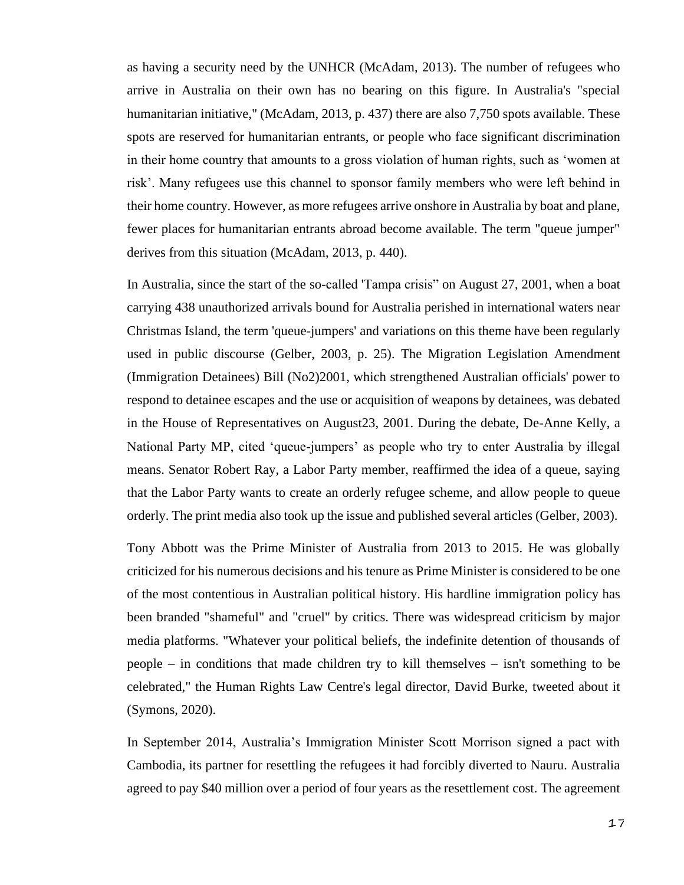as having a security need by the UNHCR (McAdam, 2013). The number of refugees who arrive in Australia on their own has no bearing on this figure. In Australia's "special humanitarian initiative," (McAdam, 2013, p. 437) there are also 7,750 spots available. These spots are reserved for humanitarian entrants, or people who face significant discrimination in their home country that amounts to a gross violation of human rights, such as ‘women at risk’. Many refugees use this channel to sponsor family members who were left behind in their home country. However, as more refugees arrive onshore in Australia by boat and plane, fewer places for humanitarian entrants abroad become available. The term "queue jumper" derives from this situation (McAdam, 2013, p. 440).

In Australia, since the start of the so-called 'Tampa crisis” on August 27, 2001, when a boat carrying 438 unauthorized arrivals bound for Australia perished in international waters near Christmas Island, the term 'queue-jumpers' and variations on this theme have been regularly used in public discourse (Gelber, 2003, p. 25). The Migration Legislation Amendment (Immigration Detainees) Bill (No2)2001, which strengthened Australian officials' power to respond to detainee escapes and the use or acquisition of weapons by detainees, was debated in the House of Representatives on August23, 2001. During the debate, De-Anne Kelly, a National Party MP, cited ‘queue-jumpers’ as people who try to enter Australia by illegal means. Senator Robert Ray, a Labor Party member, reaffirmed the idea of a queue, saying that the Labor Party wants to create an orderly refugee scheme, and allow people to queue orderly. The print media also took up the issue and published several articles (Gelber, 2003).

Tony Abbott was the Prime Minister of Australia from 2013 to 2015. He was globally criticized for his numerous decisions and his tenure as Prime Minister is considered to be one of the most contentious in Australian political history. His hardline immigration policy has been branded "shameful" and "cruel" by critics. There was widespread criticism by major media platforms. "Whatever your political beliefs, the indefinite detention of thousands of people – in conditions that made children try to kill themselves – isn't something to be celebrated," the Human Rights Law Centre's legal director, David Burke, tweeted about it (Symons, 2020).

In September 2014, Australia’s Immigration Minister Scott Morrison signed a pact with Cambodia, its partner for resettling the refugees it had forcibly diverted to Nauru. Australia agreed to pay $40 million over a period of four years as the resettlement cost. The agreement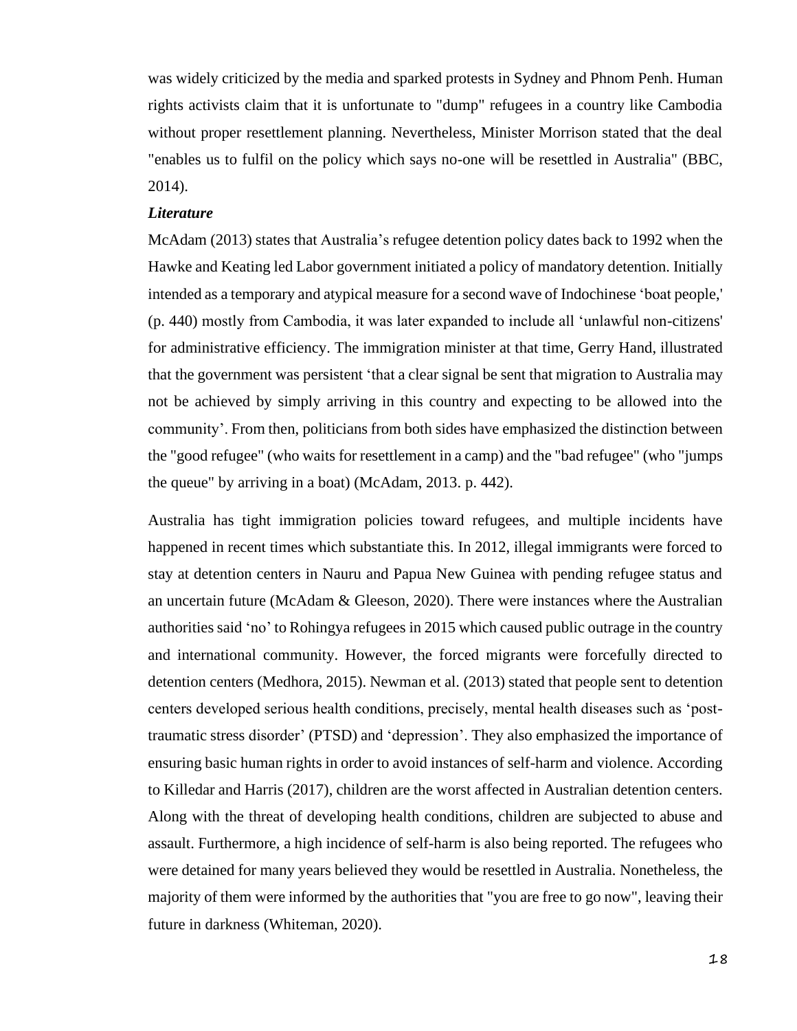was widely criticized by the media and sparked protests in Sydney and Phnom Penh. Human rights activists claim that it is unfortunate to "dump" refugees in a country like Cambodia without proper resettlement planning. Nevertheless, Minister Morrison stated that the deal "enables us to fulfil on the policy which says no-one will be resettled in Australia" (BBC, 2014).

***Literature***

McAdam (2013) states that Australia's refugee detention policy dates back to 1992 when the Hawke and Keating led Labor government initiated a policy of mandatory detention. Initially intended as a temporary and atypical measure for a second wave of Indochinese 'boat people,' (p. 440) mostly from Cambodia, it was later expanded to include all 'unlawful non-citizens' for administrative efficiency. The immigration minister at that time, Gerry Hand, illustrated that the government was persistent 'that a clear signal be sent that migration to Australia may not be achieved by simply arriving in this country and expecting to be allowed into the community'. From then, politicians from both sides have emphasized the distinction between the "good refugee" (who waits for resettlement in a camp) and the "bad refugee" (who "jumps the queue" by arriving in a boat) (McAdam, 2013. p. 442).

Australia has tight immigration policies toward refugees, and multiple incidents have happened in recent times which substantiate this. In 2012, illegal immigrants were forced to stay at detention centers in Nauru and Papua New Guinea with pending refugee status and an uncertain future (McAdam & Gleeson, 2020). There were instances where the Australian authorities said 'no' to Rohingya refugees in 2015 which caused public outrage in the country and international community. However, the forced migrants were forcefully directed to detention centers (Medhora, 2015). Newman et al. (2013) stated that people sent to detention centers developed serious health conditions, precisely, mental health diseases such as 'post-traumatic stress disorder' (PTSD) and 'depression'. They also emphasized the importance of ensuring basic human rights in order to avoid instances of self-harm and violence. According to Killedar and Harris (2017), children are the worst affected in Australian detention centers. Along with the threat of developing health conditions, children are subjected to abuse and assault. Furthermore, a high incidence of self-harm is also being reported. The refugees who were detained for many years believed they would be resettled in Australia. Nonetheless, the majority of them were informed by the authorities that "you are free to go now", leaving their future in darkness (Whiteman, 2020).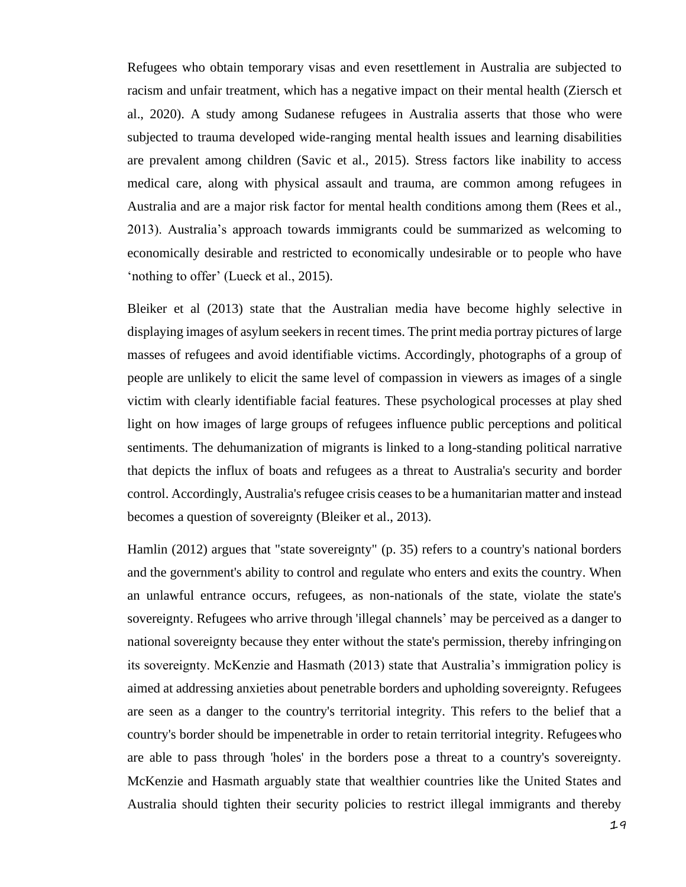Refugees who obtain temporary visas and even resettlement in Australia are subjected to racism and unfair treatment, which has a negative impact on their mental health (Ziersch et al., 2020). A study among Sudanese refugees in Australia asserts that those who were subjected to trauma developed wide-ranging mental health issues and learning disabilities are prevalent among children (Savic et al., 2015). Stress factors like inability to access medical care, along with physical assault and trauma, are common among refugees in Australia and are a major risk factor for mental health conditions among them (Rees et al., 2013). Australia's approach towards immigrants could be summarized as welcoming to economically desirable and restricted to economically undesirable or to people who have 'nothing to offer' (Lueck et al., 2015).

Bleiker et al (2013) state that the Australian media have become highly selective in displaying images of asylum seekers in recent times. The print media portray pictures of large masses of refugees and avoid identifiable victims. Accordingly, photographs of a group of people are unlikely to elicit the same level of compassion in viewers as images of a single victim with clearly identifiable facial features. These psychological processes at play shed light on how images of large groups of refugees influence public perceptions and political sentiments. The dehumanization of migrants is linked to a long-standing political narrative that depicts the influx of boats and refugees as a threat to Australia's security and border control. Accordingly, Australia's refugee crisis ceases to be a humanitarian matter and instead becomes a question of sovereignty (Bleiker et al., 2013).

Hamlin (2012) argues that "state sovereignty" (p. 35) refers to a country's national borders and the government's ability to control and regulate who enters and exits the country. When an unlawful entrance occurs, refugees, as non-nationals of the state, violate the state's sovereignty. Refugees who arrive through 'illegal channels' may be perceived as a danger to national sovereignty because they enter without the state's permission, thereby infringing on its sovereignty. McKenzie and Hasmath (2013) state that Australia's immigration policy is aimed at addressing anxieties about penetrable borders and upholding sovereignty. Refugees are seen as a danger to the country's territorial integrity. This refers to the belief that a country's border should be impenetrable in order to retain territorial integrity. Refugees who are able to pass through 'holes' in the borders pose a threat to a country's sovereignty. McKenzie and Hasmath arguably state that wealthier countries like the United States and Australia should tighten their security policies to restrict illegal immigrants and thereby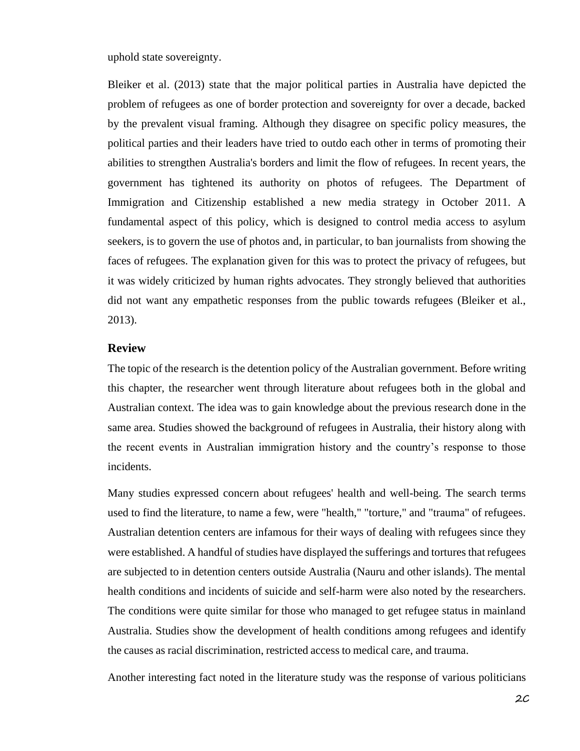uphold state sovereignty.

Bleiker et al. (2013) state that the major political parties in Australia have depicted the problem of refugees as one of border protection and sovereignty for over a decade, backed by the prevalent visual framing. Although they disagree on specific policy measures, the political parties and their leaders have tried to outdo each other in terms of promoting their abilities to strengthen Australia's borders and limit the flow of refugees. In recent years, the government has tightened its authority on photos of refugees. The Department of Immigration and Citizenship established a new media strategy in October 2011. A fundamental aspect of this policy, which is designed to control media access to asylum seekers, is to govern the use of photos and, in particular, to ban journalists from showing the faces of refugees. The explanation given for this was to protect the privacy of refugees, but it was widely criticized by human rights advocates. They strongly believed that authorities did not want any empathetic responses from the public towards refugees (Bleiker et al., 2013).

## Review

The topic of the research is the detention policy of the Australian government. Before writing this chapter, the researcher went through literature about refugees both in the global and Australian context. The idea was to gain knowledge about the previous research done in the same area. Studies showed the background of refugees in Australia, their history along with the recent events in Australian immigration history and the country's response to those incidents.

Many studies expressed concern about refugees' health and well-being. The search terms used to find the literature, to name a few, were "health," "torture," and "trauma" of refugees. Australian detention centers are infamous for their ways of dealing with refugees since they were established. A handful of studies have displayed the sufferings and tortures that refugees are subjected to in detention centers outside Australia (Nauru and other islands). The mental health conditions and incidents of suicide and self-harm were also noted by the researchers. The conditions were quite similar for those who managed to get refugee status in mainland Australia. Studies show the development of health conditions among refugees and identify the causes as racial discrimination, restricted access to medical care, and trauma.

Another interesting fact noted in the literature study was the response of various politicians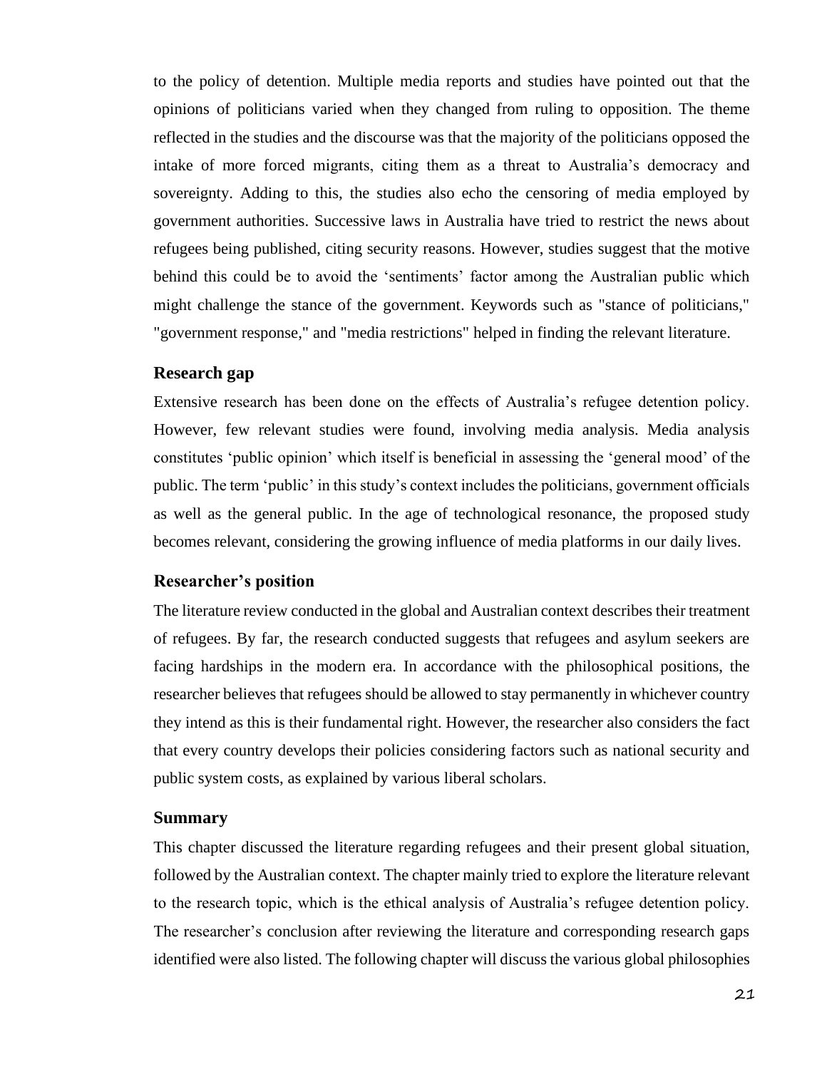to the policy of detention. Multiple media reports and studies have pointed out that the opinions of politicians varied when they changed from ruling to opposition. The theme reflected in the studies and the discourse was that the majority of the politicians opposed the intake of more forced migrants, citing them as a threat to Australia's democracy and sovereignty. Adding to this, the studies also echo the censoring of media employed by government authorities. Successive laws in Australia have tried to restrict the news about refugees being published, citing security reasons. However, studies suggest that the motive behind this could be to avoid the 'sentiments' factor among the Australian public which might challenge the stance of the government. Keywords such as "stance of politicians," "government response," and "media restrictions" helped in finding the relevant literature.

### Research gap

Extensive research has been done on the effects of Australia's refugee detention policy. However, few relevant studies were found, involving media analysis. Media analysis constitutes 'public opinion' which itself is beneficial in assessing the 'general mood' of the public. The term 'public' in this study's context includes the politicians, government officials as well as the general public. In the age of technological resonance, the proposed study becomes relevant, considering the growing influence of media platforms in our daily lives.

### Researcher's position

The literature review conducted in the global and Australian context describes their treatment of refugees. By far, the research conducted suggests that refugees and asylum seekers are facing hardships in the modern era. In accordance with the philosophical positions, the researcher believes that refugees should be allowed to stay permanently in whichever country they intend as this is their fundamental right. However, the researcher also considers the fact that every country develops their policies considering factors such as national security and public system costs, as explained by various liberal scholars.

### Summary

This chapter discussed the literature regarding refugees and their present global situation, followed by the Australian context. The chapter mainly tried to explore the literature relevant to the research topic, which is the ethical analysis of Australia's refugee detention policy. The researcher's conclusion after reviewing the literature and corresponding research gaps identified were also listed. The following chapter will discuss the various global philosophies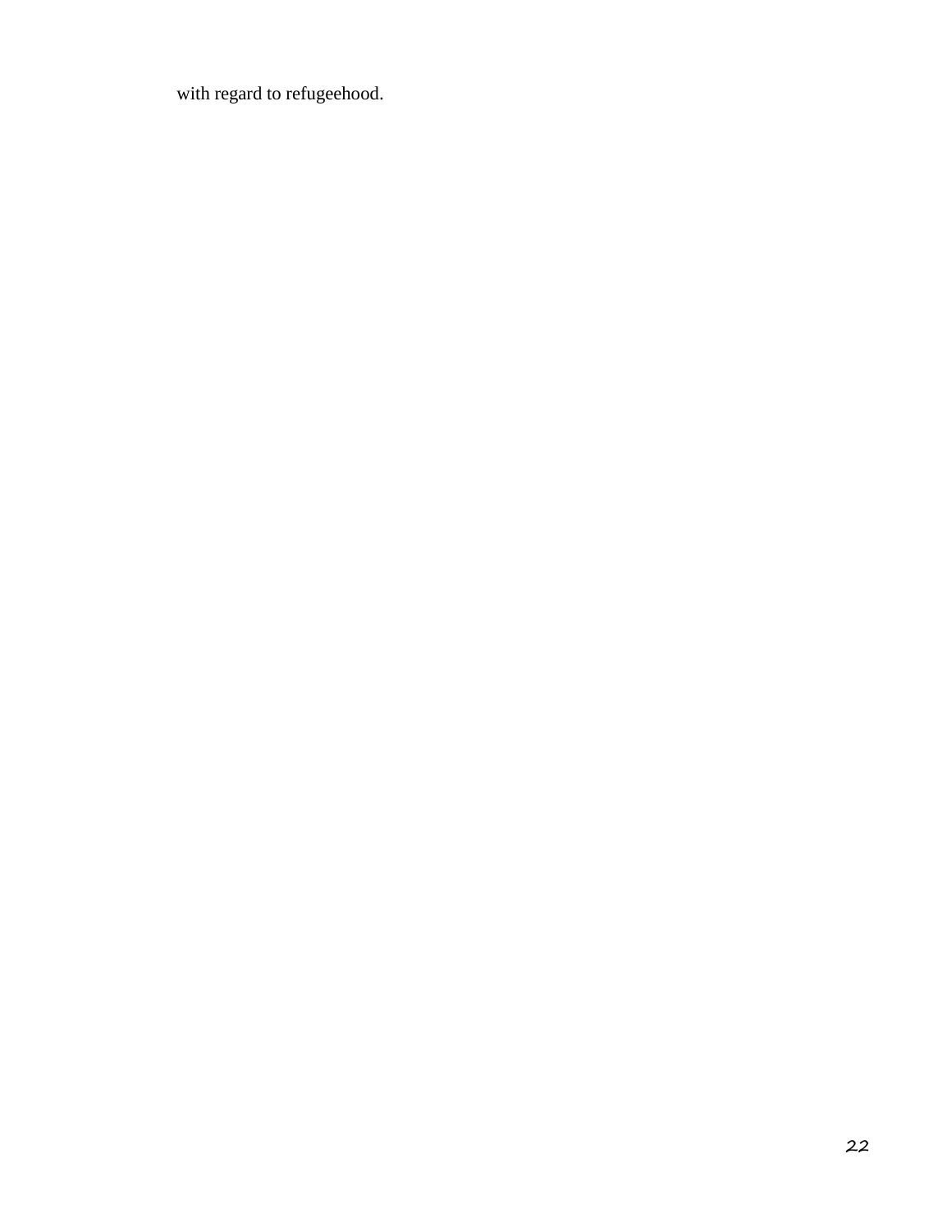with regard to refugeehood.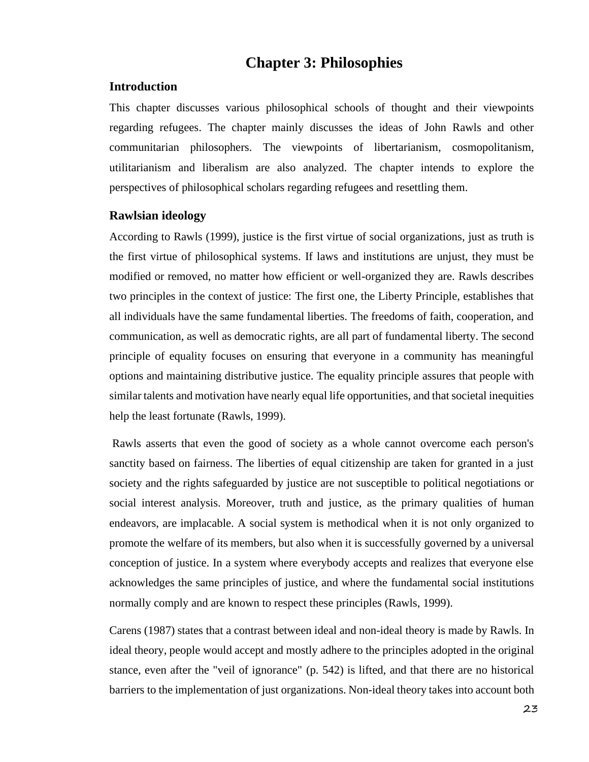# Chapter 3: Philosophies

## Introduction

This chapter discusses various philosophical schools of thought and their viewpoints regarding refugees. The chapter mainly discusses the ideas of John Rawls and other communitarian philosophers. The viewpoints of libertarianism, cosmopolitanism, utilitarianism and liberalism are also analyzed. The chapter intends to explore the perspectives of philosophical scholars regarding refugees and resettling them.

## Rawlsian ideology

According to Rawls (1999), justice is the first virtue of social organizations, just as truth is the first virtue of philosophical systems. If laws and institutions are unjust, they must be modified or removed, no matter how efficient or well-organized they are. Rawls describes two principles in the context of justice: The first one, the Liberty Principle, establishes that all individuals have the same fundamental liberties. The freedoms of faith, cooperation, and communication, as well as democratic rights, are all part of fundamental liberty. The second principle of equality focuses on ensuring that everyone in a community has meaningful options and maintaining distributive justice. The equality principle assures that people with similar talents and motivation have nearly equal life opportunities, and that societal inequities help the least fortunate (Rawls, 1999).

Rawls asserts that even the good of society as a whole cannot overcome each person's sanctity based on fairness. The liberties of equal citizenship are taken for granted in a just society and the rights safeguarded by justice are not susceptible to political negotiations or social interest analysis. Moreover, truth and justice, as the primary qualities of human endeavors, are implacable. A social system is methodical when it is not only organized to promote the welfare of its members, but also when it is successfully governed by a universal conception of justice. In a system where everybody accepts and realizes that everyone else acknowledges the same principles of justice, and where the fundamental social institutions normally comply and are known to respect these principles (Rawls, 1999).

Carens (1987) states that a contrast between ideal and non-ideal theory is made by Rawls. In ideal theory, people would accept and mostly adhere to the principles adopted in the original stance, even after the "veil of ignorance" (p. 542) is lifted, and that there are no historical barriers to the implementation of just organizations. Non-ideal theory takes into account both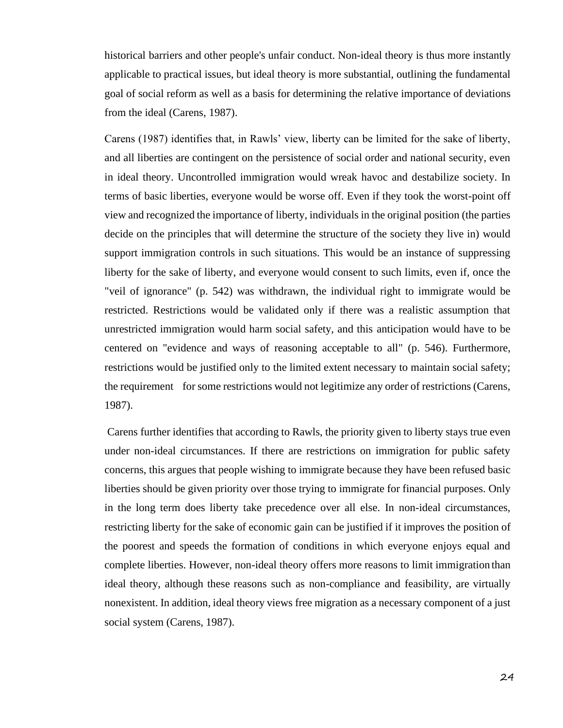historical barriers and other people's unfair conduct. Non-ideal theory is thus more instantly applicable to practical issues, but ideal theory is more substantial, outlining the fundamental goal of social reform as well as a basis for determining the relative importance of deviations from the ideal (Carens, 1987).

Carens (1987) identifies that, in Rawls' view, liberty can be limited for the sake of liberty, and all liberties are contingent on the persistence of social order and national security, even in ideal theory. Uncontrolled immigration would wreak havoc and destabilize society. In terms of basic liberties, everyone would be worse off. Even if they took the worst-point off view and recognized the importance of liberty, individuals in the original position (the parties decide on the principles that will determine the structure of the society they live in) would support immigration controls in such situations. This would be an instance of suppressing liberty for the sake of liberty, and everyone would consent to such limits, even if, once the "veil of ignorance" (p. 542) was withdrawn, the individual right to immigrate would be restricted. Restrictions would be validated only if there was a realistic assumption that unrestricted immigration would harm social safety, and this anticipation would have to be centered on "evidence and ways of reasoning acceptable to all" (p. 546). Furthermore, restrictions would be justified only to the limited extent necessary to maintain social safety; the requirement for some restrictions would not legitimize any order of restrictions (Carens, 1987).

Carens further identifies that according to Rawls, the priority given to liberty stays true even under non-ideal circumstances. If there are restrictions on immigration for public safety concerns, this argues that people wishing to immigrate because they have been refused basic liberties should be given priority over those trying to immigrate for financial purposes. Only in the long term does liberty take precedence over all else. In non-ideal circumstances, restricting liberty for the sake of economic gain can be justified if it improves the position of the poorest and speeds the formation of conditions in which everyone enjoys equal and complete liberties. However, non-ideal theory offers more reasons to limit immigration than ideal theory, although these reasons such as non-compliance and feasibility, are virtually nonexistent. In addition, ideal theory views free migration as a necessary component of a just social system (Carens, 1987).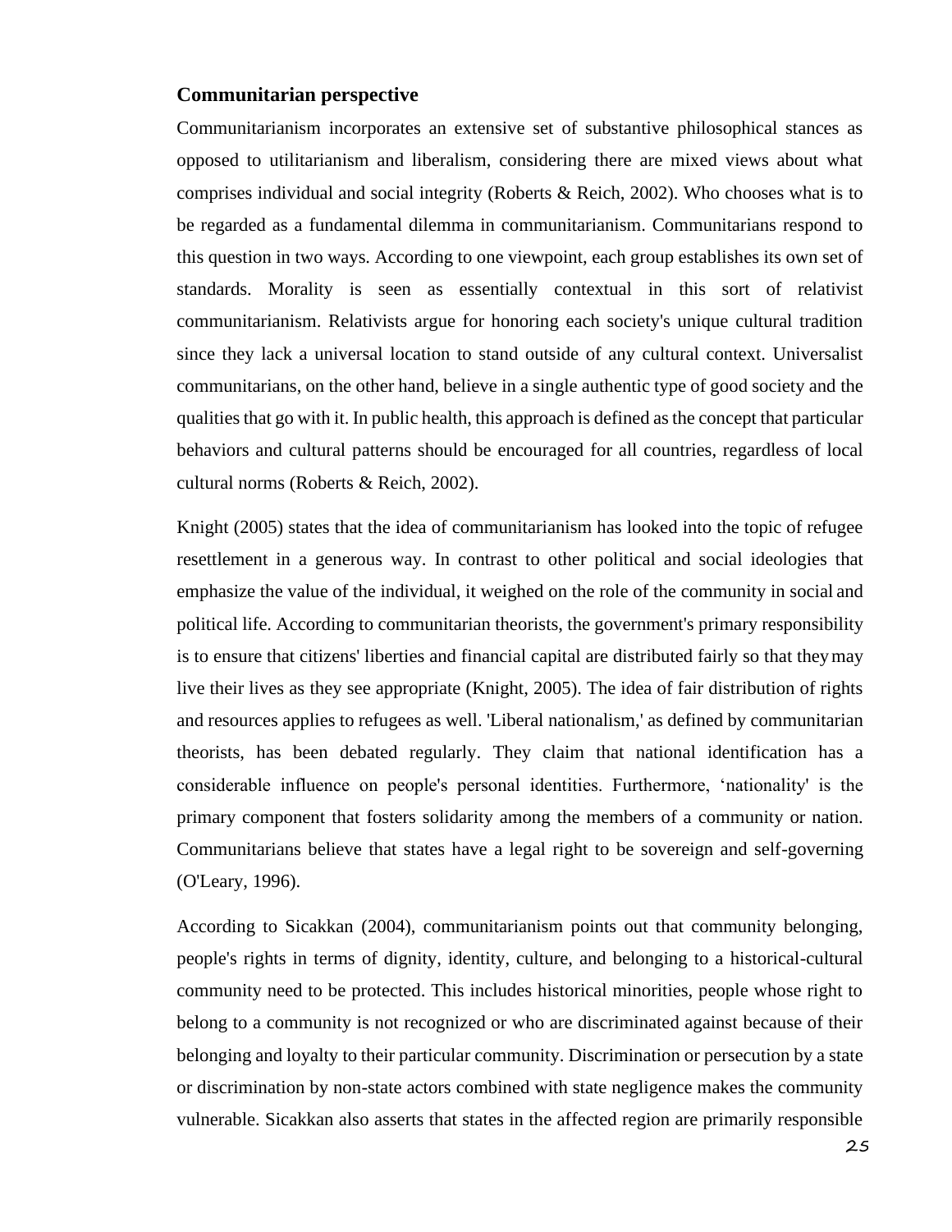### Communitarian perspective

Communitarianism incorporates an extensive set of substantive philosophical stances as opposed to utilitarianism and liberalism, considering there are mixed views about what comprises individual and social integrity (Roberts & Reich, 2002). Who chooses what is to be regarded as a fundamental dilemma in communitarianism. Communitarians respond to this question in two ways. According to one viewpoint, each group establishes its own set of standards. Morality is seen as essentially contextual in this sort of relativist communitarianism. Relativists argue for honoring each society's unique cultural tradition since they lack a universal location to stand outside of any cultural context. Universalist communitarians, on the other hand, believe in a single authentic type of good society and the qualities that go with it. In public health, this approach is defined as the concept that particular behaviors and cultural patterns should be encouraged for all countries, regardless of local cultural norms (Roberts & Reich, 2002).

Knight (2005) states that the idea of communitarianism has looked into the topic of refugee resettlement in a generous way. In contrast to other political and social ideologies that emphasize the value of the individual, it weighed on the role of the community in social and political life. According to communitarian theorists, the government's primary responsibility is to ensure that citizens' liberties and financial capital are distributed fairly so that they may live their lives as they see appropriate (Knight, 2005). The idea of fair distribution of rights and resources applies to refugees as well. 'Liberal nationalism,' as defined by communitarian theorists, has been debated regularly. They claim that national identification has a considerable influence on people's personal identities. Furthermore, 'nationality' is the primary component that fosters solidarity among the members of a community or nation. Communitarians believe that states have a legal right to be sovereign and self-governing (O'Leary, 1996).

According to Sicakkan (2004), communitarianism points out that community belonging, people's rights in terms of dignity, identity, culture, and belonging to a historical-cultural community need to be protected. This includes historical minorities, people whose right to belong to a community is not recognized or who are discriminated against because of their belonging and loyalty to their particular community. Discrimination or persecution by a state or discrimination by non-state actors combined with state negligence makes the community vulnerable. Sicakkan also asserts that states in the affected region are primarily responsible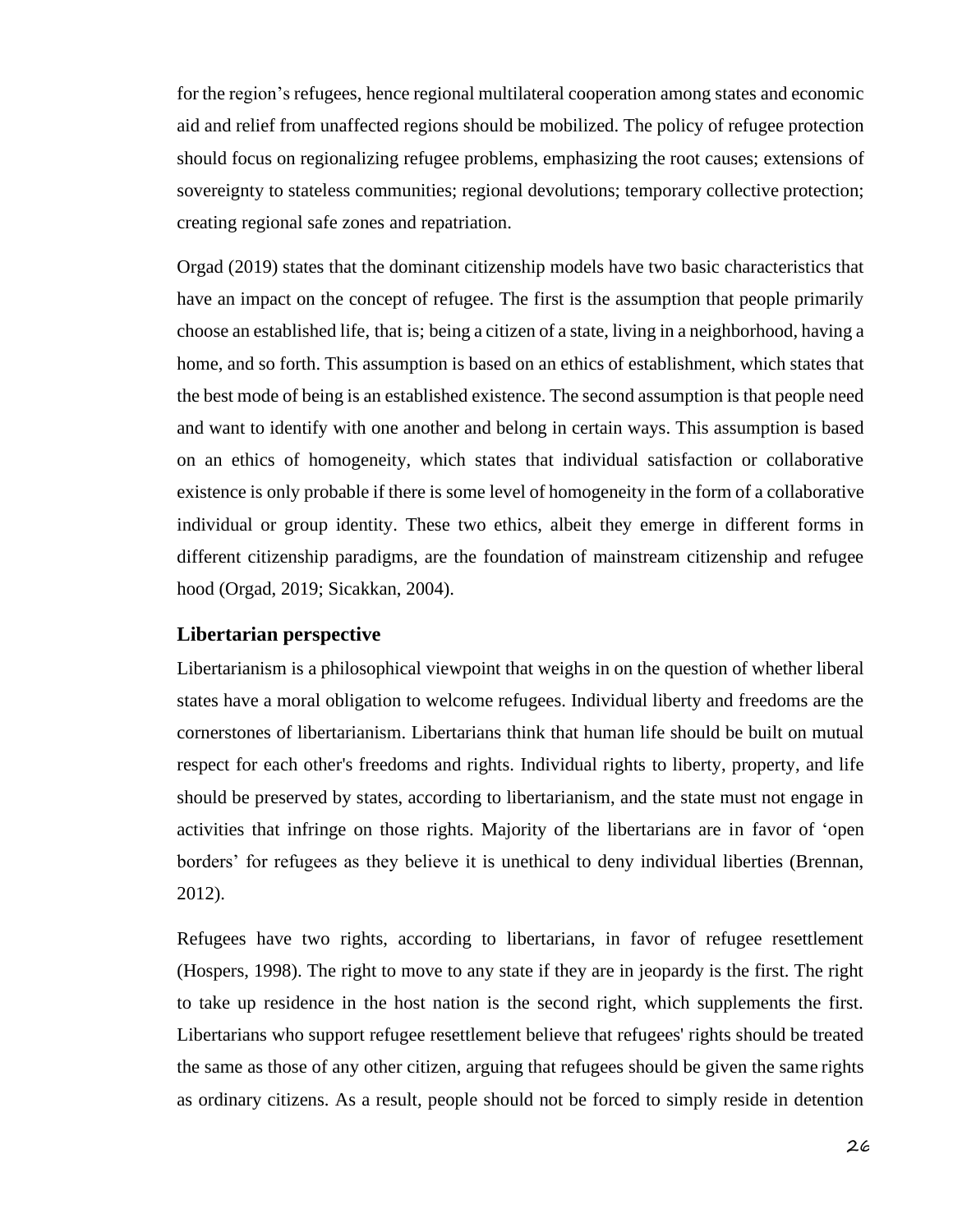for the region's refugees, hence regional multilateral cooperation among states and economic aid and relief from unaffected regions should be mobilized. The policy of refugee protection should focus on regionalizing refugee problems, emphasizing the root causes; extensions of sovereignty to stateless communities; regional devolutions; temporary collective protection; creating regional safe zones and repatriation.

Orgad (2019) states that the dominant citizenship models have two basic characteristics that have an impact on the concept of refugee. The first is the assumption that people primarily choose an established life, that is; being a citizen of a state, living in a neighborhood, having a home, and so forth. This assumption is based on an ethics of establishment, which states that the best mode of being is an established existence. The second assumption is that people need and want to identify with one another and belong in certain ways. This assumption is based on an ethics of homogeneity, which states that individual satisfaction or collaborative existence is only probable if there is some level of homogeneity in the form of a collaborative individual or group identity. These two ethics, albeit they emerge in different forms in different citizenship paradigms, are the foundation of mainstream citizenship and refugee hood (Orgad, 2019; Sicakkan, 2004).

### Libertarian perspective

Libertarianism is a philosophical viewpoint that weighs in on the question of whether liberal states have a moral obligation to welcome refugees. Individual liberty and freedoms are the cornerstones of libertarianism. Libertarians think that human life should be built on mutual respect for each other's freedoms and rights. Individual rights to liberty, property, and life should be preserved by states, according to libertarianism, and the state must not engage in activities that infringe on those rights. Majority of the libertarians are in favor of 'open borders' for refugees as they believe it is unethical to deny individual liberties (Brennan, 2012).

Refugees have two rights, according to libertarians, in favor of refugee resettlement (Hospers, 1998). The right to move to any state if they are in jeopardy is the first. The right to take up residence in the host nation is the second right, which supplements the first. Libertarians who support refugee resettlement believe that refugees' rights should be treated the same as those of any other citizen, arguing that refugees should be given the same rights as ordinary citizens. As a result, people should not be forced to simply reside in detention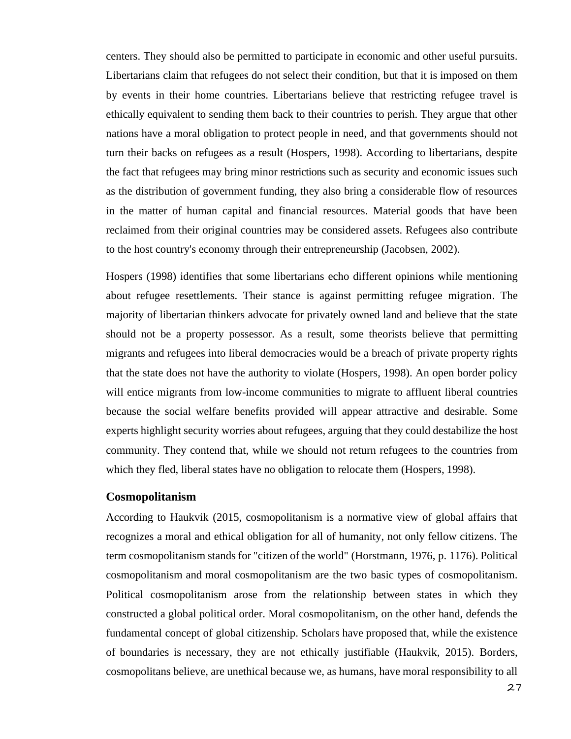centers. They should also be permitted to participate in economic and other useful pursuits. Libertarians claim that refugees do not select their condition, but that it is imposed on them by events in their home countries. Libertarians believe that restricting refugee travel is ethically equivalent to sending them back to their countries to perish. They argue that other nations have a moral obligation to protect people in need, and that governments should not turn their backs on refugees as a result (Hospers, 1998). According to libertarians, despite the fact that refugees may bring minor restrictions such as security and economic issues such as the distribution of government funding, they also bring a considerable flow of resources in the matter of human capital and financial resources. Material goods that have been reclaimed from their original countries may be considered assets. Refugees also contribute to the host country's economy through their entrepreneurship (Jacobsen, 2002).

Hospers (1998) identifies that some libertarians echo different opinions while mentioning about refugee resettlements. Their stance is against permitting refugee migration. The majority of libertarian thinkers advocate for privately owned land and believe that the state should not be a property possessor. As a result, some theorists believe that permitting migrants and refugees into liberal democracies would be a breach of private property rights that the state does not have the authority to violate (Hospers, 1998). An open border policy will entice migrants from low-income communities to migrate to affluent liberal countries because the social welfare benefits provided will appear attractive and desirable. Some experts highlight security worries about refugees, arguing that they could destabilize the host community. They contend that, while we should not return refugees to the countries from which they fled, liberal states have no obligation to relocate them (Hospers, 1998).

### Cosmopolitanism

According to Haukvik (2015, cosmopolitanism is a normative view of global affairs that recognizes a moral and ethical obligation for all of humanity, not only fellow citizens. The term cosmopolitanism stands for "citizen of the world" (Horstmann, 1976, p. 1176). Political cosmopolitanism and moral cosmopolitanism are the two basic types of cosmopolitanism. Political cosmopolitanism arose from the relationship between states in which they constructed a global political order. Moral cosmopolitanism, on the other hand, defends the fundamental concept of global citizenship. Scholars have proposed that, while the existence of boundaries is necessary, they are not ethically justifiable (Haukvik, 2015). Borders, cosmopolitans believe, are unethical because we, as humans, have moral responsibility to all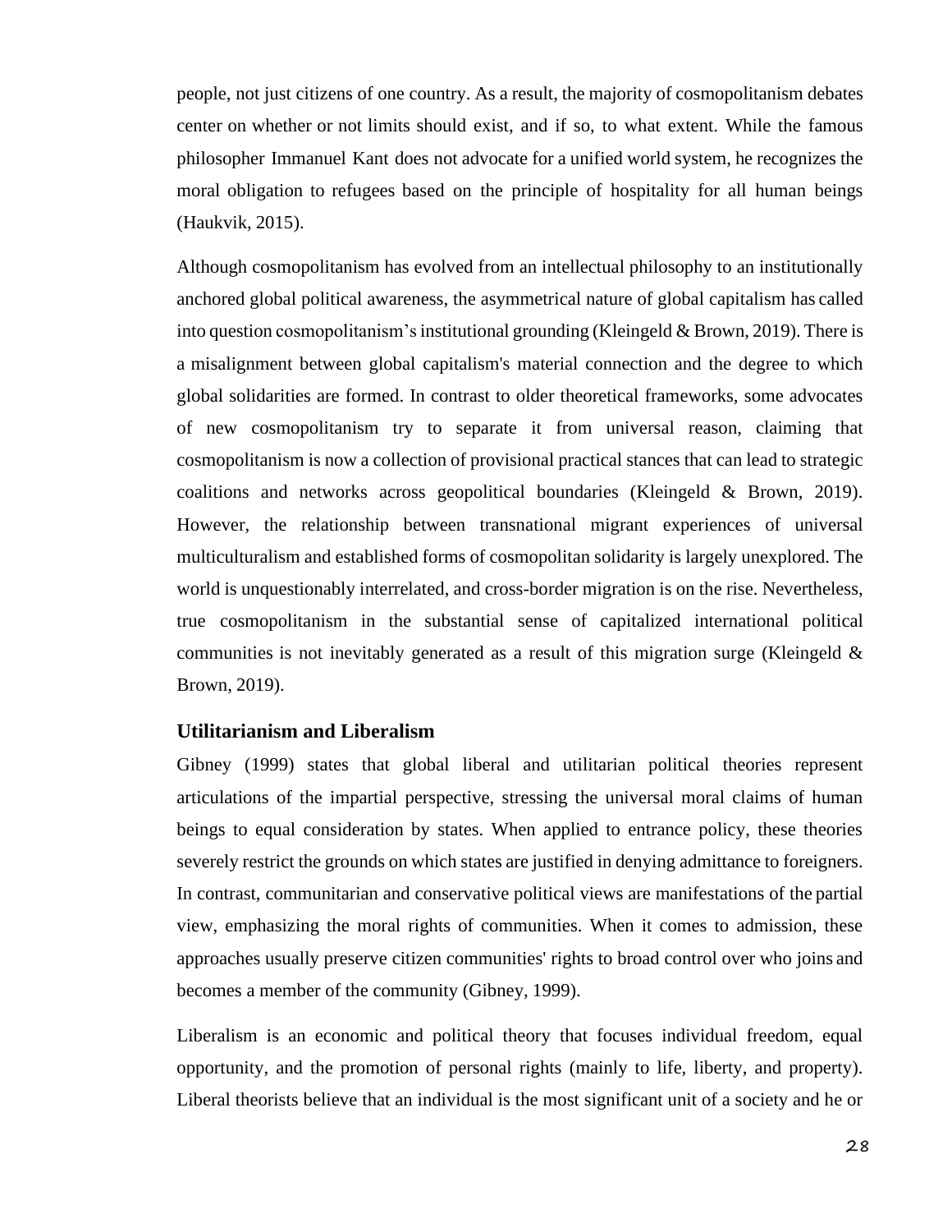people, not just citizens of one country. As a result, the majority of cosmopolitanism debates center on whether or not limits should exist, and if so, to what extent. While the famous philosopher Immanuel Kant does not advocate for a unified world system, he recognizes the moral obligation to refugees based on the principle of hospitality for all human beings (Haukvik, 2015).

Although cosmopolitanism has evolved from an intellectual philosophy to an institutionally anchored global political awareness, the asymmetrical nature of global capitalism has called into question cosmopolitanism's institutional grounding (Kleingeld & Brown, 2019). There is a misalignment between global capitalism's material connection and the degree to which global solidarities are formed. In contrast to older theoretical frameworks, some advocates of new cosmopolitanism try to separate it from universal reason, claiming that cosmopolitanism is now a collection of provisional practical stances that can lead to strategic coalitions and networks across geopolitical boundaries (Kleingeld & Brown, 2019). However, the relationship between transnational migrant experiences of universal multiculturalism and established forms of cosmopolitan solidarity is largely unexplored. The world is unquestionably interrelated, and cross-border migration is on the rise. Nevertheless, true cosmopolitanism in the substantial sense of capitalized international political communities is not inevitably generated as a result of this migration surge (Kleingeld & Brown, 2019).

### Utilitarianism and Liberalism

Gibney (1999) states that global liberal and utilitarian political theories represent articulations of the impartial perspective, stressing the universal moral claims of human beings to equal consideration by states. When applied to entrance policy, these theories severely restrict the grounds on which states are justified in denying admittance to foreigners. In contrast, communitarian and conservative political views are manifestations of the partial view, emphasizing the moral rights of communities. When it comes to admission, these approaches usually preserve citizen communities' rights to broad control over who joins and becomes a member of the community (Gibney, 1999).

Liberalism is an economic and political theory that focuses individual freedom, equal opportunity, and the promotion of personal rights (mainly to life, liberty, and property). Liberal theorists believe that an individual is the most significant unit of a society and he or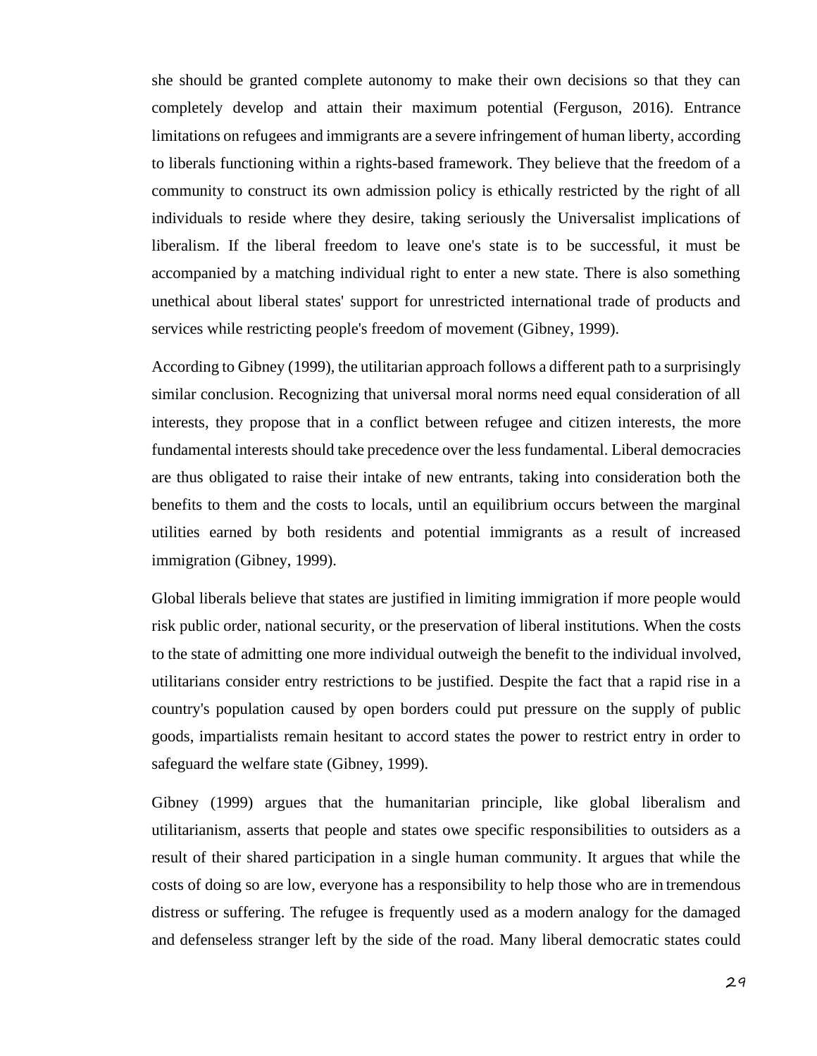she should be granted complete autonomy to make their own decisions so that they can completely develop and attain their maximum potential (Ferguson, 2016). Entrance limitations on refugees and immigrants are a severe infringement of human liberty, according to liberals functioning within a rights-based framework. They believe that the freedom of a community to construct its own admission policy is ethically restricted by the right of all individuals to reside where they desire, taking seriously the Universalist implications of liberalism. If the liberal freedom to leave one's state is to be successful, it must be accompanied by a matching individual right to enter a new state. There is also something unethical about liberal states' support for unrestricted international trade of products and services while restricting people's freedom of movement (Gibney, 1999).

According to Gibney (1999), the utilitarian approach follows a different path to a surprisingly similar conclusion. Recognizing that universal moral norms need equal consideration of all interests, they propose that in a conflict between refugee and citizen interests, the more fundamental interests should take precedence over the less fundamental. Liberal democracies are thus obligated to raise their intake of new entrants, taking into consideration both the benefits to them and the costs to locals, until an equilibrium occurs between the marginal utilities earned by both residents and potential immigrants as a result of increased immigration (Gibney, 1999).

Global liberals believe that states are justified in limiting immigration if more people would risk public order, national security, or the preservation of liberal institutions. When the costs to the state of admitting one more individual outweigh the benefit to the individual involved, utilitarians consider entry restrictions to be justified. Despite the fact that a rapid rise in a country's population caused by open borders could put pressure on the supply of public goods, impartialists remain hesitant to accord states the power to restrict entry in order to safeguard the welfare state (Gibney, 1999).

Gibney (1999) argues that the humanitarian principle, like global liberalism and utilitarianism, asserts that people and states owe specific responsibilities to outsiders as a result of their shared participation in a single human community. It argues that while the costs of doing so are low, everyone has a responsibility to help those who are in tremendous distress or suffering. The refugee is frequently used as a modern analogy for the damaged and defenseless stranger left by the side of the road. Many liberal democratic states could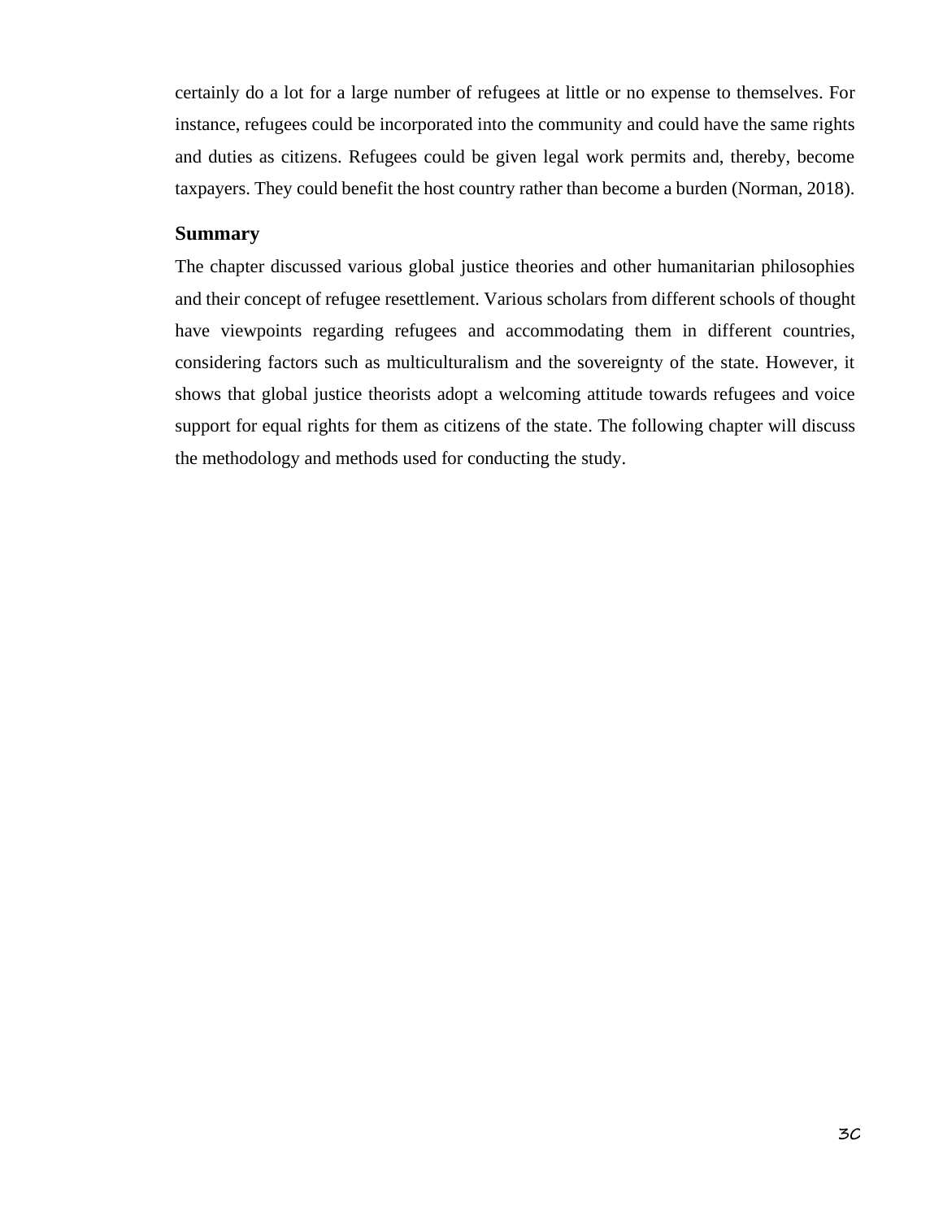certainly do a lot for a large number of refugees at little or no expense to themselves. For instance, refugees could be incorporated into the community and could have the same rights and duties as citizens. Refugees could be given legal work permits and, thereby, become taxpayers. They could benefit the host country rather than become a burden (Norman, 2018).

## Summary

The chapter discussed various global justice theories and other humanitarian philosophies and their concept of refugee resettlement. Various scholars from different schools of thought have viewpoints regarding refugees and accommodating them in different countries, considering factors such as multiculturalism and the sovereignty of the state. However, it shows that global justice theorists adopt a welcoming attitude towards refugees and voice support for equal rights for them as citizens of the state. The following chapter will discuss the methodology and methods used for conducting the study.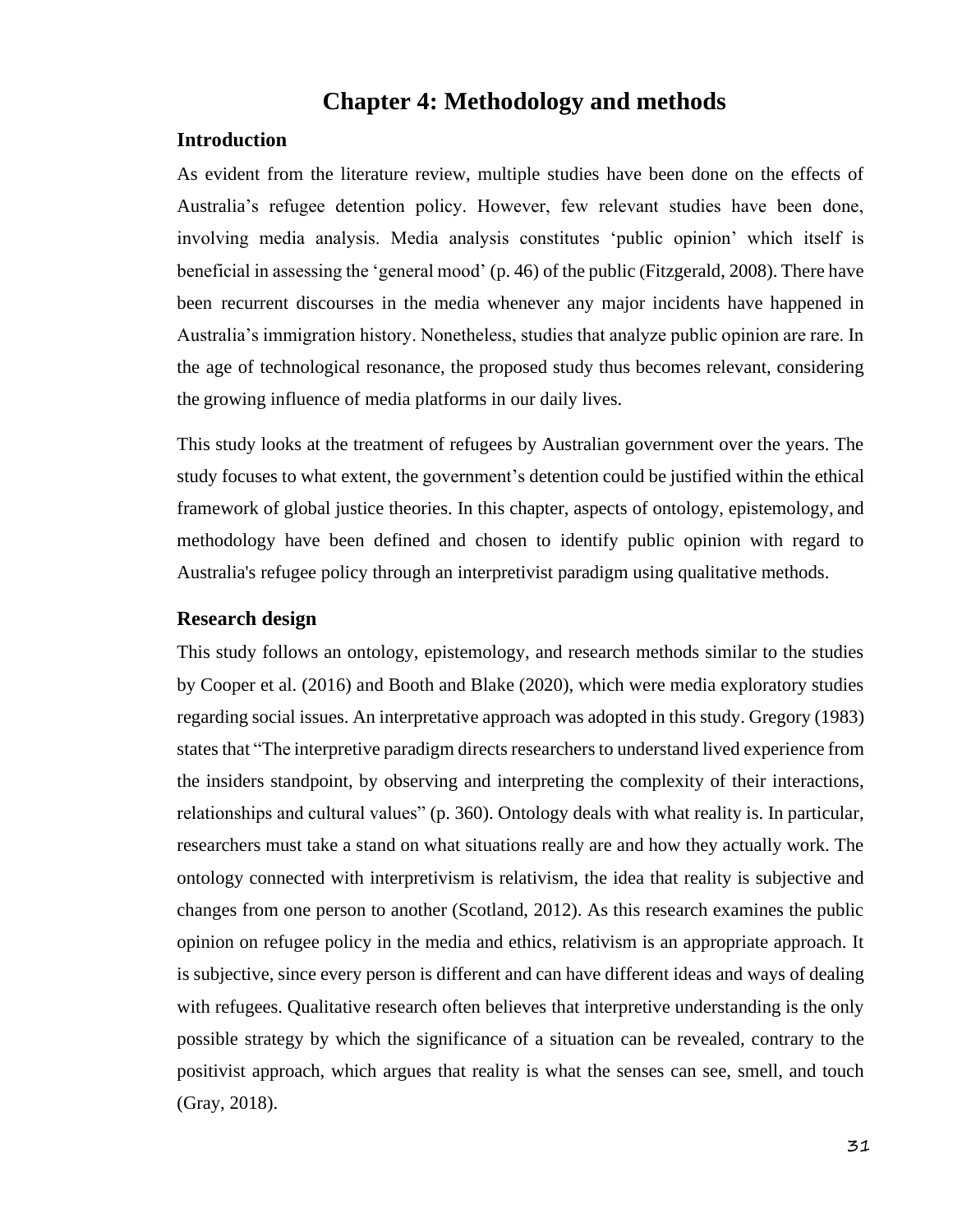# Chapter 4: Methodology and methods

## Introduction

As evident from the literature review, multiple studies have been done on the effects of Australia's refugee detention policy. However, few relevant studies have been done, involving media analysis. Media analysis constitutes 'public opinion' which itself is beneficial in assessing the 'general mood' (p. 46) of the public (Fitzgerald, 2008). There have been recurrent discourses in the media whenever any major incidents have happened in Australia's immigration history. Nonetheless, studies that analyze public opinion are rare. In the age of technological resonance, the proposed study thus becomes relevant, considering the growing influence of media platforms in our daily lives.

This study looks at the treatment of refugees by Australian government over the years. The study focuses to what extent, the government's detention could be justified within the ethical framework of global justice theories. In this chapter, aspects of ontology, epistemology, and methodology have been defined and chosen to identify public opinion with regard to Australia's refugee policy through an interpretivist paradigm using qualitative methods.

## Research design

This study follows an ontology, epistemology, and research methods similar to the studies by Cooper et al. (2016) and Booth and Blake (2020), which were media exploratory studies regarding social issues. An interpretative approach was adopted in this study. Gregory (1983) states that "The interpretive paradigm directs researchers to understand lived experience from the insiders standpoint, by observing and interpreting the complexity of their interactions, relationships and cultural values" (p. 360). Ontology deals with what reality is. In particular, researchers must take a stand on what situations really are and how they actually work. The ontology connected with interpretivism is relativism, the idea that reality is subjective and changes from one person to another (Scotland, 2012). As this research examines the public opinion on refugee policy in the media and ethics, relativism is an appropriate approach. It is subjective, since every person is different and can have different ideas and ways of dealing with refugees. Qualitative research often believes that interpretive understanding is the only possible strategy by which the significance of a situation can be revealed, contrary to the positivist approach, which argues that reality is what the senses can see, smell, and touch (Gray, 2018).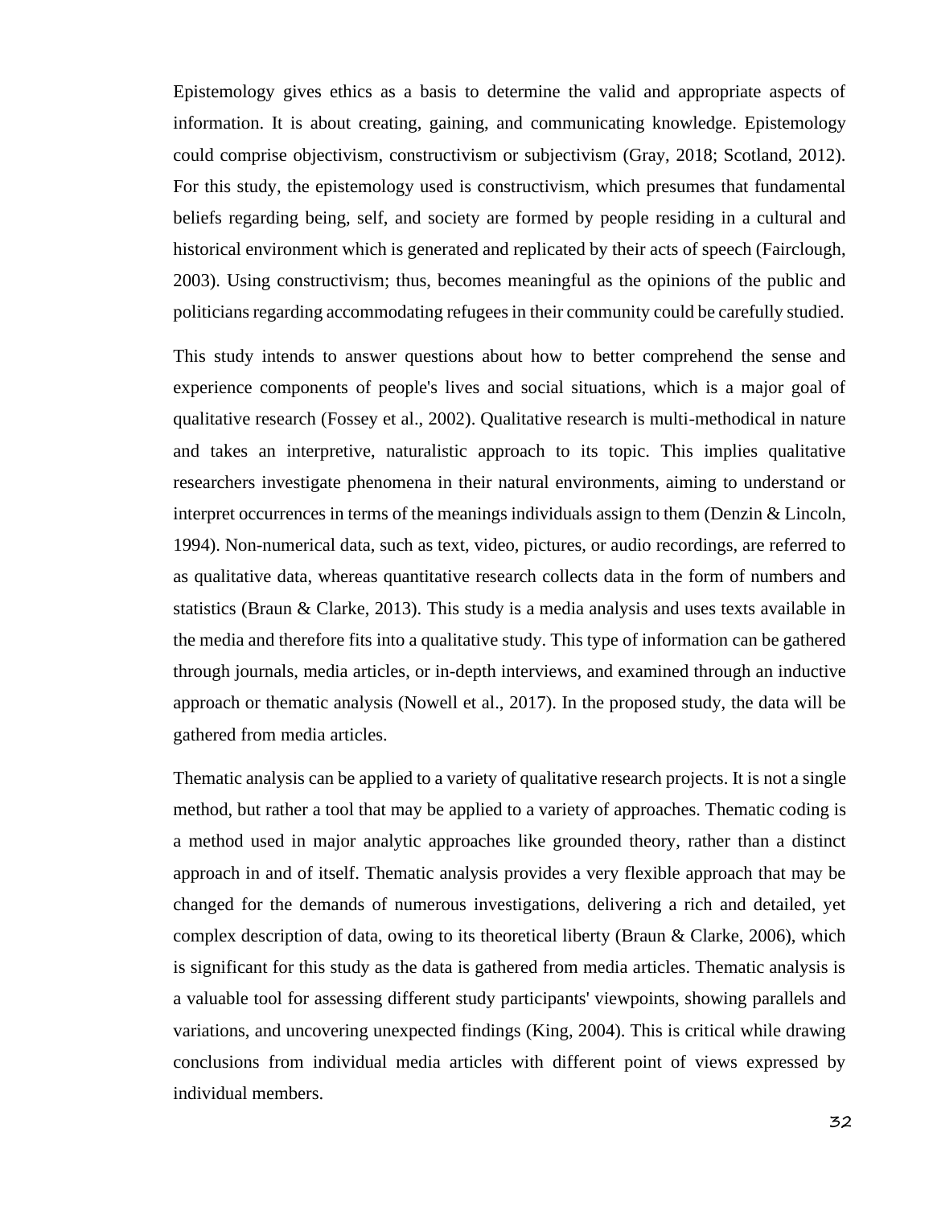Epistemology gives ethics as a basis to determine the valid and appropriate aspects of information. It is about creating, gaining, and communicating knowledge. Epistemology could comprise objectivism, constructivism or subjectivism (Gray, 2018; Scotland, 2012). For this study, the epistemology used is constructivism, which presumes that fundamental beliefs regarding being, self, and society are formed by people residing in a cultural and historical environment which is generated and replicated by their acts of speech (Fairclough, 2003). Using constructivism; thus, becomes meaningful as the opinions of the public and politicians regarding accommodating refugees in their community could be carefully studied.

This study intends to answer questions about how to better comprehend the sense and experience components of people's lives and social situations, which is a major goal of qualitative research (Fossey et al., 2002). Qualitative research is multi-methodical in nature and takes an interpretive, naturalistic approach to its topic. This implies qualitative researchers investigate phenomena in their natural environments, aiming to understand or interpret occurrences in terms of the meanings individuals assign to them (Denzin & Lincoln, 1994). Non-numerical data, such as text, video, pictures, or audio recordings, are referred to as qualitative data, whereas quantitative research collects data in the form of numbers and statistics (Braun & Clarke, 2013). This study is a media analysis and uses texts available in the media and therefore fits into a qualitative study. This type of information can be gathered through journals, media articles, or in-depth interviews, and examined through an inductive approach or thematic analysis (Nowell et al., 2017). In the proposed study, the data will be gathered from media articles.

Thematic analysis can be applied to a variety of qualitative research projects. It is not a single method, but rather a tool that may be applied to a variety of approaches. Thematic coding is a method used in major analytic approaches like grounded theory, rather than a distinct approach in and of itself. Thematic analysis provides a very flexible approach that may be changed for the demands of numerous investigations, delivering a rich and detailed, yet complex description of data, owing to its theoretical liberty (Braun & Clarke, 2006), which is significant for this study as the data is gathered from media articles. Thematic analysis is a valuable tool for assessing different study participants' viewpoints, showing parallels and variations, and uncovering unexpected findings (King, 2004). This is critical while drawing conclusions from individual media articles with different point of views expressed by individual members.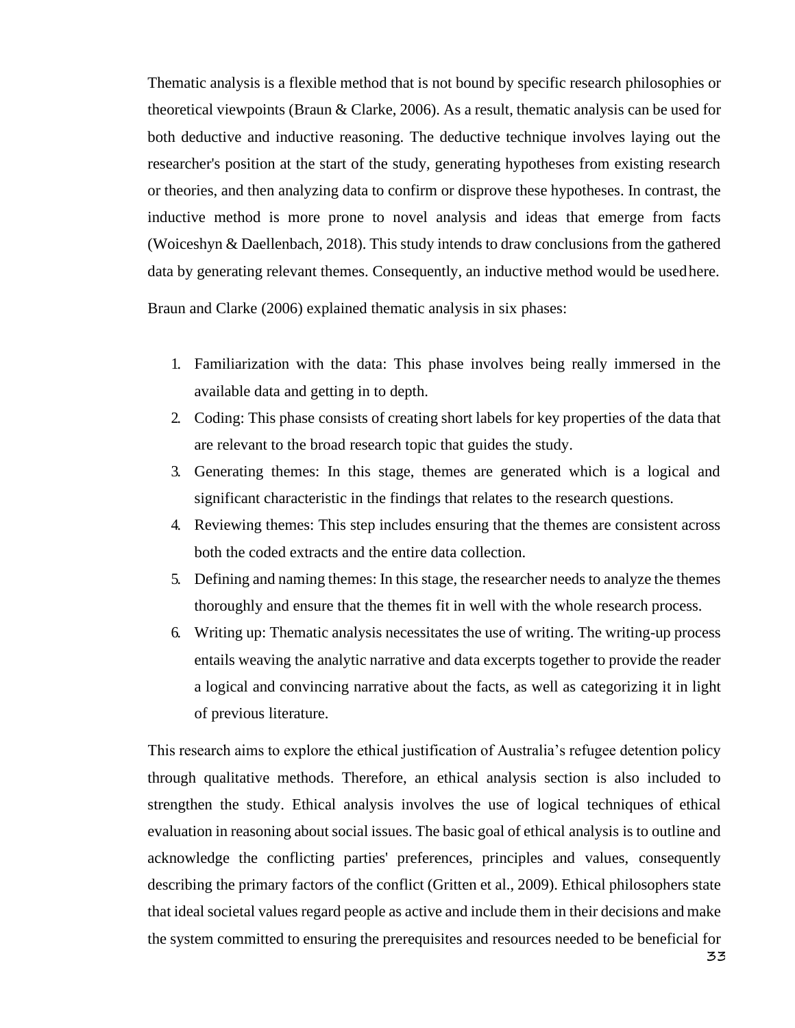Thematic analysis is a flexible method that is not bound by specific research philosophies or theoretical viewpoints (Braun & Clarke, 2006). As a result, thematic analysis can be used for both deductive and inductive reasoning. The deductive technique involves laying out the researcher's position at the start of the study, generating hypotheses from existing research or theories, and then analyzing data to confirm or disprove these hypotheses. In contrast, the inductive method is more prone to novel analysis and ideas that emerge from facts (Woiceshyn & Daellenbach, 2018). This study intends to draw conclusions from the gathered data by generating relevant themes. Consequently, an inductive method would be used here.

Braun and Clarke (2006) explained thematic analysis in six phases:

1. Familiarization with the data: This phase involves being really immersed in the available data and getting in to depth.
2. Coding: This phase consists of creating short labels for key properties of the data that are relevant to the broad research topic that guides the study.
3. Generating themes: In this stage, themes are generated which is a logical and significant characteristic in the findings that relates to the research questions.
4. Reviewing themes: This step includes ensuring that the themes are consistent across both the coded extracts and the entire data collection.
5. Defining and naming themes: In this stage, the researcher needs to analyze the themes thoroughly and ensure that the themes fit in well with the whole research process.
6. Writing up: Thematic analysis necessitates the use of writing. The writing-up process entails weaving the analytic narrative and data excerpts together to provide the reader a logical and convincing narrative about the facts, as well as categorizing it in light of previous literature.

This research aims to explore the ethical justification of Australia's refugee detention policy through qualitative methods. Therefore, an ethical analysis section is also included to strengthen the study. Ethical analysis involves the use of logical techniques of ethical evaluation in reasoning about social issues. The basic goal of ethical analysis is to outline and acknowledge the conflicting parties' preferences, principles and values, consequently describing the primary factors of the conflict (Gritten et al., 2009). Ethical philosophers state that ideal societal values regard people as active and include them in their decisions and make the system committed to ensuring the prerequisites and resources needed to be beneficial for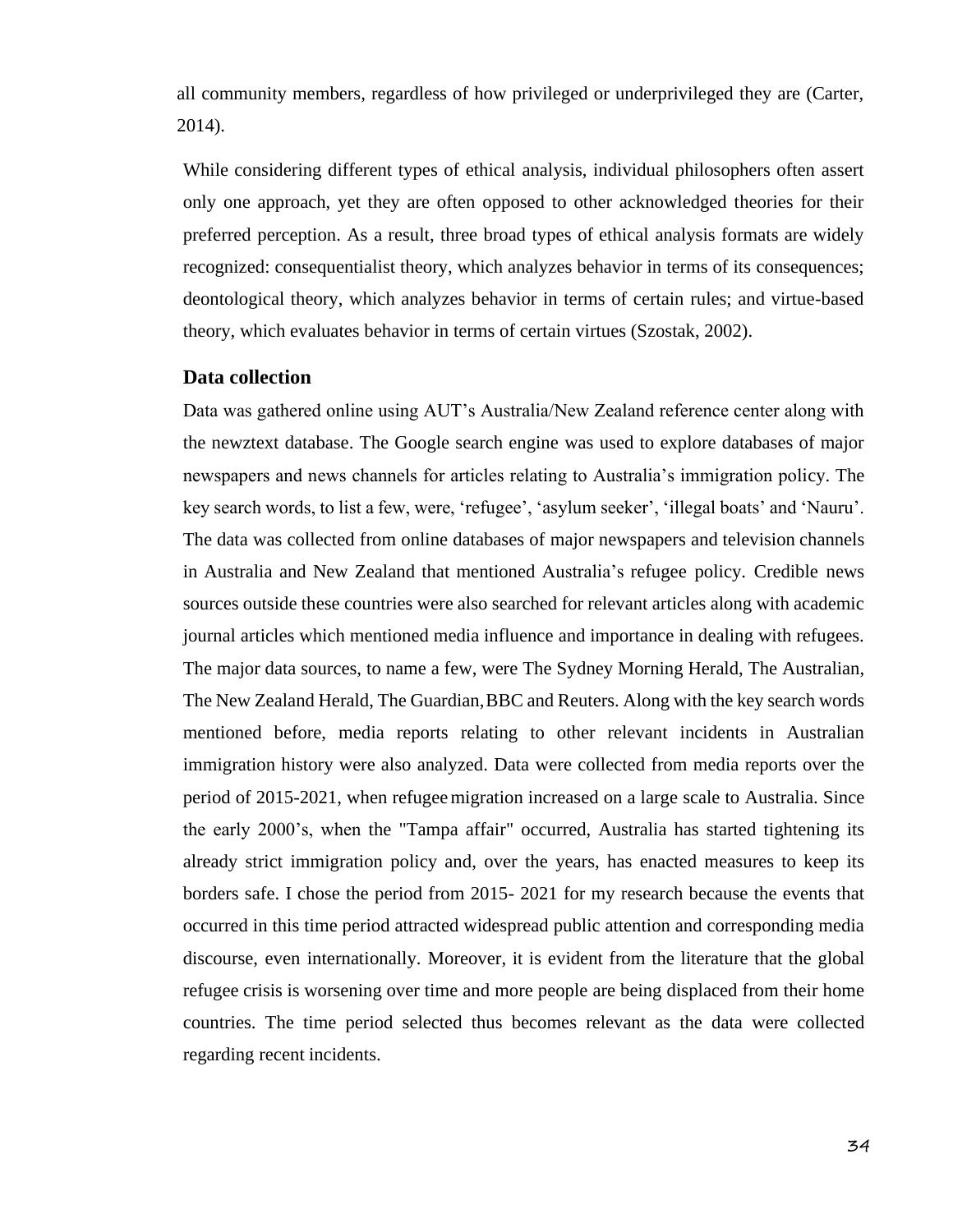all community members, regardless of how privileged or underprivileged they are (Carter, 2014).

While considering different types of ethical analysis, individual philosophers often assert only one approach, yet they are often opposed to other acknowledged theories for their preferred perception. As a result, three broad types of ethical analysis formats are widely recognized: consequentialist theory, which analyzes behavior in terms of its consequences; deontological theory, which analyzes behavior in terms of certain rules; and virtue-based theory, which evaluates behavior in terms of certain virtues (Szostak, 2002).

### Data collection

Data was gathered online using AUT's Australia/New Zealand reference center along with the newztext database. The Google search engine was used to explore databases of major newspapers and news channels for articles relating to Australia's immigration policy. The key search words, to list a few, were, 'refugee', 'asylum seeker', 'illegal boats' and 'Nauru'. The data was collected from online databases of major newspapers and television channels in Australia and New Zealand that mentioned Australia's refugee policy. Credible news sources outside these countries were also searched for relevant articles along with academic journal articles which mentioned media influence and importance in dealing with refugees. The major data sources, to name a few, were The Sydney Morning Herald, The Australian, The New Zealand Herald, The Guardian, BBC and Reuters. Along with the key search words mentioned before, media reports relating to other relevant incidents in Australian immigration history were also analyzed. Data were collected from media reports over the period of 2015-2021, when refugee migration increased on a large scale to Australia. Since the early 2000's, when the "Tampa affair" occurred, Australia has started tightening its already strict immigration policy and, over the years, has enacted measures to keep its borders safe. I chose the period from 2015- 2021 for my research because the events that occurred in this time period attracted widespread public attention and corresponding media discourse, even internationally. Moreover, it is evident from the literature that the global refugee crisis is worsening over time and more people are being displaced from their home countries. The time period selected thus becomes relevant as the data were collected regarding recent incidents.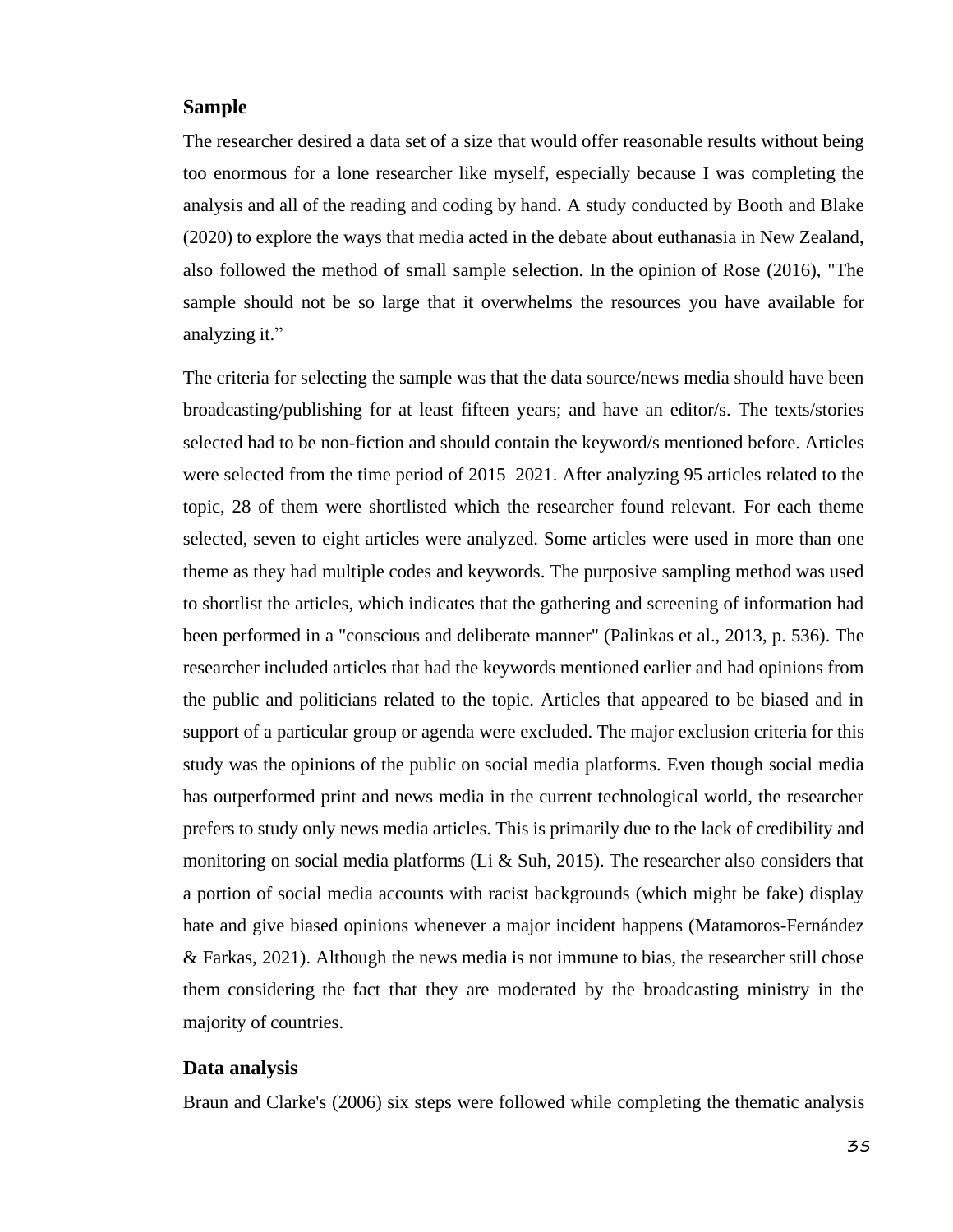### Sample

The researcher desired a data set of a size that would offer reasonable results without being too enormous for a lone researcher like myself, especially because I was completing the analysis and all of the reading and coding by hand. A study conducted by Booth and Blake (2020) to explore the ways that media acted in the debate about euthanasia in New Zealand, also followed the method of small sample selection. In the opinion of Rose (2016), "The sample should not be so large that it overwhelms the resources you have available for analyzing it."

The criteria for selecting the sample was that the data source/news media should have been broadcasting/publishing for at least fifteen years; and have an editor/s. The texts/stories selected had to be non-fiction and should contain the keyword/s mentioned before. Articles were selected from the time period of 2015–2021. After analyzing 95 articles related to the topic, 28 of them were shortlisted which the researcher found relevant. For each theme selected, seven to eight articles were analyzed. Some articles were used in more than one theme as they had multiple codes and keywords. The purposive sampling method was used to shortlist the articles, which indicates that the gathering and screening of information had been performed in a "conscious and deliberate manner" (Palinkas et al., 2013, p. 536). The researcher included articles that had the keywords mentioned earlier and had opinions from the public and politicians related to the topic. Articles that appeared to be biased and in support of a particular group or agenda were excluded. The major exclusion criteria for this study was the opinions of the public on social media platforms. Even though social media has outperformed print and news media in the current technological world, the researcher prefers to study only news media articles. This is primarily due to the lack of credibility and monitoring on social media platforms (Li & Suh, 2015). The researcher also considers that a portion of social media accounts with racist backgrounds (which might be fake) display hate and give biased opinions whenever a major incident happens (Matamoros-Fernández & Farkas, 2021). Although the news media is not immune to bias, the researcher still chose them considering the fact that they are moderated by the broadcasting ministry in the majority of countries.

### Data analysis

Braun and Clarke's (2006) six steps were followed while completing the thematic analysis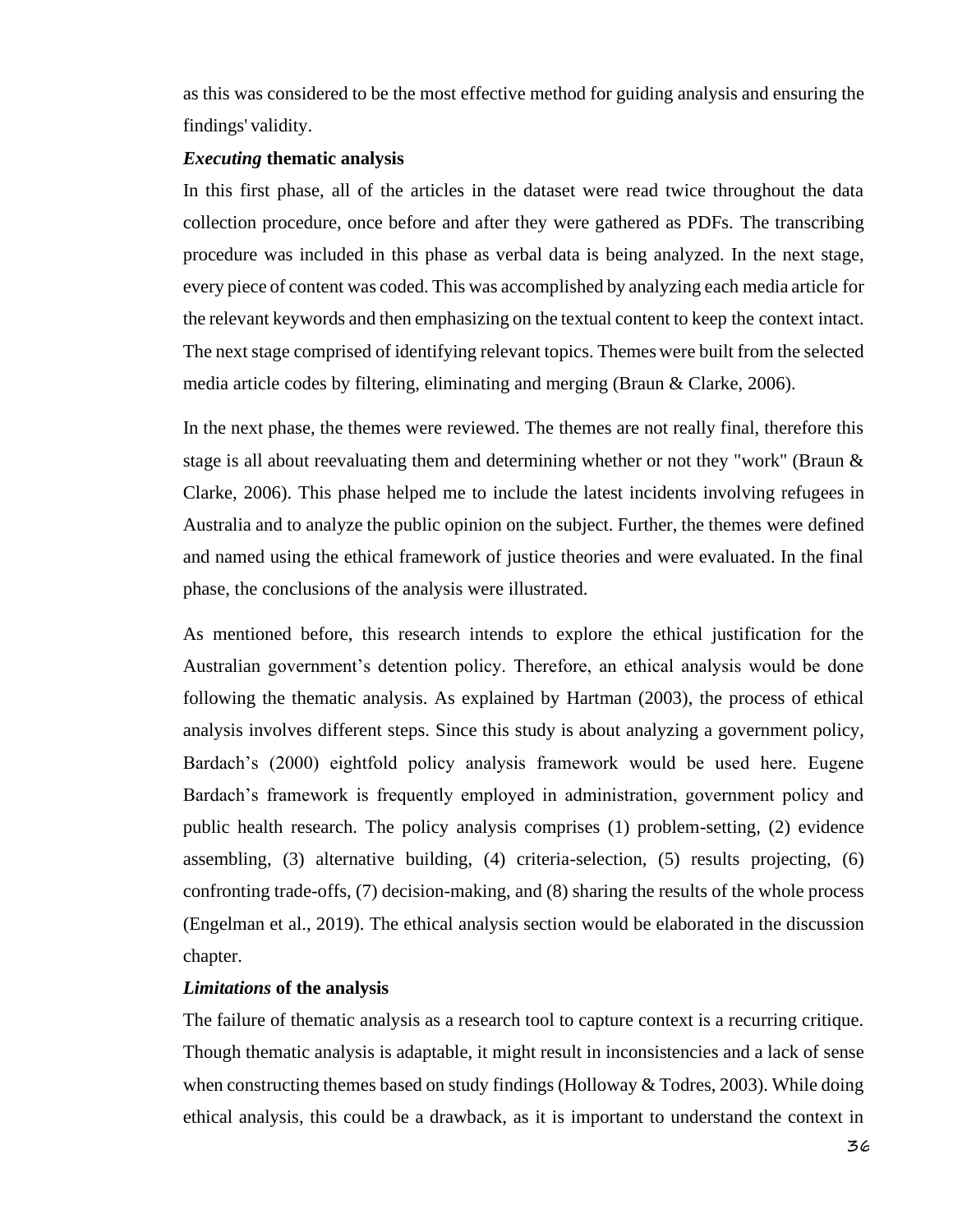as this was considered to be the most effective method for guiding analysis and ensuring the findings' validity.

***Executing* thematic analysis**

In this first phase, all of the articles in the dataset were read twice throughout the data collection procedure, once before and after they were gathered as PDFs. The transcribing procedure was included in this phase as verbal data is being analyzed. In the next stage, every piece of content was coded. This was accomplished by analyzing each media article for the relevant keywords and then emphasizing on the textual content to keep the context intact. The next stage comprised of identifying relevant topics. Themes were built from the selected media article codes by filtering, eliminating and merging (Braun & Clarke, 2006).

In the next phase, the themes were reviewed. The themes are not really final, therefore this stage is all about reevaluating them and determining whether or not they "work" (Braun & Clarke, 2006). This phase helped me to include the latest incidents involving refugees in Australia and to analyze the public opinion on the subject. Further, the themes were defined and named using the ethical framework of justice theories and were evaluated. In the final phase, the conclusions of the analysis were illustrated.

As mentioned before, this research intends to explore the ethical justification for the Australian government's detention policy. Therefore, an ethical analysis would be done following the thematic analysis. As explained by Hartman (2003), the process of ethical analysis involves different steps. Since this study is about analyzing a government policy, Bardach's (2000) eightfold policy analysis framework would be used here. Eugene Bardach's framework is frequently employed in administration, government policy and public health research. The policy analysis comprises (1) problem-setting, (2) evidence assembling, (3) alternative building, (4) criteria-selection, (5) results projecting, (6) confronting trade-offs, (7) decision-making, and (8) sharing the results of the whole process (Engelman et al., 2019). The ethical analysis section would be elaborated in the discussion chapter.

***Limitations* of the analysis**

The failure of thematic analysis as a research tool to capture context is a recurring critique. Though thematic analysis is adaptable, it might result in inconsistencies and a lack of sense when constructing themes based on study findings (Holloway & Todres, 2003). While doing ethical analysis, this could be a drawback, as it is important to understand the context in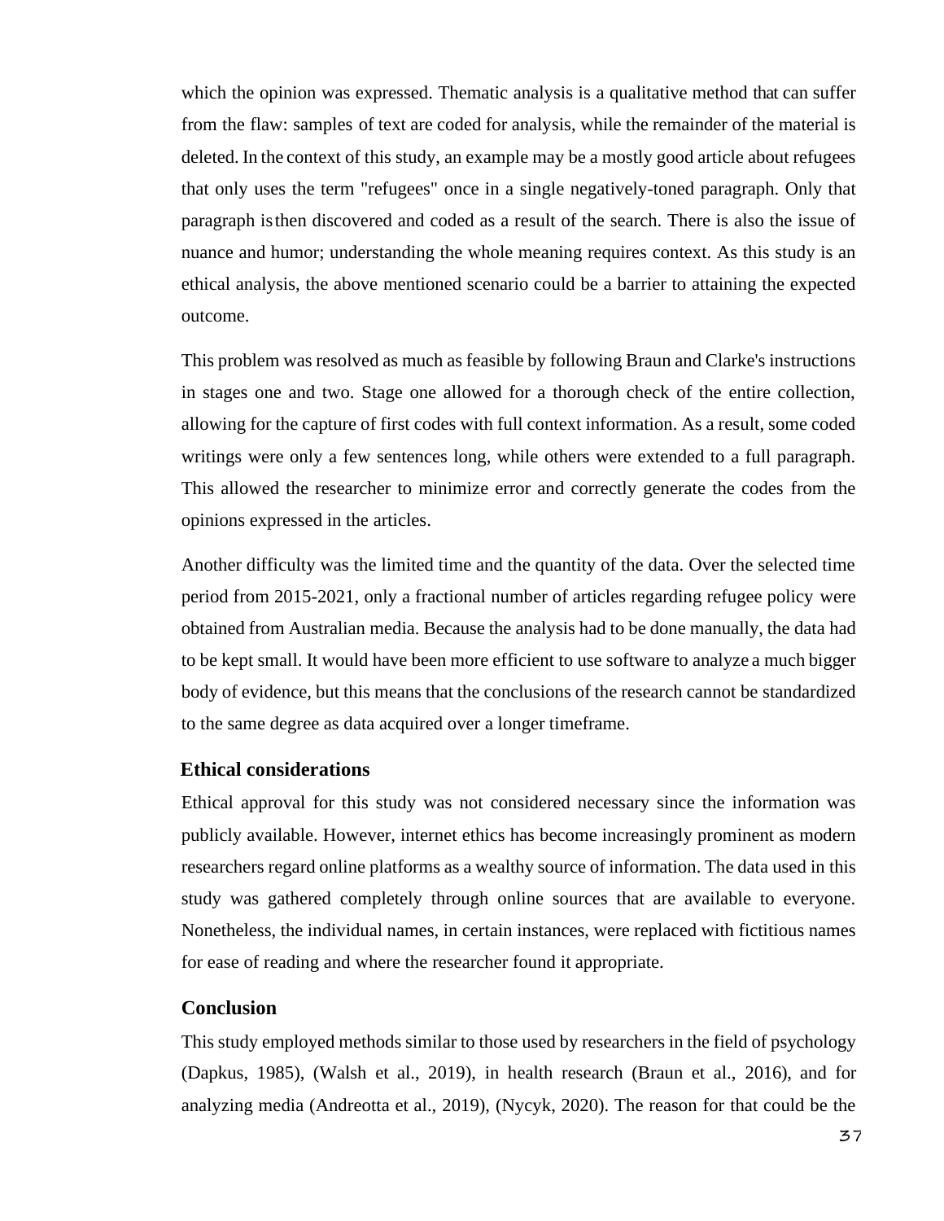which the opinion was expressed. Thematic analysis is a qualitative method that can suffer from the flaw: samples of text are coded for analysis, while the remainder of the material is deleted. In the context of this study, an example may be a mostly good article about refugees that only uses the term "refugees" once in a single negatively-toned paragraph. Only that paragraph is then discovered and coded as a result of the search. There is also the issue of nuance and humor; understanding the whole meaning requires context. As this study is an ethical analysis, the above mentioned scenario could be a barrier to attaining the expected outcome.

This problem was resolved as much as feasible by following Braun and Clarke's instructions in stages one and two. Stage one allowed for a thorough check of the entire collection, allowing for the capture of first codes with full context information. As a result, some coded writings were only a few sentences long, while others were extended to a full paragraph. This allowed the researcher to minimize error and correctly generate the codes from the opinions expressed in the articles.

Another difficulty was the limited time and the quantity of the data. Over the selected time period from 2015-2021, only a fractional number of articles regarding refugee policy were obtained from Australian media. Because the analysis had to be done manually, the data had to be kept small. It would have been more efficient to use software to analyze a much bigger body of evidence, but this means that the conclusions of the research cannot be standardized to the same degree as data acquired over a longer timeframe.

## Ethical considerations

Ethical approval for this study was not considered necessary since the information was publicly available. However, internet ethics has become increasingly prominent as modern researchers regard online platforms as a wealthy source of information. The data used in this study was gathered completely through online sources that are available to everyone. Nonetheless, the individual names, in certain instances, were replaced with fictitious names for ease of reading and where the researcher found it appropriate.

## Conclusion

This study employed methods similar to those used by researchers in the field of psychology (Dapkus, 1985), (Walsh et al., 2019), in health research (Braun et al., 2016), and for analyzing media (Andreotta et al., 2019), (Nycyk, 2020). The reason for that could be the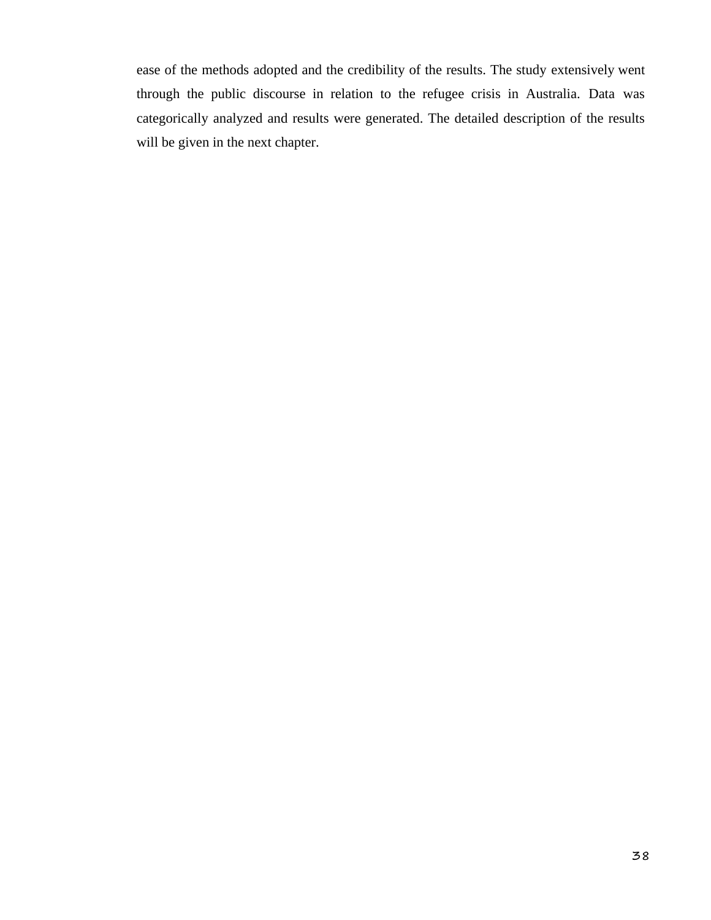ease of the methods adopted and the credibility of the results. The study extensively went through the public discourse in relation to the refugee crisis in Australia. Data was categorically analyzed and results were generated. The detailed description of the results will be given in the next chapter.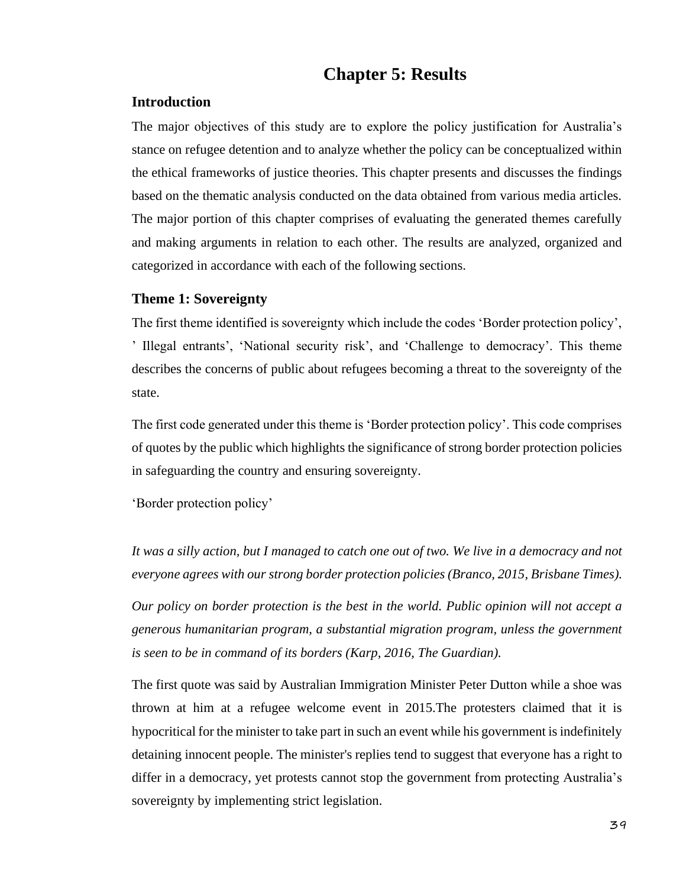# Chapter 5: Results

## Introduction

The major objectives of this study are to explore the policy justification for Australia's stance on refugee detention and to analyze whether the policy can be conceptualized within the ethical frameworks of justice theories. This chapter presents and discusses the findings based on the thematic analysis conducted on the data obtained from various media articles. The major portion of this chapter comprises of evaluating the generated themes carefully and making arguments in relation to each other. The results are analyzed, organized and categorized in accordance with each of the following sections.

## Theme 1: Sovereignty

The first theme identified is sovereignty which include the codes 'Border protection policy', ' Illegal entrants', 'National security risk', and 'Challenge to democracy'. This theme describes the concerns of public about refugees becoming a threat to the sovereignty of the state.

The first code generated under this theme is 'Border protection policy'. This code comprises of quotes by the public which highlights the significance of strong border protection policies in safeguarding the country and ensuring sovereignty.

'Border protection policy'

*It was a silly action, but I managed to catch one out of two. We live in a democracy and not everyone agrees with our strong border protection policies (Branco, 2015, Brisbane Times).*

*Our policy on border protection is the best in the world. Public opinion will not accept a generous humanitarian program, a substantial migration program, unless the government is seen to be in command of its borders (Karp, 2016, The Guardian).*

The first quote was said by Australian Immigration Minister Peter Dutton while a shoe was thrown at him at a refugee welcome event in 2015.The protesters claimed that it is hypocritical for the minister to take part in such an event while his government is indefinitely detaining innocent people. The minister's replies tend to suggest that everyone has a right to differ in a democracy, yet protests cannot stop the government from protecting Australia's sovereignty by implementing strict legislation.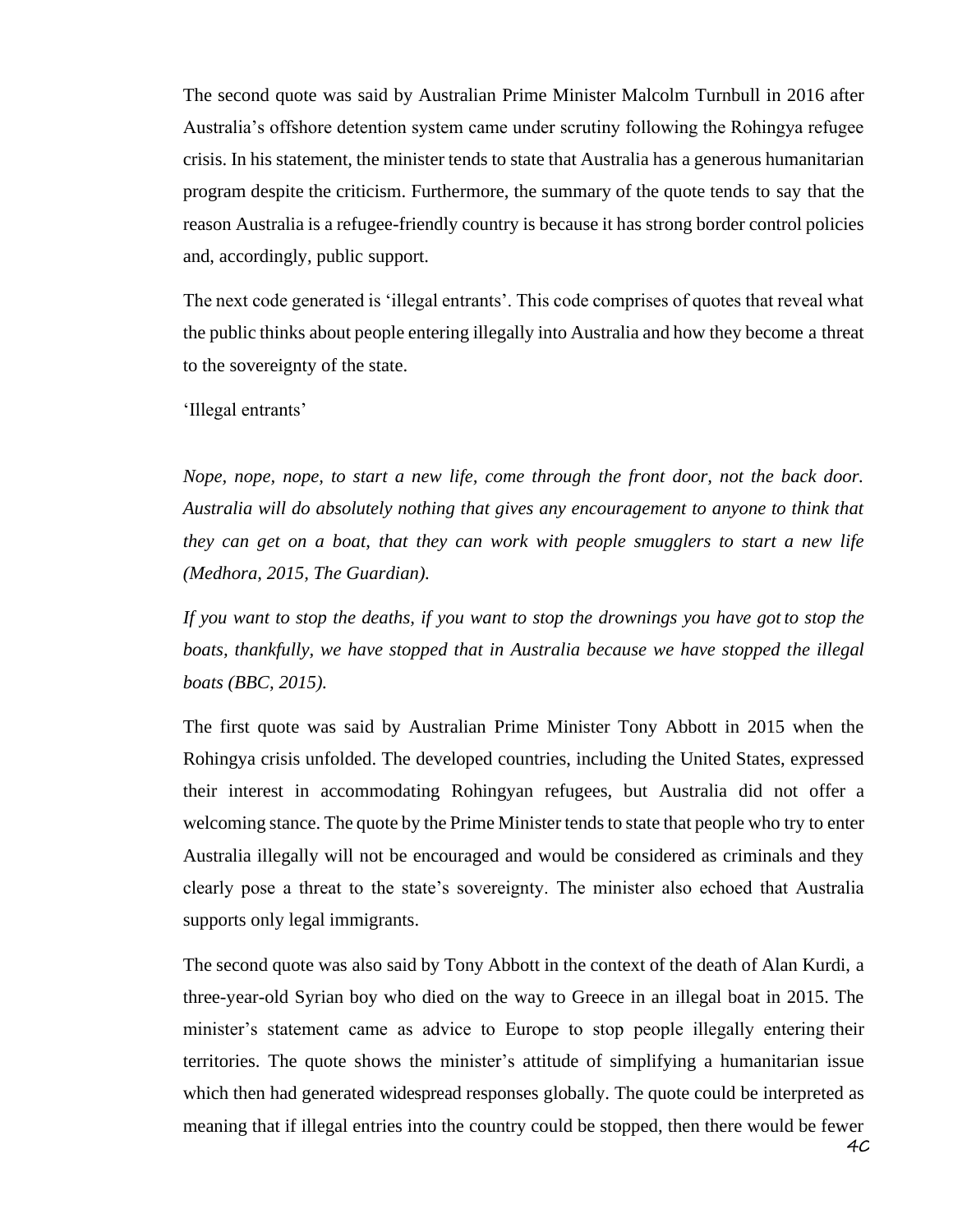The second quote was said by Australian Prime Minister Malcolm Turnbull in 2016 after Australia's offshore detention system came under scrutiny following the Rohingya refugee crisis. In his statement, the minister tends to state that Australia has a generous humanitarian program despite the criticism. Furthermore, the summary of the quote tends to say that the reason Australia is a refugee-friendly country is because it has strong border control policies and, accordingly, public support.

The next code generated is 'illegal entrants'. This code comprises of quotes that reveal what the public thinks about people entering illegally into Australia and how they become a threat to the sovereignty of the state.

'Illegal entrants'

*Nope, nope, nope, to start a new life, come through the front door, not the back door. Australia will do absolutely nothing that gives any encouragement to anyone to think that they can get on a boat, that they can work with people smugglers to start a new life (Medhora, 2015, The Guardian).*

*If you want to stop the deaths, if you want to stop the drownings you have got to stop the boats, thankfully, we have stopped that in Australia because we have stopped the illegal boats (BBC, 2015).*

The first quote was said by Australian Prime Minister Tony Abbott in 2015 when the Rohingya crisis unfolded. The developed countries, including the United States, expressed their interest in accommodating Rohingyan refugees, but Australia did not offer a welcoming stance. The quote by the Prime Minister tends to state that people who try to enter Australia illegally will not be encouraged and would be considered as criminals and they clearly pose a threat to the state's sovereignty. The minister also echoed that Australia supports only legal immigrants.

The second quote was also said by Tony Abbott in the context of the death of Alan Kurdi, a three-year-old Syrian boy who died on the way to Greece in an illegal boat in 2015. The minister's statement came as advice to Europe to stop people illegally entering their territories. The quote shows the minister's attitude of simplifying a humanitarian issue which then had generated widespread responses globally. The quote could be interpreted as meaning that if illegal entries into the country could be stopped, then there would be fewer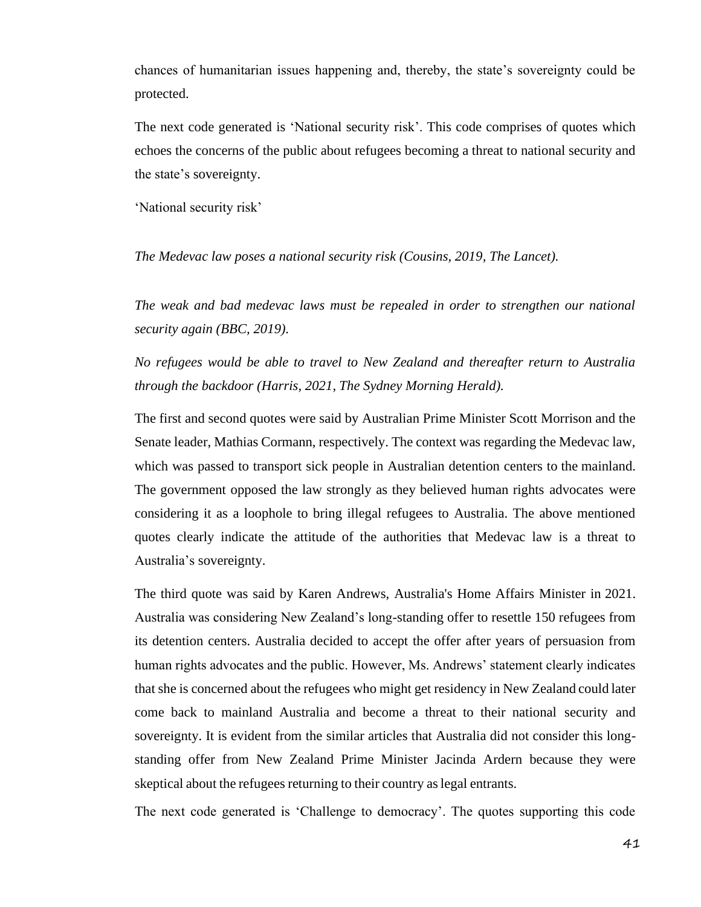chances of humanitarian issues happening and, thereby, the state's sovereignty could be protected.

The next code generated is 'National security risk'. This code comprises of quotes which echoes the concerns of the public about refugees becoming a threat to national security and the state's sovereignty.

'National security risk'

*The Medevac law poses a national security risk (Cousins, 2019, The Lancet).*

*The weak and bad medevac laws must be repealed in order to strengthen our national security again (BBC, 2019).*

*No refugees would be able to travel to New Zealand and thereafter return to Australia through the backdoor (Harris, 2021, The Sydney Morning Herald).*

The first and second quotes were said by Australian Prime Minister Scott Morrison and the Senate leader, Mathias Cormann, respectively. The context was regarding the Medevac law, which was passed to transport sick people in Australian detention centers to the mainland. The government opposed the law strongly as they believed human rights advocates were considering it as a loophole to bring illegal refugees to Australia. The above mentioned quotes clearly indicate the attitude of the authorities that Medevac law is a threat to Australia's sovereignty.

The third quote was said by Karen Andrews, Australia's Home Affairs Minister in 2021. Australia was considering New Zealand's long-standing offer to resettle 150 refugees from its detention centers. Australia decided to accept the offer after years of persuasion from human rights advocates and the public. However, Ms. Andrews' statement clearly indicates that she is concerned about the refugees who might get residency in New Zealand could later come back to mainland Australia and become a threat to their national security and sovereignty. It is evident from the similar articles that Australia did not consider this long-standing offer from New Zealand Prime Minister Jacinda Ardern because they were skeptical about the refugees returning to their country as legal entrants.

The next code generated is 'Challenge to democracy'. The quotes supporting this code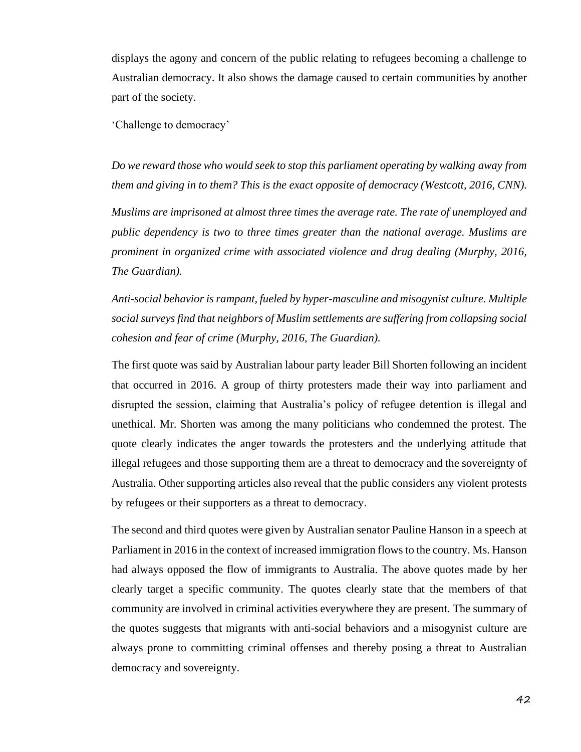displays the agony and concern of the public relating to refugees becoming a challenge to Australian democracy. It also shows the damage caused to certain communities by another part of the society.

'Challenge to democracy'

*Do we reward those who would seek to stop this parliament operating by walking away from them and giving in to them? This is the exact opposite of democracy (Westcott, 2016, CNN).*

*Muslims are imprisoned at almost three times the average rate. The rate of unemployed and public dependency is two to three times greater than the national average. Muslims are prominent in organized crime with associated violence and drug dealing (Murphy, 2016, The Guardian).*

*Anti-social behavior is rampant, fueled by hyper-masculine and misogynist culture. Multiple social surveys find that neighbors of Muslim settlements are suffering from collapsing social cohesion and fear of crime (Murphy, 2016, The Guardian).*

The first quote was said by Australian labour party leader Bill Shorten following an incident that occurred in 2016. A group of thirty protesters made their way into parliament and disrupted the session, claiming that Australia's policy of refugee detention is illegal and unethical. Mr. Shorten was among the many politicians who condemned the protest. The quote clearly indicates the anger towards the protesters and the underlying attitude that illegal refugees and those supporting them are a threat to democracy and the sovereignty of Australia. Other supporting articles also reveal that the public considers any violent protests by refugees or their supporters as a threat to democracy.

The second and third quotes were given by Australian senator Pauline Hanson in a speech at Parliament in 2016 in the context of increased immigration flows to the country. Ms. Hanson had always opposed the flow of immigrants to Australia. The above quotes made by her clearly target a specific community. The quotes clearly state that the members of that community are involved in criminal activities everywhere they are present. The summary of the quotes suggests that migrants with anti-social behaviors and a misogynist culture are always prone to committing criminal offenses and thereby posing a threat to Australian democracy and sovereignty.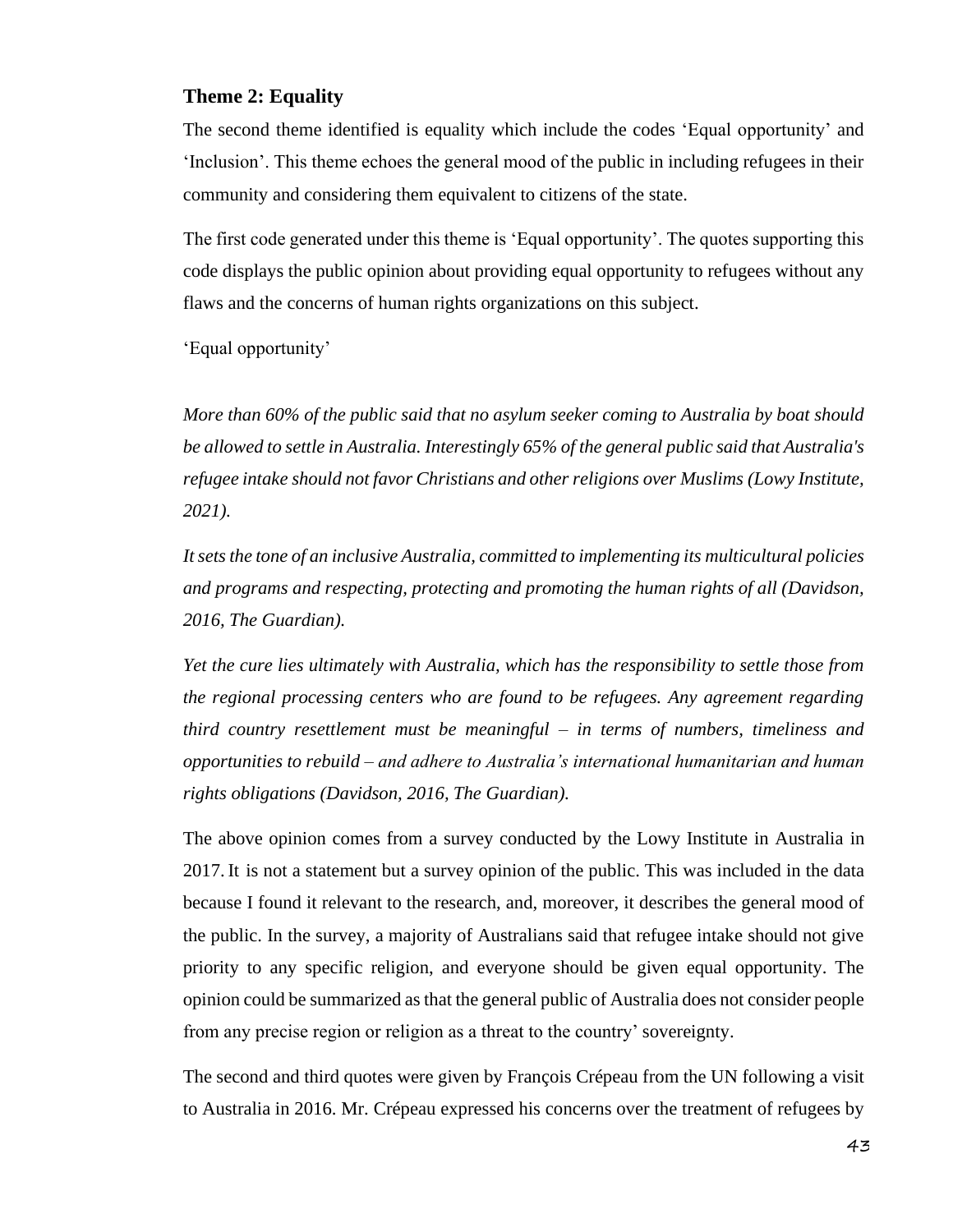### Theme 2: Equality

The second theme identified is equality which include the codes 'Equal opportunity' and 'Inclusion'. This theme echoes the general mood of the public in including refugees in their community and considering them equivalent to citizens of the state.

The first code generated under this theme is 'Equal opportunity'. The quotes supporting this code displays the public opinion about providing equal opportunity to refugees without any flaws and the concerns of human rights organizations on this subject.

'Equal opportunity'

*More than 60% of the public said that no asylum seeker coming to Australia by boat should be allowed to settle in Australia. Interestingly 65% of the general public said that Australia's refugee intake should not favor Christians and other religions over Muslims (Lowy Institute, 2021).*

*It sets the tone of an inclusive Australia, committed to implementing its multicultural policies and programs and respecting, protecting and promoting the human rights of all (Davidson, 2016, The Guardian).*

*Yet the cure lies ultimately with Australia, which has the responsibility to settle those from the regional processing centers who are found to be refugees. Any agreement regarding third country resettlement must be meaningful – in terms of numbers, timeliness and opportunities to rebuild – and adhere to Australia's international humanitarian and human rights obligations (Davidson, 2016, The Guardian).*

The above opinion comes from a survey conducted by the Lowy Institute in Australia in 2017. It is not a statement but a survey opinion of the public. This was included in the data because I found it relevant to the research, and, moreover, it describes the general mood of the public. In the survey, a majority of Australians said that refugee intake should not give priority to any specific religion, and everyone should be given equal opportunity. The opinion could be summarized as that the general public of Australia does not consider people from any precise region or religion as a threat to the country' sovereignty.

The second and third quotes were given by François Crépeau from the UN following a visit to Australia in 2016. Mr. Crépeau expressed his concerns over the treatment of refugees by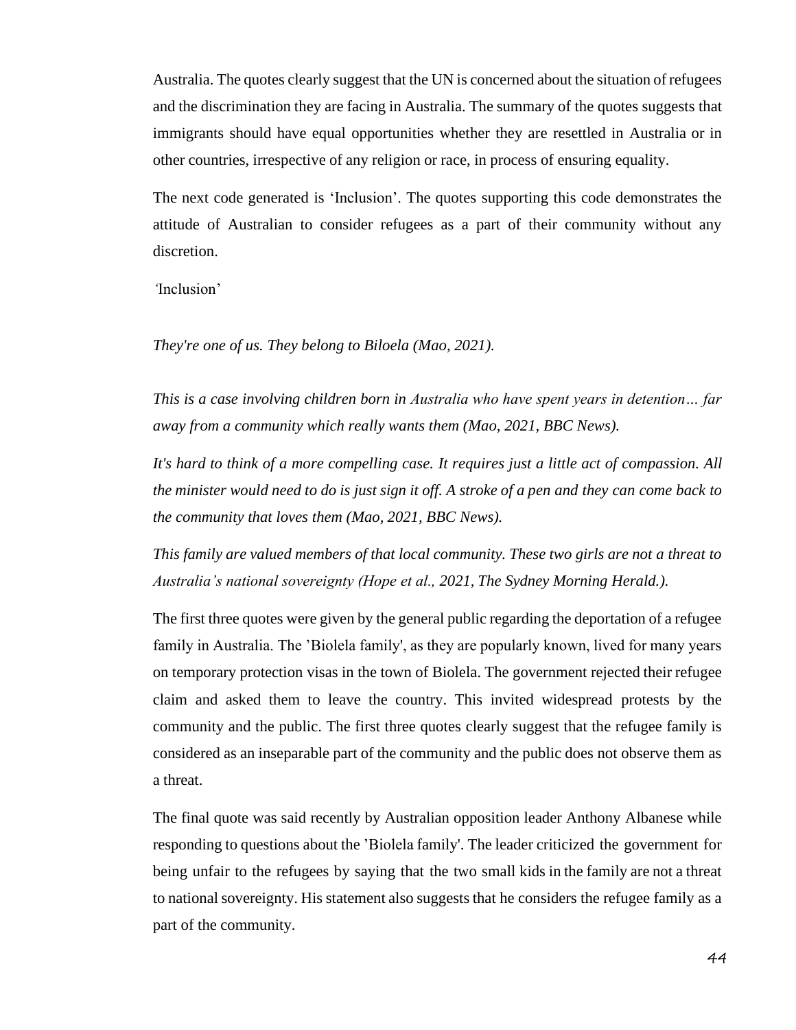Australia. The quotes clearly suggest that the UN is concerned about the situation of refugees and the discrimination they are facing in Australia. The summary of the quotes suggests that immigrants should have equal opportunities whether they are resettled in Australia or in other countries, irrespective of any religion or race, in process of ensuring equality.

The next code generated is 'Inclusion'. The quotes supporting this code demonstrates the attitude of Australian to consider refugees as a part of their community without any discretion.

'Inclusion'

*They're one of us. They belong to Biloela (Mao, 2021).*

*This is a case involving children born in Australia who have spent years in detention… far away from a community which really wants them (Mao, 2021, BBC News).*

*It's hard to think of a more compelling case. It requires just a little act of compassion. All the minister would need to do is just sign it off. A stroke of a pen and they can come back to the community that loves them (Mao, 2021, BBC News).*

*This family are valued members of that local community. These two girls are not a threat to Australia's national sovereignty (Hope et al., 2021, The Sydney Morning Herald.).*

The first three quotes were given by the general public regarding the deportation of a refugee family in Australia. The 'Biolela family', as they are popularly known, lived for many years on temporary protection visas in the town of Biolela. The government rejected their refugee claim and asked them to leave the country. This invited widespread protests by the community and the public. The first three quotes clearly suggest that the refugee family is considered as an inseparable part of the community and the public does not observe them as a threat.

The final quote was said recently by Australian opposition leader Anthony Albanese while responding to questions about the 'Biolela family'. The leader criticized the government for being unfair to the refugees by saying that the two small kids in the family are not a threat to national sovereignty. His statement also suggests that he considers the refugee family as a part of the community.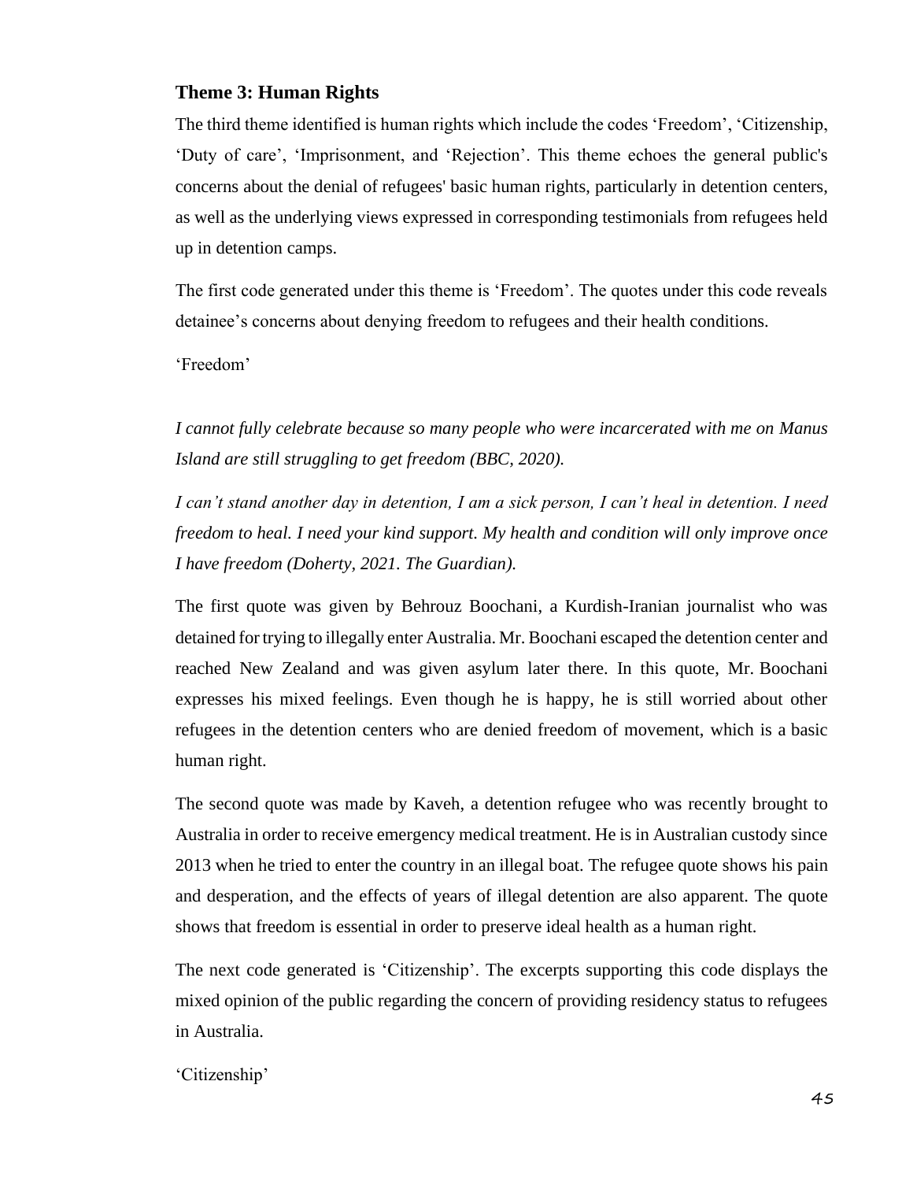### Theme 3: Human Rights

The third theme identified is human rights which include the codes 'Freedom', 'Citizenship, 'Duty of care', 'Imprisonment, and 'Rejection'. This theme echoes the general public's concerns about the denial of refugees' basic human rights, particularly in detention centers, as well as the underlying views expressed in corresponding testimonials from refugees held up in detention camps.

The first code generated under this theme is 'Freedom'. The quotes under this code reveals detainee's concerns about denying freedom to refugees and their health conditions.

'Freedom'

*I cannot fully celebrate because so many people who were incarcerated with me on Manus Island are still struggling to get freedom (BBC, 2020).*

*I can't stand another day in detention, I am a sick person, I can't heal in detention. I need freedom to heal. I need your kind support. My health and condition will only improve once I have freedom (Doherty, 2021. The Guardian).*

The first quote was given by Behrouz Boochani, a Kurdish-Iranian journalist who was detained for trying to illegally enter Australia. Mr. Boochani escaped the detention center and reached New Zealand and was given asylum later there. In this quote, Mr. Boochani expresses his mixed feelings. Even though he is happy, he is still worried about other refugees in the detention centers who are denied freedom of movement, which is a basic human right.

The second quote was made by Kaveh, a detention refugee who was recently brought to Australia in order to receive emergency medical treatment. He is in Australian custody since 2013 when he tried to enter the country in an illegal boat. The refugee quote shows his pain and desperation, and the effects of years of illegal detention are also apparent. The quote shows that freedom is essential in order to preserve ideal health as a human right.

The next code generated is 'Citizenship'. The excerpts supporting this code displays the mixed opinion of the public regarding the concern of providing residency status to refugees in Australia.

'Citizenship'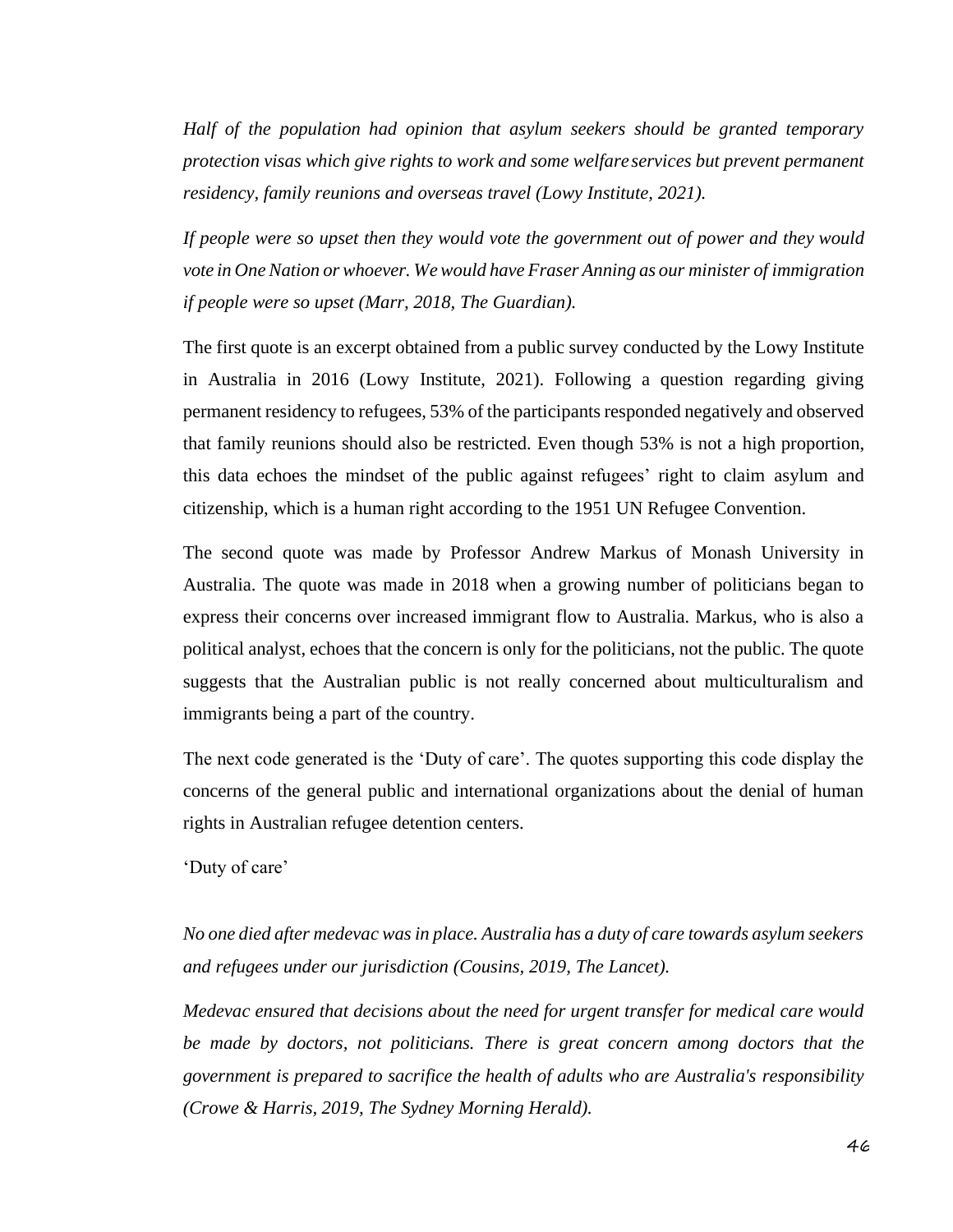*Half of the population had opinion that asylum seekers should be granted temporary protection visas which give rights to work and some welfare services but prevent permanent residency, family reunions and overseas travel (Lowy Institute, 2021).*

*If people were so upset then they would vote the government out of power and they would vote in One Nation or whoever. We would have Fraser Anning as our minister of immigration if people were so upset (Marr, 2018, The Guardian).*

The first quote is an excerpt obtained from a public survey conducted by the Lowy Institute in Australia in 2016 (Lowy Institute, 2021). Following a question regarding giving permanent residency to refugees, 53% of the participants responded negatively and observed that family reunions should also be restricted. Even though 53% is not a high proportion, this data echoes the mindset of the public against refugees' right to claim asylum and citizenship, which is a human right according to the 1951 UN Refugee Convention.

The second quote was made by Professor Andrew Markus of Monash University in Australia. The quote was made in 2018 when a growing number of politicians began to express their concerns over increased immigrant flow to Australia. Markus, who is also a political analyst, echoes that the concern is only for the politicians, not the public. The quote suggests that the Australian public is not really concerned about multiculturalism and immigrants being a part of the country.

The next code generated is the 'Duty of care'. The quotes supporting this code display the concerns of the general public and international organizations about the denial of human rights in Australian refugee detention centers.

'Duty of care'

*No one died after medevac was in place. Australia has a duty of care towards asylum seekers and refugees under our jurisdiction (Cousins, 2019, The Lancet).*

*Medevac ensured that decisions about the need for urgent transfer for medical care would be made by doctors, not politicians. There is great concern among doctors that the government is prepared to sacrifice the health of adults who are Australia's responsibility (Crowe & Harris, 2019, The Sydney Morning Herald).*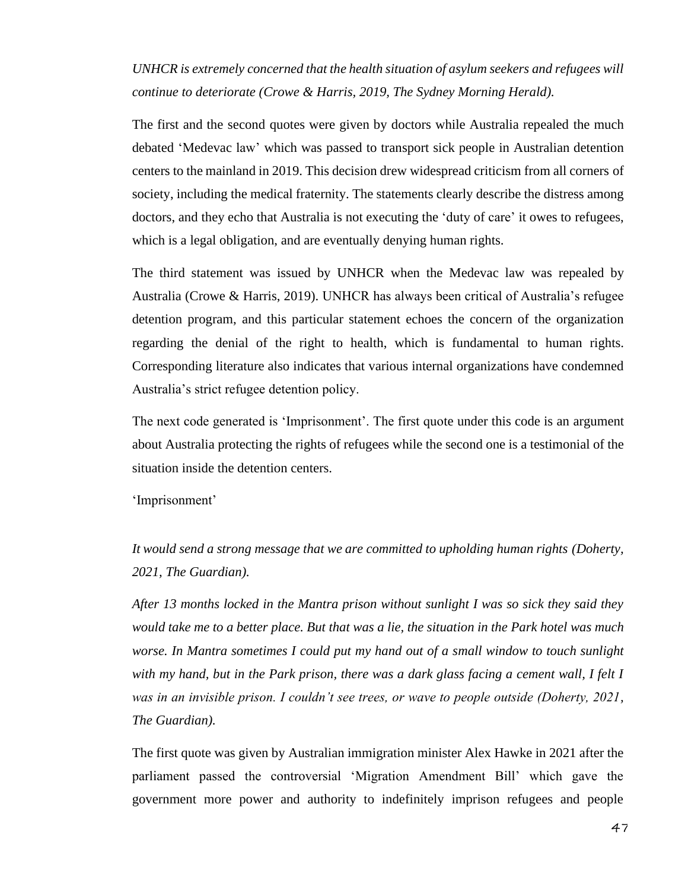*UNHCR is extremely concerned that the health situation of asylum seekers and refugees will continue to deteriorate (Crowe & Harris, 2019, The Sydney Morning Herald).*

The first and the second quotes were given by doctors while Australia repealed the much debated 'Medevac law' which was passed to transport sick people in Australian detention centers to the mainland in 2019. This decision drew widespread criticism from all corners of society, including the medical fraternity. The statements clearly describe the distress among doctors, and they echo that Australia is not executing the 'duty of care' it owes to refugees, which is a legal obligation, and are eventually denying human rights.

The third statement was issued by UNHCR when the Medevac law was repealed by Australia (Crowe & Harris, 2019). UNHCR has always been critical of Australia's refugee detention program, and this particular statement echoes the concern of the organization regarding the denial of the right to health, which is fundamental to human rights. Corresponding literature also indicates that various internal organizations have condemned Australia's strict refugee detention policy.

The next code generated is 'Imprisonment'. The first quote under this code is an argument about Australia protecting the rights of refugees while the second one is a testimonial of the situation inside the detention centers.

'Imprisonment'

*It would send a strong message that we are committed to upholding human rights (Doherty, 2021, The Guardian).*

*After 13 months locked in the Mantra prison without sunlight I was so sick they said they would take me to a better place. But that was a lie, the situation in the Park hotel was much worse. In Mantra sometimes I could put my hand out of a small window to touch sunlight with my hand, but in the Park prison, there was a dark glass facing a cement wall, I felt I was in an invisible prison. I couldn't see trees, or wave to people outside (Doherty, 2021, The Guardian).*

The first quote was given by Australian immigration minister Alex Hawke in 2021 after the parliament passed the controversial 'Migration Amendment Bill' which gave the government more power and authority to indefinitely imprison refugees and people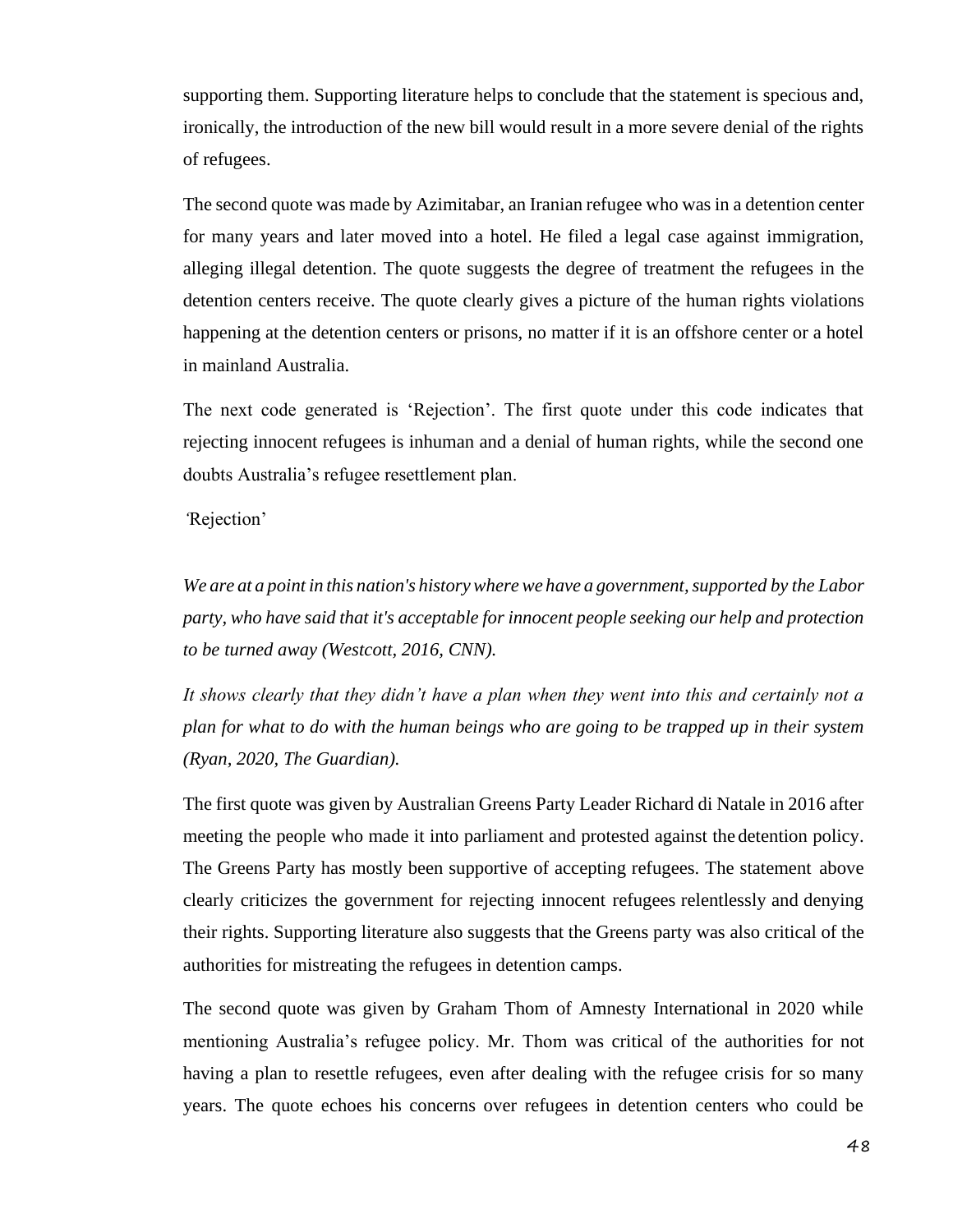supporting them. Supporting literature helps to conclude that the statement is specious and, ironically, the introduction of the new bill would result in a more severe denial of the rights of refugees.

The second quote was made by Azimitabar, an Iranian refugee who was in a detention center for many years and later moved into a hotel. He filed a legal case against immigration, alleging illegal detention. The quote suggests the degree of treatment the refugees in the detention centers receive. The quote clearly gives a picture of the human rights violations happening at the detention centers or prisons, no matter if it is an offshore center or a hotel in mainland Australia.

The next code generated is 'Rejection'. The first quote under this code indicates that rejecting innocent refugees is inhuman and a denial of human rights, while the second one doubts Australia's refugee resettlement plan.

'Rejection'

*We are at a point in this nation's history where we have a government, supported by the Labor party, who have said that it's acceptable for innocent people seeking our help and protection to be turned away (Westcott, 2016, CNN).*

*It shows clearly that they didn't have a plan when they went into this and certainly not a plan for what to do with the human beings who are going to be trapped up in their system (Ryan, 2020, The Guardian).*

The first quote was given by Australian Greens Party Leader Richard di Natale in 2016 after meeting the people who made it into parliament and protested against the detention policy. The Greens Party has mostly been supportive of accepting refugees. The statement above clearly criticizes the government for rejecting innocent refugees relentlessly and denying their rights. Supporting literature also suggests that the Greens party was also critical of the authorities for mistreating the refugees in detention camps.

The second quote was given by Graham Thom of Amnesty International in 2020 while mentioning Australia's refugee policy. Mr. Thom was critical of the authorities for not having a plan to resettle refugees, even after dealing with the refugee crisis for so many years. The quote echoes his concerns over refugees in detention centers who could be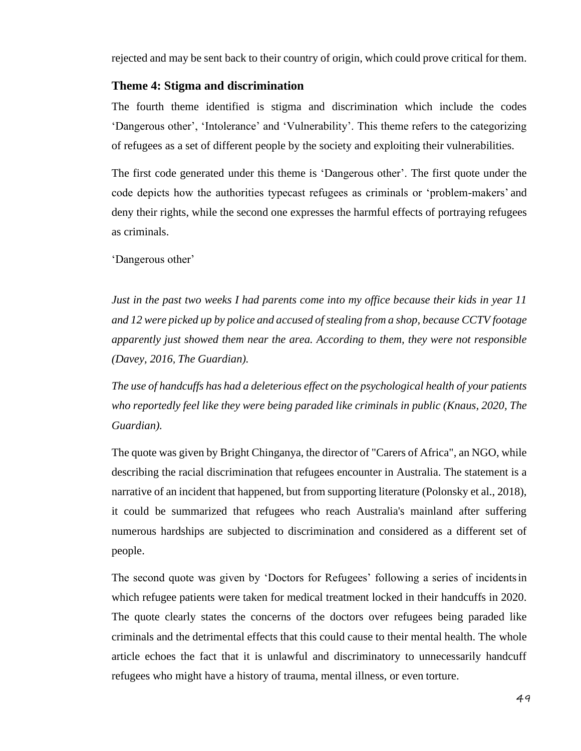rejected and may be sent back to their country of origin, which could prove critical for them.

### Theme 4: Stigma and discrimination

The fourth theme identified is stigma and discrimination which include the codes 'Dangerous other', 'Intolerance' and 'Vulnerability'. This theme refers to the categorizing of refugees as a set of different people by the society and exploiting their vulnerabilities.

The first code generated under this theme is 'Dangerous other'. The first quote under the code depicts how the authorities typecast refugees as criminals or 'problem-makers' and deny their rights, while the second one expresses the harmful effects of portraying refugees as criminals.

'Dangerous other'

*Just in the past two weeks I had parents come into my office because their kids in year 11 and 12 were picked up by police and accused of stealing from a shop, because CCTV footage apparently just showed them near the area. According to them, they were not responsible (Davey, 2016, The Guardian).*

*The use of handcuffs has had a deleterious effect on the psychological health of your patients who reportedly feel like they were being paraded like criminals in public (Knaus, 2020, The Guardian).*

The quote was given by Bright Chinganya, the director of "Carers of Africa", an NGO, while describing the racial discrimination that refugees encounter in Australia. The statement is a narrative of an incident that happened, but from supporting literature (Polonsky et al., 2018), it could be summarized that refugees who reach Australia's mainland after suffering numerous hardships are subjected to discrimination and considered as a different set of people.

The second quote was given by 'Doctors for Refugees' following a series of incidents in which refugee patients were taken for medical treatment locked in their handcuffs in 2020. The quote clearly states the concerns of the doctors over refugees being paraded like criminals and the detrimental effects that this could cause to their mental health. The whole article echoes the fact that it is unlawful and discriminatory to unnecessarily handcuff refugees who might have a history of trauma, mental illness, or even torture.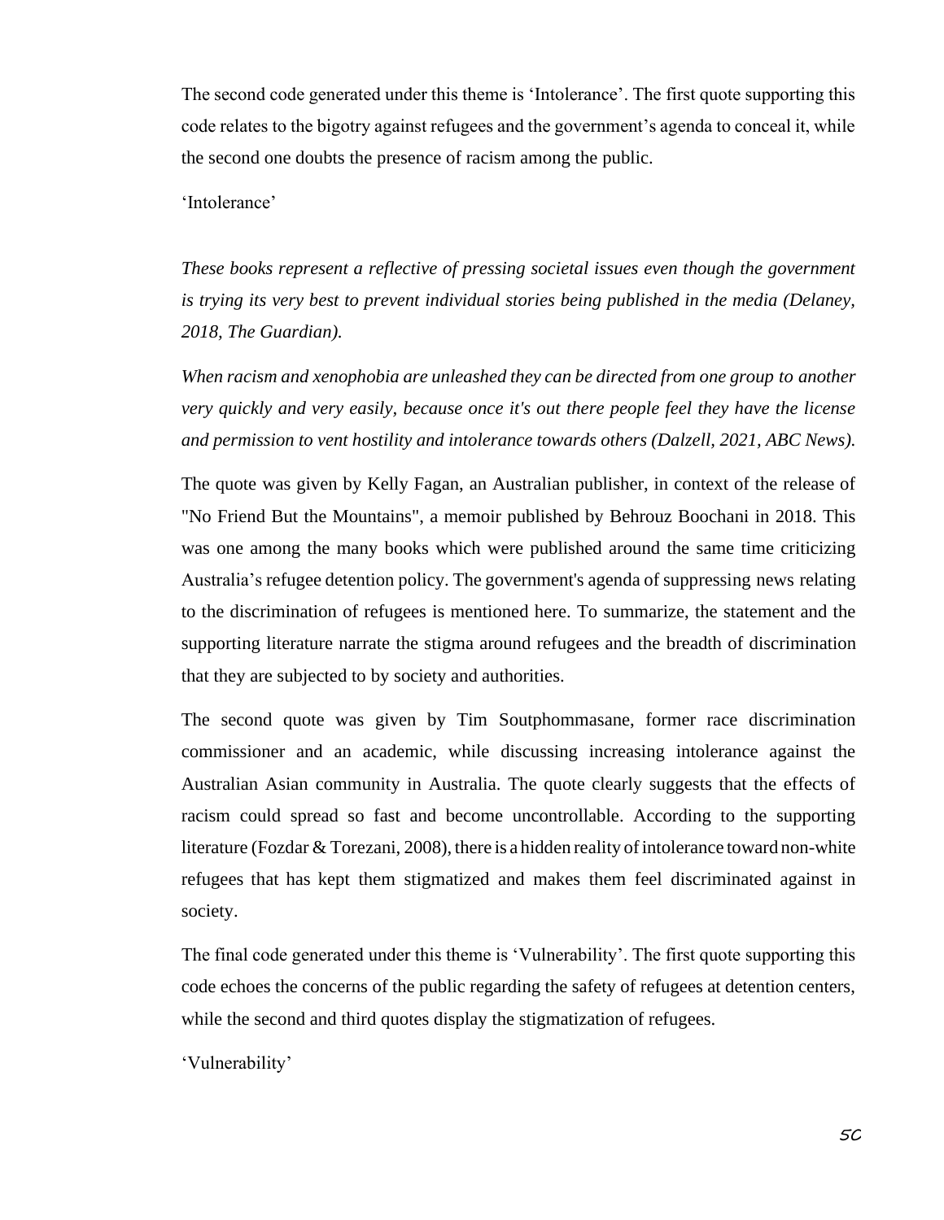The second code generated under this theme is 'Intolerance'. The first quote supporting this code relates to the bigotry against refugees and the government's agenda to conceal it, while the second one doubts the presence of racism among the public.

'Intolerance'

*These books represent a reflective of pressing societal issues even though the government is trying its very best to prevent individual stories being published in the media (Delaney, 2018, The Guardian).*

*When racism and xenophobia are unleashed they can be directed from one group to another very quickly and very easily, because once it's out there people feel they have the license and permission to vent hostility and intolerance towards others (Dalzell, 2021, ABC News).*

The quote was given by Kelly Fagan, an Australian publisher, in context of the release of "No Friend But the Mountains", a memoir published by Behrouz Boochani in 2018. This was one among the many books which were published around the same time criticizing Australia's refugee detention policy. The government's agenda of suppressing news relating to the discrimination of refugees is mentioned here. To summarize, the statement and the supporting literature narrate the stigma around refugees and the breadth of discrimination that they are subjected to by society and authorities.

The second quote was given by Tim Soutphommasane, former race discrimination commissioner and an academic, while discussing increasing intolerance against the Australian Asian community in Australia. The quote clearly suggests that the effects of racism could spread so fast and become uncontrollable. According to the supporting literature (Fozdar & Torezani, 2008), there is a hidden reality of intolerance toward non-white refugees that has kept them stigmatized and makes them feel discriminated against in society.

The final code generated under this theme is 'Vulnerability'. The first quote supporting this code echoes the concerns of the public regarding the safety of refugees at detention centers, while the second and third quotes display the stigmatization of refugees.

'Vulnerability'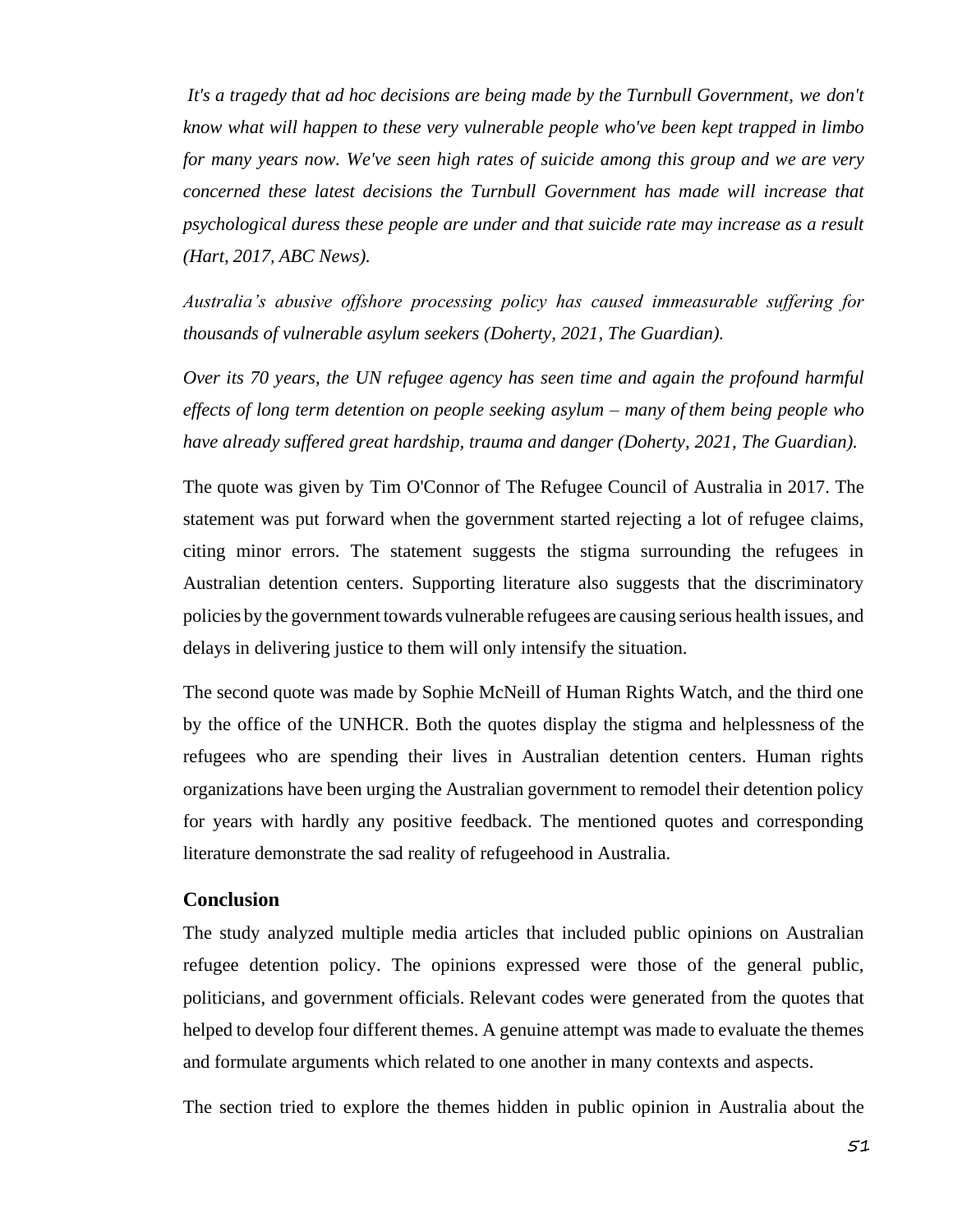*It's a tragedy that ad hoc decisions are being made by the Turnbull Government, we don't know what will happen to these very vulnerable people who've been kept trapped in limbo for many years now. We've seen high rates of suicide among this group and we are very concerned these latest decisions the Turnbull Government has made will increase that psychological duress these people are under and that suicide rate may increase as a result (Hart, 2017, ABC News).*

*Australia's abusive offshore processing policy has caused immeasurable suffering for thousands of vulnerable asylum seekers (Doherty, 2021, The Guardian).*

*Over its 70 years, the UN refugee agency has seen time and again the profound harmful effects of long term detention on people seeking asylum – many of them being people who have already suffered great hardship, trauma and danger (Doherty, 2021, The Guardian).*

The quote was given by Tim O'Connor of The Refugee Council of Australia in 2017. The statement was put forward when the government started rejecting a lot of refugee claims, citing minor errors. The statement suggests the stigma surrounding the refugees in Australian detention centers. Supporting literature also suggests that the discriminatory policies by the government towards vulnerable refugees are causing serious health issues, and delays in delivering justice to them will only intensify the situation.

The second quote was made by Sophie McNeill of Human Rights Watch, and the third one by the office of the UNHCR. Both the quotes display the stigma and helplessness of the refugees who are spending their lives in Australian detention centers. Human rights organizations have been urging the Australian government to remodel their detention policy for years with hardly any positive feedback. The mentioned quotes and corresponding literature demonstrate the sad reality of refugeehood in Australia.

## Conclusion

The study analyzed multiple media articles that included public opinions on Australian refugee detention policy. The opinions expressed were those of the general public, politicians, and government officials. Relevant codes were generated from the quotes that helped to develop four different themes. A genuine attempt was made to evaluate the themes and formulate arguments which related to one another in many contexts and aspects.

The section tried to explore the themes hidden in public opinion in Australia about the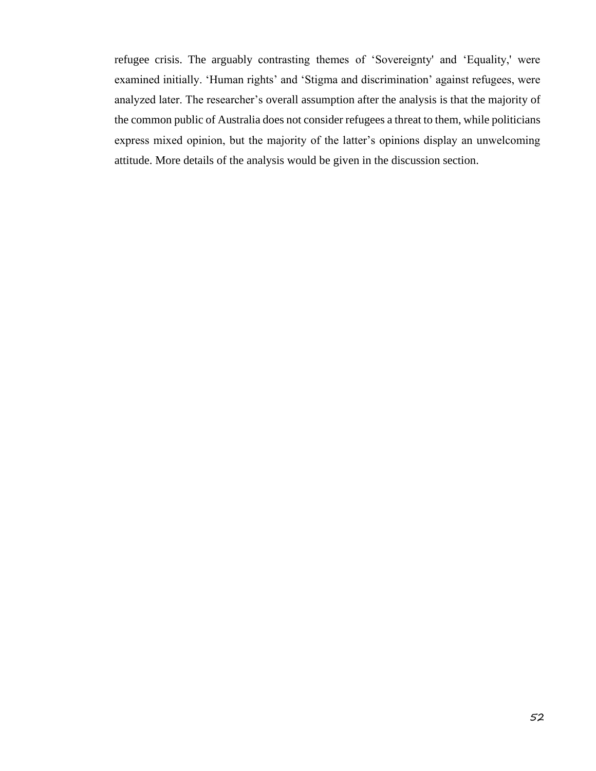refugee crisis. The arguably contrasting themes of 'Sovereignty' and 'Equality,' were examined initially. 'Human rights' and 'Stigma and discrimination' against refugees, were analyzed later. The researcher's overall assumption after the analysis is that the majority of the common public of Australia does not consider refugees a threat to them, while politicians express mixed opinion, but the majority of the latter's opinions display an unwelcoming attitude. More details of the analysis would be given in the discussion section.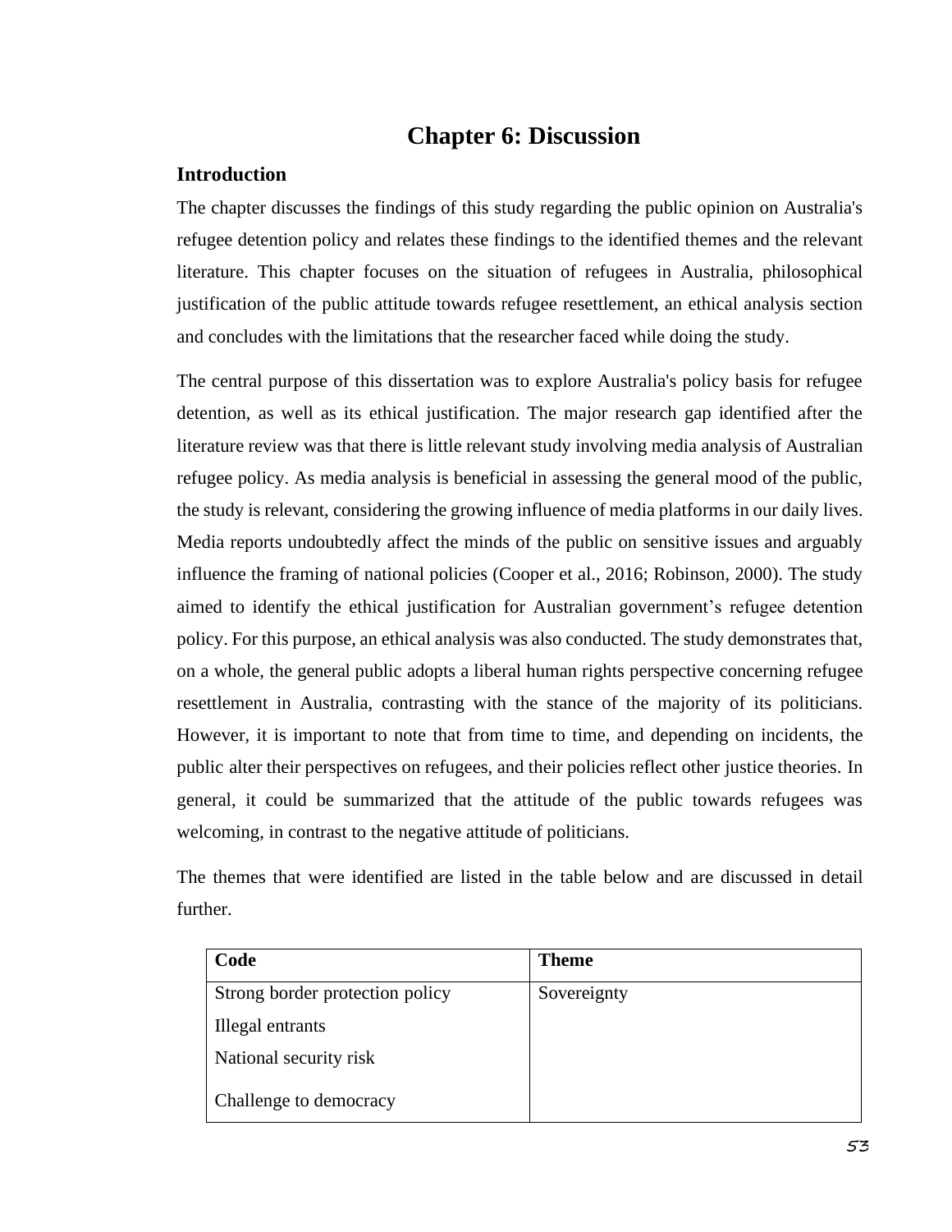# Chapter 6: Discussion

## Introduction

The chapter discusses the findings of this study regarding the public opinion on Australia's refugee detention policy and relates these findings to the identified themes and the relevant literature. This chapter focuses on the situation of refugees in Australia, philosophical justification of the public attitude towards refugee resettlement, an ethical analysis section and concludes with the limitations that the researcher faced while doing the study.

The central purpose of this dissertation was to explore Australia's policy basis for refugee detention, as well as its ethical justification. The major research gap identified after the literature review was that there is little relevant study involving media analysis of Australian refugee policy. As media analysis is beneficial in assessing the general mood of the public, the study is relevant, considering the growing influence of media platforms in our daily lives. Media reports undoubtedly affect the minds of the public on sensitive issues and arguably influence the framing of national policies (Cooper et al., 2016; Robinson, 2000). The study aimed to identify the ethical justification for Australian government's refugee detention policy. For this purpose, an ethical analysis was also conducted. The study demonstrates that, on a whole, the general public adopts a liberal human rights perspective concerning refugee resettlement in Australia, contrasting with the stance of the majority of its politicians. However, it is important to note that from time to time, and depending on incidents, the public alter their perspectives on refugees, and their policies reflect other justice theories. In general, it could be summarized that the attitude of the public towards refugees was welcoming, in contrast to the negative attitude of politicians.

The themes that were identified are listed in the table below and are discussed in detail further.

| Code | Theme |
|---|---|
| Strong border protection policy<br>Illegal entrants<br>National security risk<br>Challenge to democracy | Sovereignty |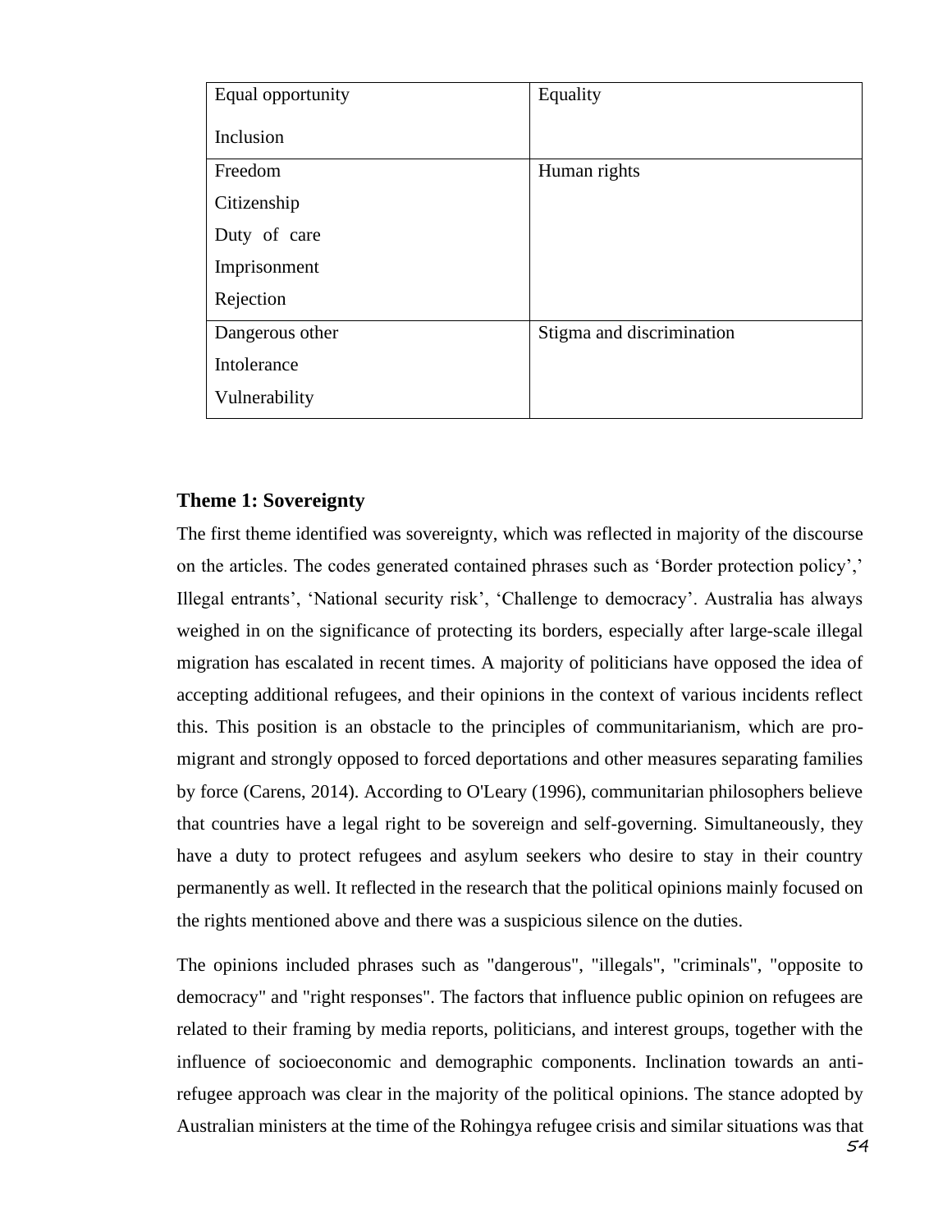| | |
|---|---|
| Equal opportunity<br><br>Inclusion | Equality |
| Freedom<br>Citizenship<br>Duty of care<br>Imprisonment<br>Rejection | Human rights |
| Dangerous other<br>Intolerance<br>Vulnerability | Stigma and discrimination |

### Theme 1: Sovereignty

The first theme identified was sovereignty, which was reflected in majority of the discourse on the articles. The codes generated contained phrases such as 'Border protection policy',' Illegal entrants', 'National security risk', 'Challenge to democracy'. Australia has always weighed in on the significance of protecting its borders, especially after large-scale illegal migration has escalated in recent times. A majority of politicians have opposed the idea of accepting additional refugees, and their opinions in the context of various incidents reflect this. This position is an obstacle to the principles of communitarianism, which are pro-migrant and strongly opposed to forced deportations and other measures separating families by force (Carens, 2014). According to O'Leary (1996), communitarian philosophers believe that countries have a legal right to be sovereign and self-governing. Simultaneously, they have a duty to protect refugees and asylum seekers who desire to stay in their country permanently as well. It reflected in the research that the political opinions mainly focused on the rights mentioned above and there was a suspicious silence on the duties.

The opinions included phrases such as "dangerous", "illegals", "criminals", "opposite to democracy" and "right responses". The factors that influence public opinion on refugees are related to their framing by media reports, politicians, and interest groups, together with the influence of socioeconomic and demographic components. Inclination towards an anti-refugee approach was clear in the majority of the political opinions. The stance adopted by Australian ministers at the time of the Rohingya refugee crisis and similar situations was that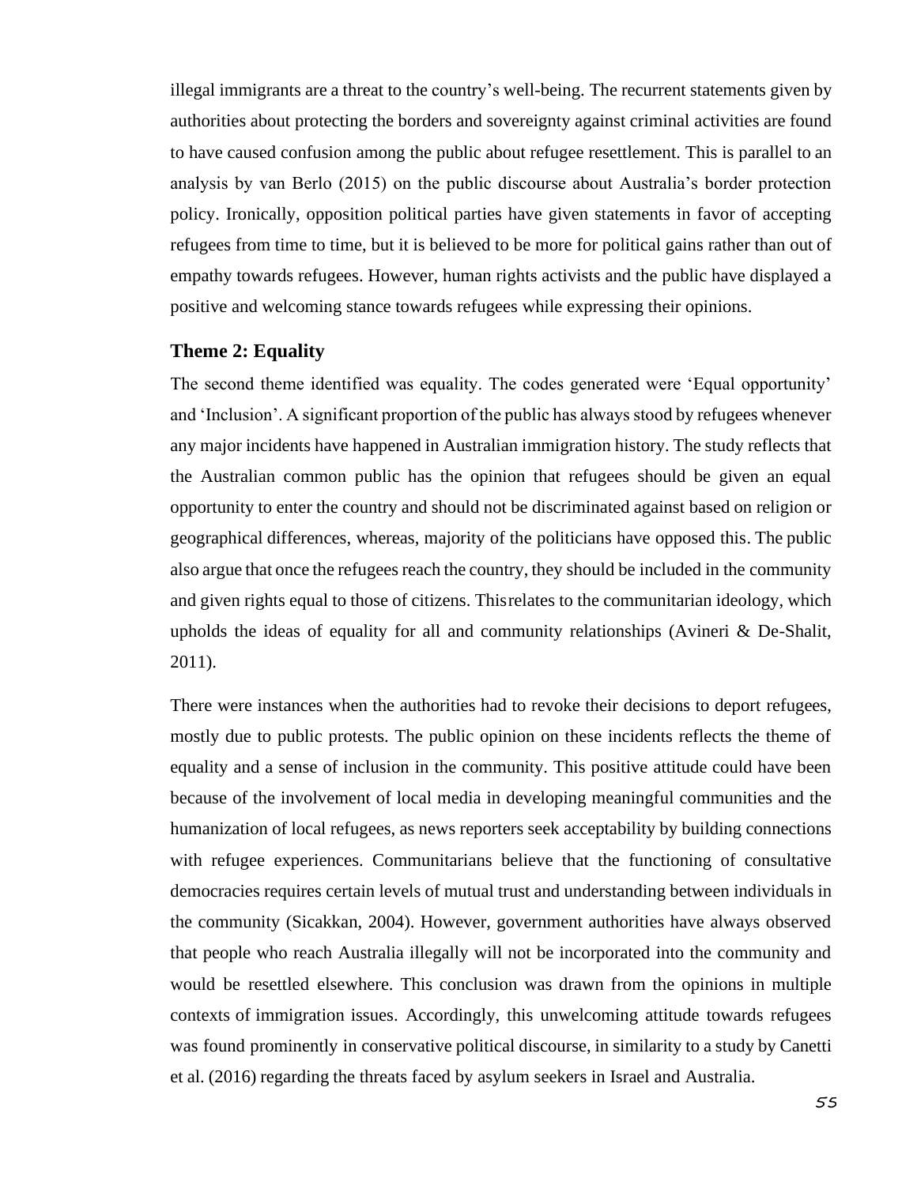illegal immigrants are a threat to the country's well-being. The recurrent statements given by authorities about protecting the borders and sovereignty against criminal activities are found to have caused confusion among the public about refugee resettlement. This is parallel to an analysis by van Berlo (2015) on the public discourse about Australia's border protection policy. Ironically, opposition political parties have given statements in favor of accepting refugees from time to time, but it is believed to be more for political gains rather than out of empathy towards refugees. However, human rights activists and the public have displayed a positive and welcoming stance towards refugees while expressing their opinions.

### Theme 2: Equality

The second theme identified was equality. The codes generated were 'Equal opportunity' and 'Inclusion'. A significant proportion of the public has always stood by refugees whenever any major incidents have happened in Australian immigration history. The study reflects that the Australian common public has the opinion that refugees should be given an equal opportunity to enter the country and should not be discriminated against based on religion or geographical differences, whereas, majority of the politicians have opposed this. The public also argue that once the refugees reach the country, they should be included in the community and given rights equal to those of citizens. Thisrelates to the communitarian ideology, which upholds the ideas of equality for all and community relationships (Avineri & De-Shalit, 2011).

There were instances when the authorities had to revoke their decisions to deport refugees, mostly due to public protests. The public opinion on these incidents reflects the theme of equality and a sense of inclusion in the community. This positive attitude could have been because of the involvement of local media in developing meaningful communities and the humanization of local refugees, as news reporters seek acceptability by building connections with refugee experiences. Communitarians believe that the functioning of consultative democracies requires certain levels of mutual trust and understanding between individuals in the community (Sicakkan, 2004). However, government authorities have always observed that people who reach Australia illegally will not be incorporated into the community and would be resettled elsewhere. This conclusion was drawn from the opinions in multiple contexts of immigration issues. Accordingly, this unwelcoming attitude towards refugees was found prominently in conservative political discourse, in similarity to a study by Canetti et al. (2016) regarding the threats faced by asylum seekers in Israel and Australia.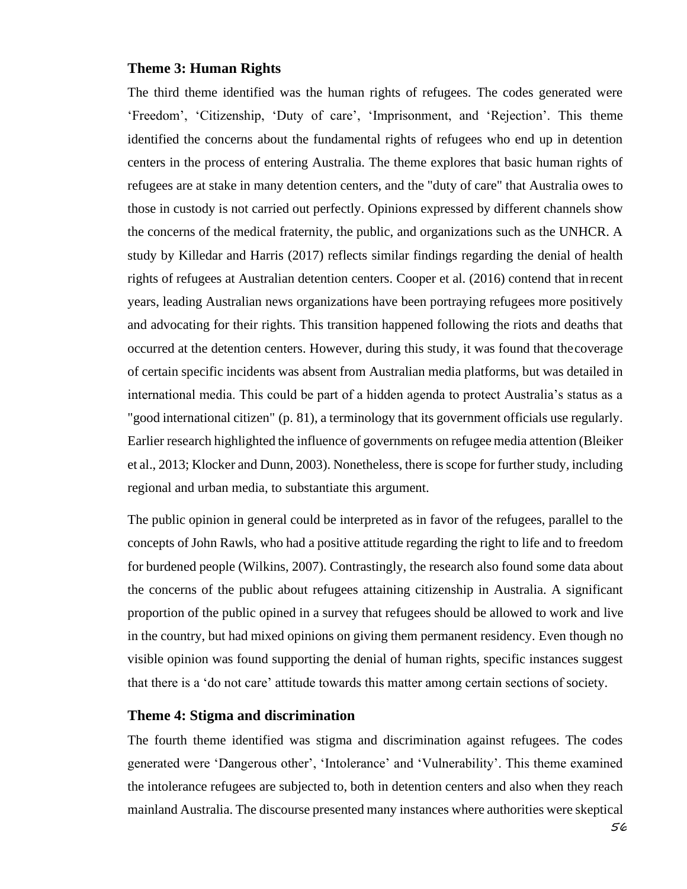### Theme 3: Human Rights

The third theme identified was the human rights of refugees. The codes generated were 'Freedom', 'Citizenship, 'Duty of care', 'Imprisonment, and 'Rejection'. This theme identified the concerns about the fundamental rights of refugees who end up in detention centers in the process of entering Australia. The theme explores that basic human rights of refugees are at stake in many detention centers, and the "duty of care" that Australia owes to those in custody is not carried out perfectly. Opinions expressed by different channels show the concerns of the medical fraternity, the public, and organizations such as the UNHCR. A study by Killedar and Harris (2017) reflects similar findings regarding the denial of health rights of refugees at Australian detention centers. Cooper et al. (2016) contend that in recent years, leading Australian news organizations have been portraying refugees more positively and advocating for their rights. This transition happened following the riots and deaths that occurred at the detention centers. However, during this study, it was found that the coverage of certain specific incidents was absent from Australian media platforms, but was detailed in international media. This could be part of a hidden agenda to protect Australia's status as a "good international citizen" (p. 81), a terminology that its government officials use regularly. Earlier research highlighted the influence of governments on refugee media attention (Bleiker et al., 2013; Klocker and Dunn, 2003). Nonetheless, there is scope for further study, including regional and urban media, to substantiate this argument.

The public opinion in general could be interpreted as in favor of the refugees, parallel to the concepts of John Rawls, who had a positive attitude regarding the right to life and to freedom for burdened people (Wilkins, 2007). Contrastingly, the research also found some data about the concerns of the public about refugees attaining citizenship in Australia. A significant proportion of the public opined in a survey that refugees should be allowed to work and live in the country, but had mixed opinions on giving them permanent residency. Even though no visible opinion was found supporting the denial of human rights, specific instances suggest that there is a 'do not care' attitude towards this matter among certain sections of society.

### Theme 4: Stigma and discrimination

The fourth theme identified was stigma and discrimination against refugees. The codes generated were 'Dangerous other', 'Intolerance' and 'Vulnerability'. This theme examined the intolerance refugees are subjected to, both in detention centers and also when they reach mainland Australia. The discourse presented many instances where authorities were skeptical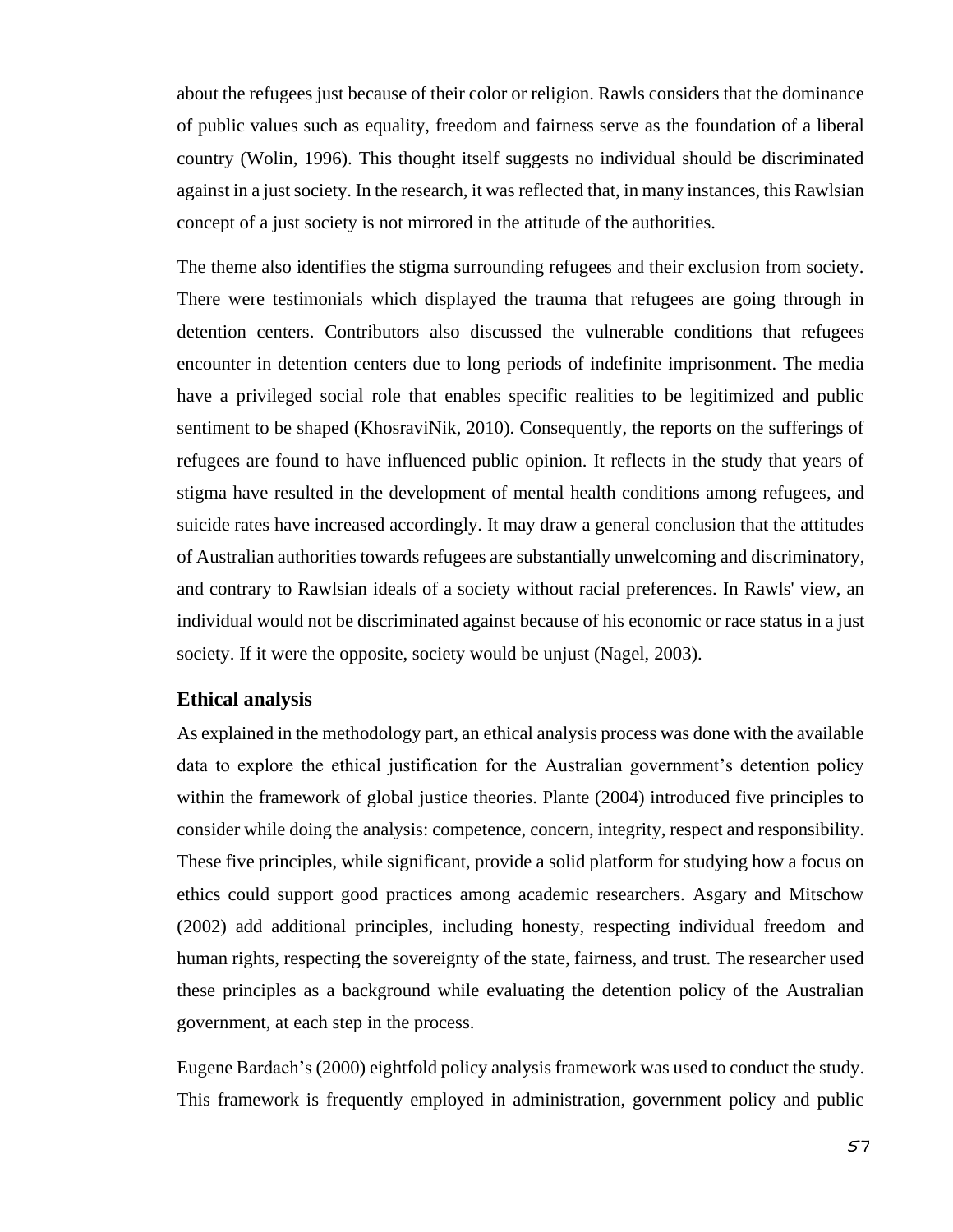about the refugees just because of their color or religion. Rawls considers that the dominance of public values such as equality, freedom and fairness serve as the foundation of a liberal country (Wolin, 1996). This thought itself suggests no individual should be discriminated against in a just society. In the research, it was reflected that, in many instances, this Rawlsian concept of a just society is not mirrored in the attitude of the authorities.

The theme also identifies the stigma surrounding refugees and their exclusion from society. There were testimonials which displayed the trauma that refugees are going through in detention centers. Contributors also discussed the vulnerable conditions that refugees encounter in detention centers due to long periods of indefinite imprisonment. The media have a privileged social role that enables specific realities to be legitimized and public sentiment to be shaped (KhosraviNik, 2010). Consequently, the reports on the sufferings of refugees are found to have influenced public opinion. It reflects in the study that years of stigma have resulted in the development of mental health conditions among refugees, and suicide rates have increased accordingly. It may draw a general conclusion that the attitudes of Australian authorities towards refugees are substantially unwelcoming and discriminatory, and contrary to Rawlsian ideals of a society without racial preferences. In Rawls' view, an individual would not be discriminated against because of his economic or race status in a just society. If it were the opposite, society would be unjust (Nagel, 2003).

## Ethical analysis

As explained in the methodology part, an ethical analysis process was done with the available data to explore the ethical justification for the Australian government's detention policy within the framework of global justice theories. Plante (2004) introduced five principles to consider while doing the analysis: competence, concern, integrity, respect and responsibility. These five principles, while significant, provide a solid platform for studying how a focus on ethics could support good practices among academic researchers. Asgary and Mitschow (2002) add additional principles, including honesty, respecting individual freedom and human rights, respecting the sovereignty of the state, fairness, and trust. The researcher used these principles as a background while evaluating the detention policy of the Australian government, at each step in the process.

Eugene Bardach's (2000) eightfold policy analysis framework was used to conduct the study. This framework is frequently employed in administration, government policy and public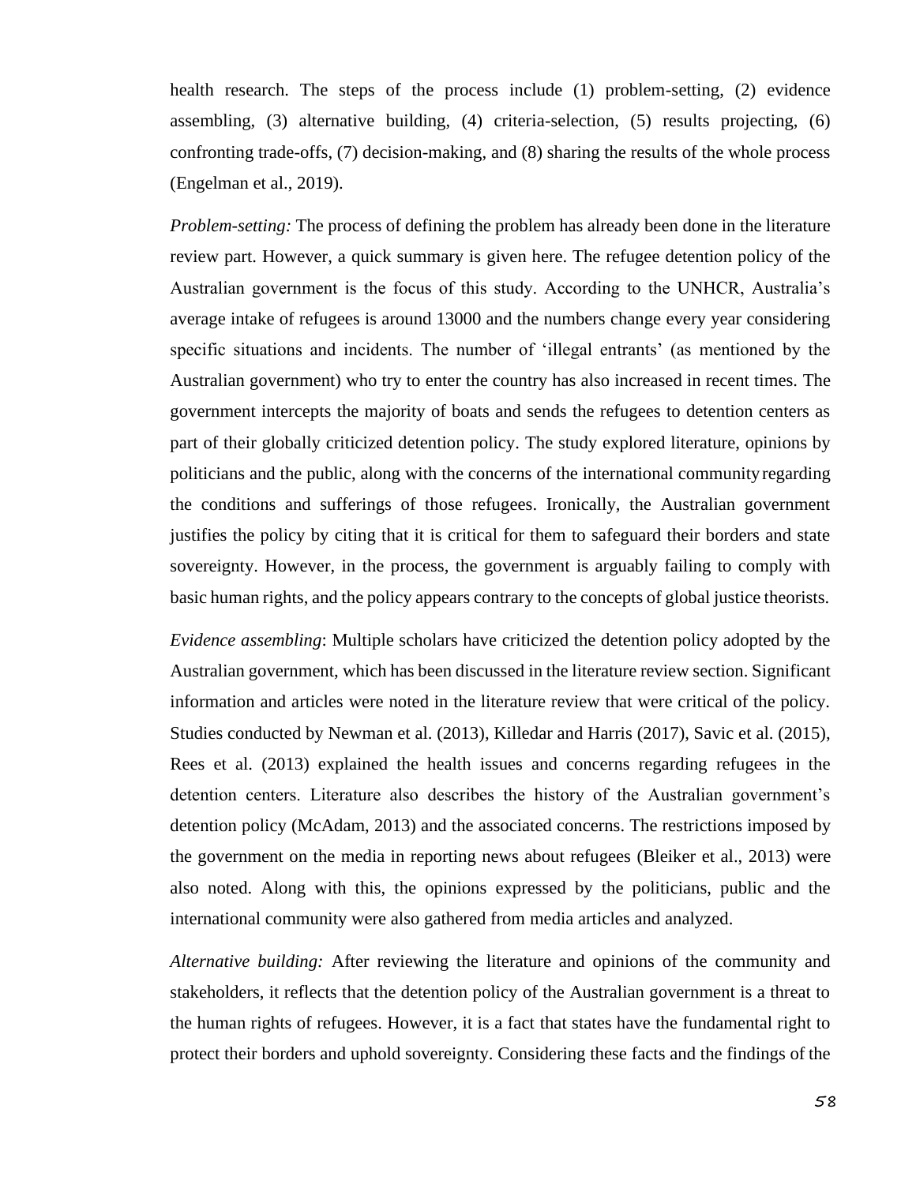health research. The steps of the process include (1) problem-setting, (2) evidence assembling, (3) alternative building, (4) criteria-selection, (5) results projecting, (6) confronting trade-offs, (7) decision-making, and (8) sharing the results of the whole process (Engelman et al., 2019).

*Problem-setting:* The process of defining the problem has already been done in the literature review part. However, a quick summary is given here. The refugee detention policy of the Australian government is the focus of this study. According to the UNHCR, Australia's average intake of refugees is around 13000 and the numbers change every year considering specific situations and incidents. The number of 'illegal entrants' (as mentioned by the Australian government) who try to enter the country has also increased in recent times. The government intercepts the majority of boats and sends the refugees to detention centers as part of their globally criticized detention policy. The study explored literature, opinions by politicians and the public, along with the concerns of the international community regarding the conditions and sufferings of those refugees. Ironically, the Australian government justifies the policy by citing that it is critical for them to safeguard their borders and state sovereignty. However, in the process, the government is arguably failing to comply with basic human rights, and the policy appears contrary to the concepts of global justice theorists.

*Evidence assembling*: Multiple scholars have criticized the detention policy adopted by the Australian government, which has been discussed in the literature review section. Significant information and articles were noted in the literature review that were critical of the policy. Studies conducted by Newman et al. (2013), Killedar and Harris (2017), Savic et al. (2015), Rees et al. (2013) explained the health issues and concerns regarding refugees in the detention centers. Literature also describes the history of the Australian government's detention policy (McAdam, 2013) and the associated concerns. The restrictions imposed by the government on the media in reporting news about refugees (Bleiker et al., 2013) were also noted. Along with this, the opinions expressed by the politicians, public and the international community were also gathered from media articles and analyzed.

*Alternative building:* After reviewing the literature and opinions of the community and stakeholders, it reflects that the detention policy of the Australian government is a threat to the human rights of refugees. However, it is a fact that states have the fundamental right to protect their borders and uphold sovereignty. Considering these facts and the findings of the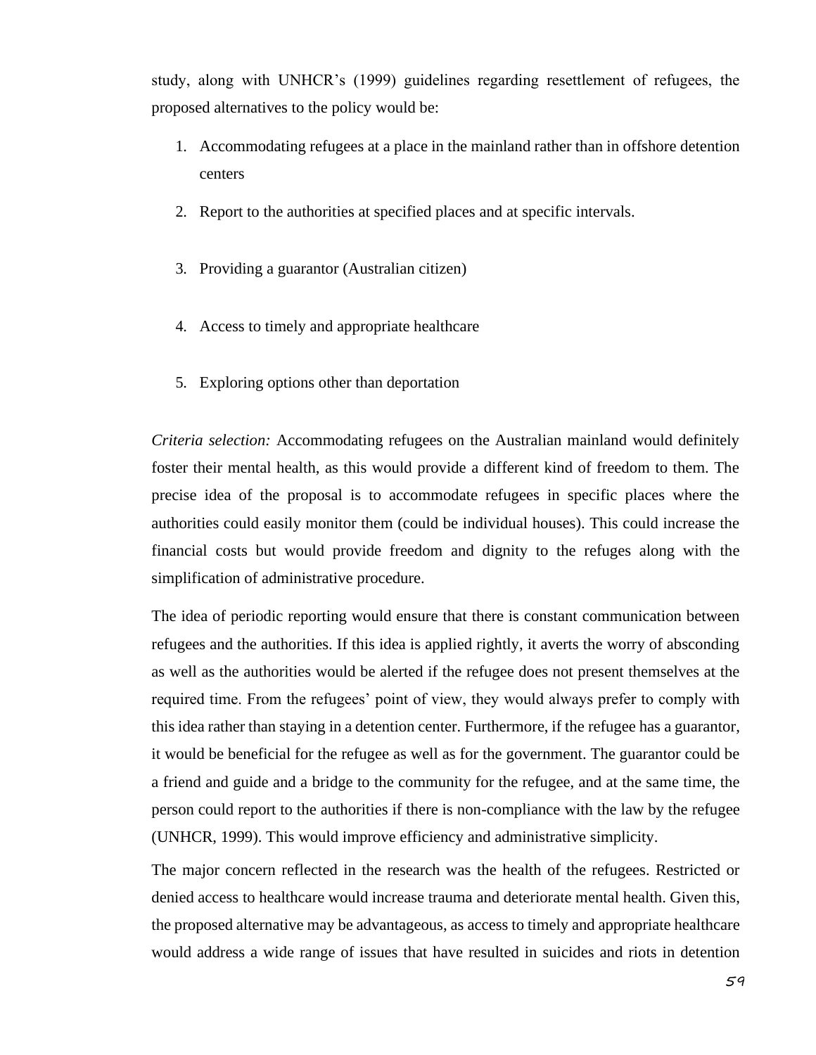study, along with UNHCR's (1999) guidelines regarding resettlement of refugees, the proposed alternatives to the policy would be:

1. Accommodating refugees at a place in the mainland rather than in offshore detention centers
2. Report to the authorities at specified places and at specific intervals.
3. Providing a guarantor (Australian citizen)
4. Access to timely and appropriate healthcare
5. Exploring options other than deportation

*Criteria selection:* Accommodating refugees on the Australian mainland would definitely foster their mental health, as this would provide a different kind of freedom to them. The precise idea of the proposal is to accommodate refugees in specific places where the authorities could easily monitor them (could be individual houses). This could increase the financial costs but would provide freedom and dignity to the refuges along with the simplification of administrative procedure.

The idea of periodic reporting would ensure that there is constant communication between refugees and the authorities. If this idea is applied rightly, it averts the worry of absconding as well as the authorities would be alerted if the refugee does not present themselves at the required time. From the refugees' point of view, they would always prefer to comply with this idea rather than staying in a detention center. Furthermore, if the refugee has a guarantor, it would be beneficial for the refugee as well as for the government. The guarantor could be a friend and guide and a bridge to the community for the refugee, and at the same time, the person could report to the authorities if there is non-compliance with the law by the refugee (UNHCR, 1999). This would improve efficiency and administrative simplicity.

The major concern reflected in the research was the health of the refugees. Restricted or denied access to healthcare would increase trauma and deteriorate mental health. Given this, the proposed alternative may be advantageous, as access to timely and appropriate healthcare would address a wide range of issues that have resulted in suicides and riots in detention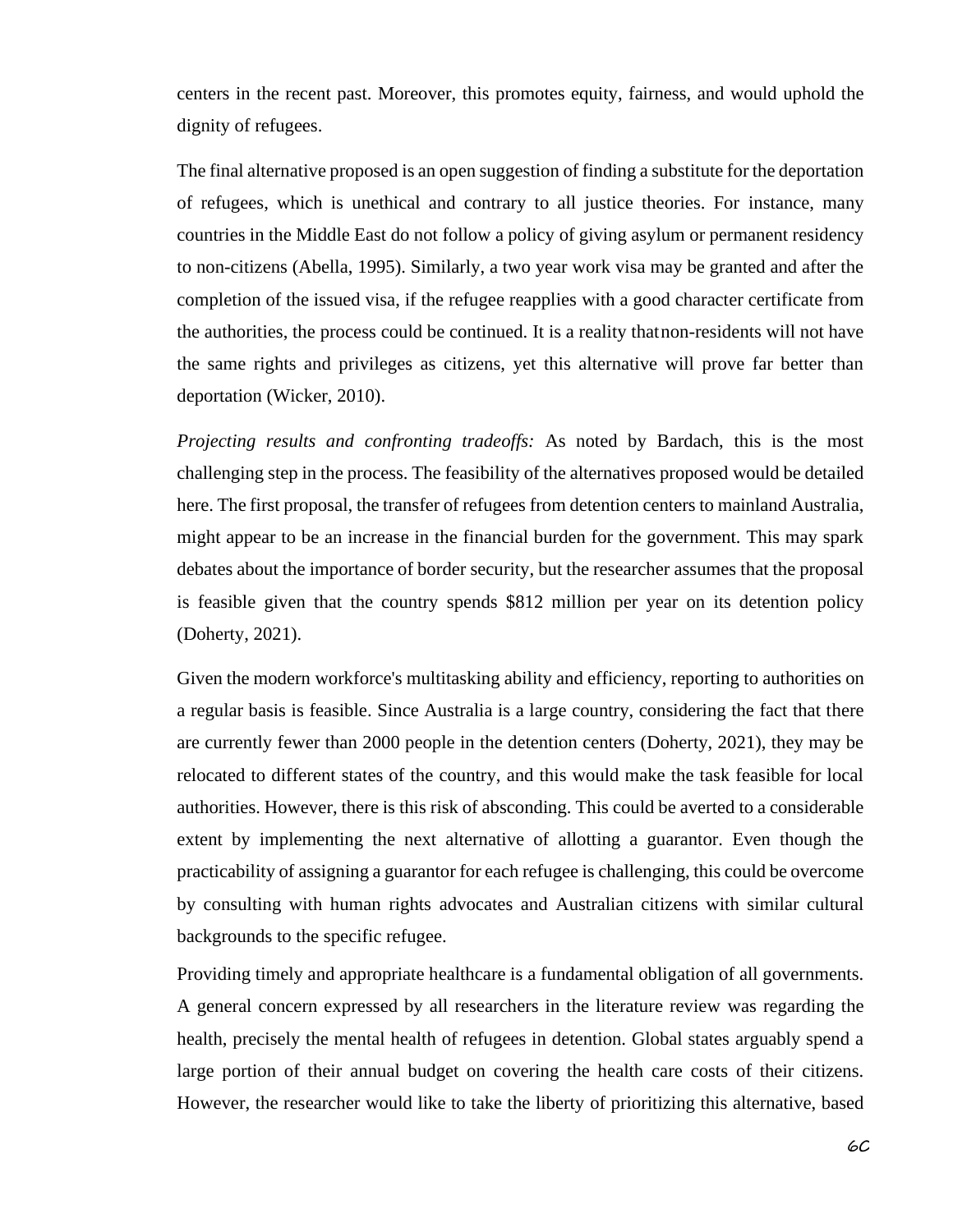centers in the recent past. Moreover, this promotes equity, fairness, and would uphold the dignity of refugees.

The final alternative proposed is an open suggestion of finding a substitute for the deportation of refugees, which is unethical and contrary to all justice theories. For instance, many countries in the Middle East do not follow a policy of giving asylum or permanent residency to non-citizens (Abella, 1995). Similarly, a two year work visa may be granted and after the completion of the issued visa, if the refugee reapplies with a good character certificate from the authorities, the process could be continued. It is a reality that non-residents will not have the same rights and privileges as citizens, yet this alternative will prove far better than deportation (Wicker, 2010).

*Projecting results and confronting tradeoffs:* As noted by Bardach, this is the most challenging step in the process. The feasibility of the alternatives proposed would be detailed here. The first proposal, the transfer of refugees from detention centers to mainland Australia, might appear to be an increase in the financial burden for the government. This may spark debates about the importance of border security, but the researcher assumes that the proposal is feasible given that the country spends $812 million per year on its detention policy (Doherty, 2021).

Given the modern workforce's multitasking ability and efficiency, reporting to authorities on a regular basis is feasible. Since Australia is a large country, considering the fact that there are currently fewer than 2000 people in the detention centers (Doherty, 2021), they may be relocated to different states of the country, and this would make the task feasible for local authorities. However, there is this risk of absconding. This could be averted to a considerable extent by implementing the next alternative of allotting a guarantor. Even though the practicability of assigning a guarantor for each refugee is challenging, this could be overcome by consulting with human rights advocates and Australian citizens with similar cultural backgrounds to the specific refugee.

Providing timely and appropriate healthcare is a fundamental obligation of all governments. A general concern expressed by all researchers in the literature review was regarding the health, precisely the mental health of refugees in detention. Global states arguably spend a large portion of their annual budget on covering the health care costs of their citizens. However, the researcher would like to take the liberty of prioritizing this alternative, based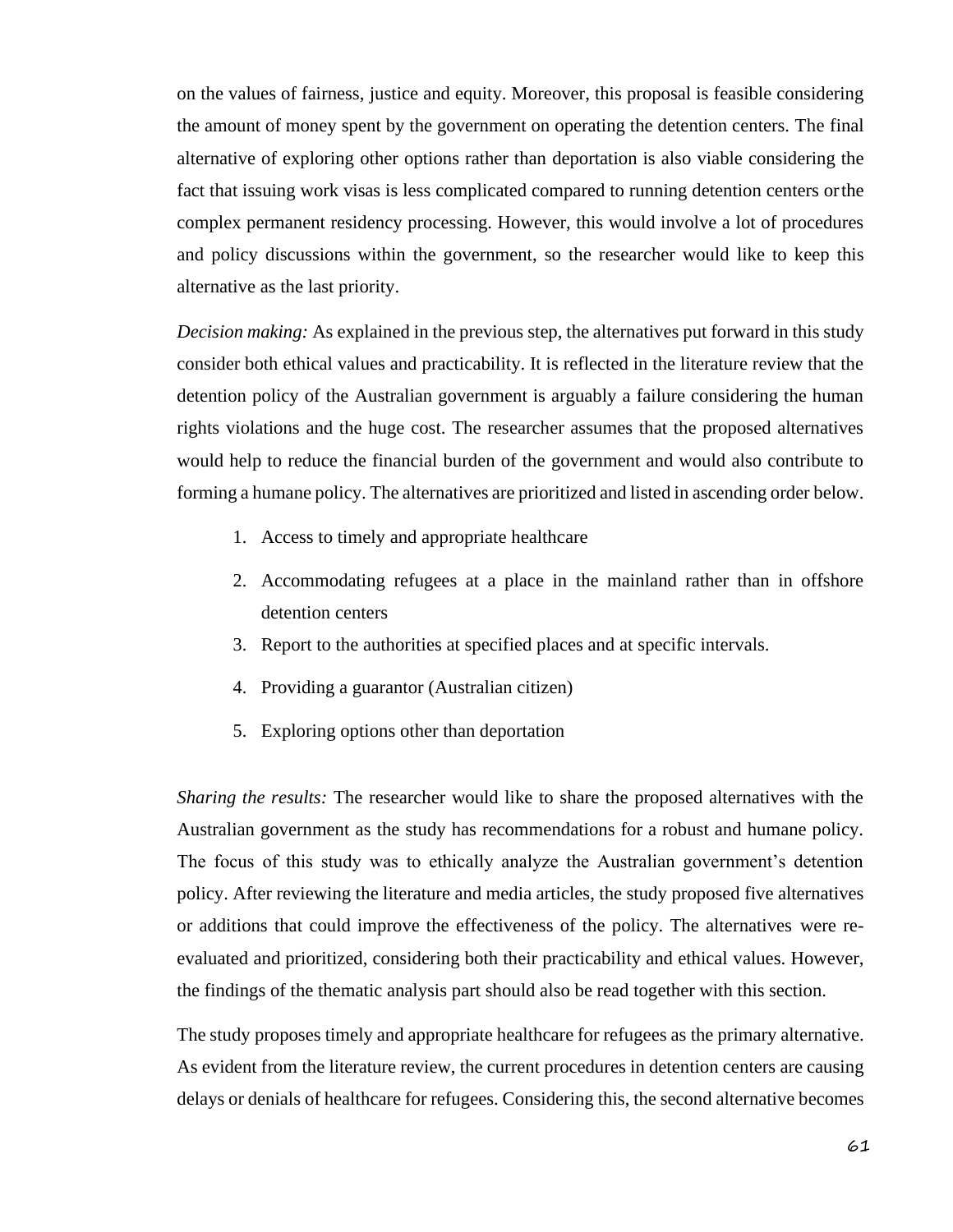on the values of fairness, justice and equity. Moreover, this proposal is feasible considering the amount of money spent by the government on operating the detention centers. The final alternative of exploring other options rather than deportation is also viable considering the fact that issuing work visas is less complicated compared to running detention centers or the complex permanent residency processing. However, this would involve a lot of procedures and policy discussions within the government, so the researcher would like to keep this alternative as the last priority.

*Decision making:* As explained in the previous step, the alternatives put forward in this study consider both ethical values and practicability. It is reflected in the literature review that the detention policy of the Australian government is arguably a failure considering the human rights violations and the huge cost. The researcher assumes that the proposed alternatives would help to reduce the financial burden of the government and would also contribute to forming a humane policy. The alternatives are prioritized and listed in ascending order below.

1. Access to timely and appropriate healthcare
2. Accommodating refugees at a place in the mainland rather than in offshore detention centers
3. Report to the authorities at specified places and at specific intervals.
4. Providing a guarantor (Australian citizen)
5. Exploring options other than deportation

*Sharing the results:* The researcher would like to share the proposed alternatives with the Australian government as the study has recommendations for a robust and humane policy. The focus of this study was to ethically analyze the Australian government's detention policy. After reviewing the literature and media articles, the study proposed five alternatives or additions that could improve the effectiveness of the policy. The alternatives were re-evaluated and prioritized, considering both their practicability and ethical values. However, the findings of the thematic analysis part should also be read together with this section.

The study proposes timely and appropriate healthcare for refugees as the primary alternative. As evident from the literature review, the current procedures in detention centers are causing delays or denials of healthcare for refugees. Considering this, the second alternative becomes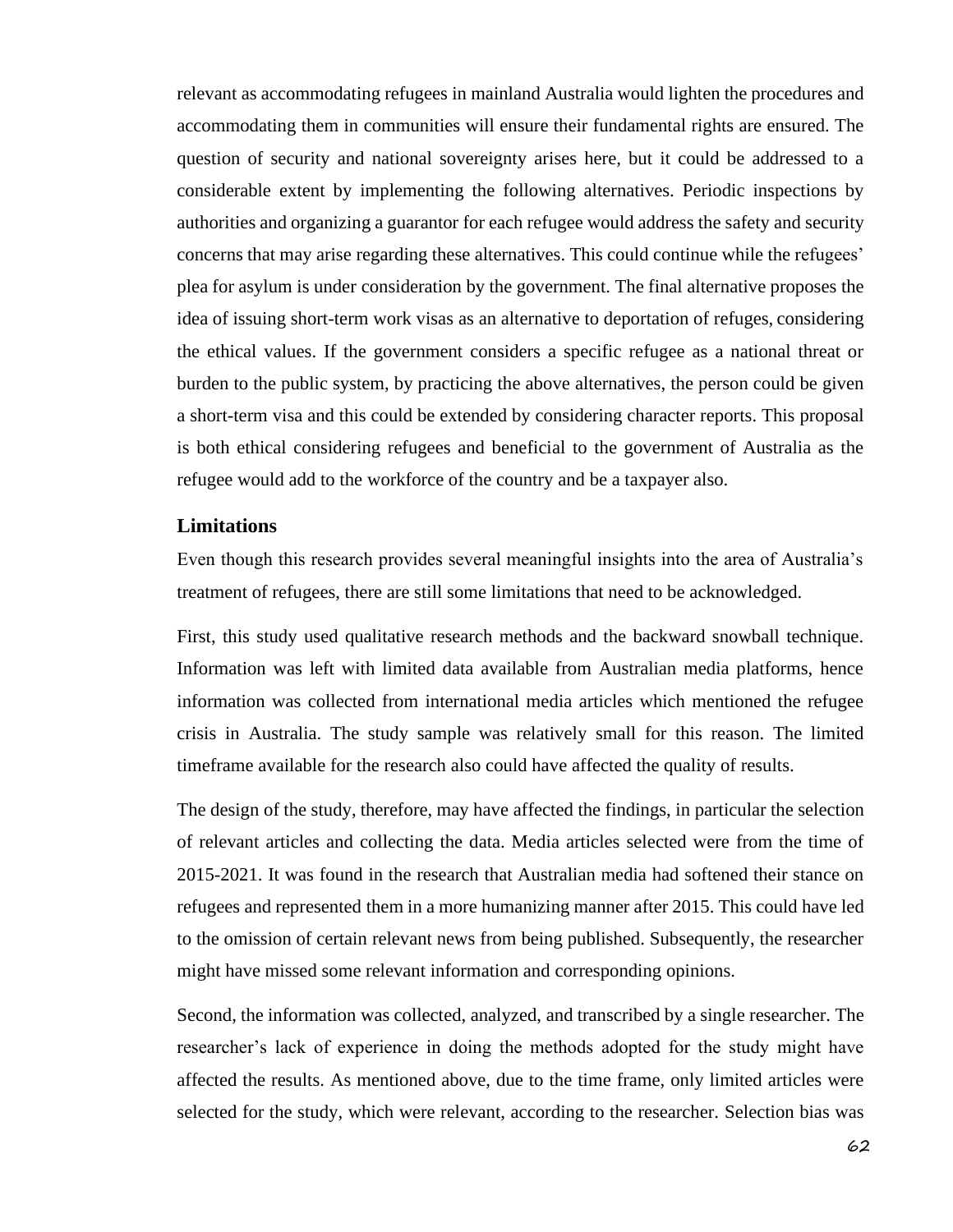relevant as accommodating refugees in mainland Australia would lighten the procedures and accommodating them in communities will ensure their fundamental rights are ensured. The question of security and national sovereignty arises here, but it could be addressed to a considerable extent by implementing the following alternatives. Periodic inspections by authorities and organizing a guarantor for each refugee would address the safety and security concerns that may arise regarding these alternatives. This could continue while the refugees' plea for asylum is under consideration by the government. The final alternative proposes the idea of issuing short-term work visas as an alternative to deportation of refuges, considering the ethical values. If the government considers a specific refugee as a national threat or burden to the public system, by practicing the above alternatives, the person could be given a short-term visa and this could be extended by considering character reports. This proposal is both ethical considering refugees and beneficial to the government of Australia as the refugee would add to the workforce of the country and be a taxpayer also.

## Limitations

Even though this research provides several meaningful insights into the area of Australia's treatment of refugees, there are still some limitations that need to be acknowledged.

First, this study used qualitative research methods and the backward snowball technique. Information was left with limited data available from Australian media platforms, hence information was collected from international media articles which mentioned the refugee crisis in Australia. The study sample was relatively small for this reason. The limited timeframe available for the research also could have affected the quality of results.

The design of the study, therefore, may have affected the findings, in particular the selection of relevant articles and collecting the data. Media articles selected were from the time of 2015-2021. It was found in the research that Australian media had softened their stance on refugees and represented them in a more humanizing manner after 2015. This could have led to the omission of certain relevant news from being published. Subsequently, the researcher might have missed some relevant information and corresponding opinions.

Second, the information was collected, analyzed, and transcribed by a single researcher. The researcher's lack of experience in doing the methods adopted for the study might have affected the results. As mentioned above, due to the time frame, only limited articles were selected for the study, which were relevant, according to the researcher. Selection bias was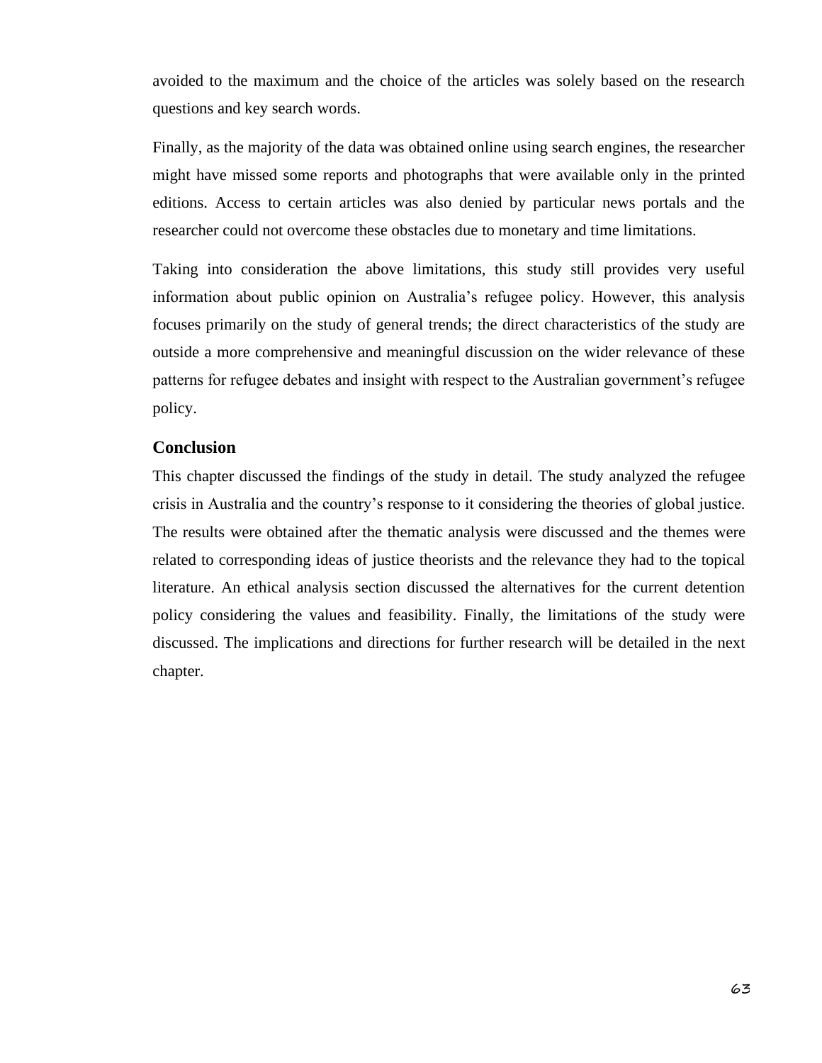avoided to the maximum and the choice of the articles was solely based on the research questions and key search words.

Finally, as the majority of the data was obtained online using search engines, the researcher might have missed some reports and photographs that were available only in the printed editions. Access to certain articles was also denied by particular news portals and the researcher could not overcome these obstacles due to monetary and time limitations.

Taking into consideration the above limitations, this study still provides very useful information about public opinion on Australia's refugee policy. However, this analysis focuses primarily on the study of general trends; the direct characteristics of the study are outside a more comprehensive and meaningful discussion on the wider relevance of these patterns for refugee debates and insight with respect to the Australian government's refugee policy.

## Conclusion

This chapter discussed the findings of the study in detail. The study analyzed the refugee crisis in Australia and the country's response to it considering the theories of global justice. The results were obtained after the thematic analysis were discussed and the themes were related to corresponding ideas of justice theorists and the relevance they had to the topical literature. An ethical analysis section discussed the alternatives for the current detention policy considering the values and feasibility. Finally, the limitations of the study were discussed. The implications and directions for further research will be detailed in the next chapter.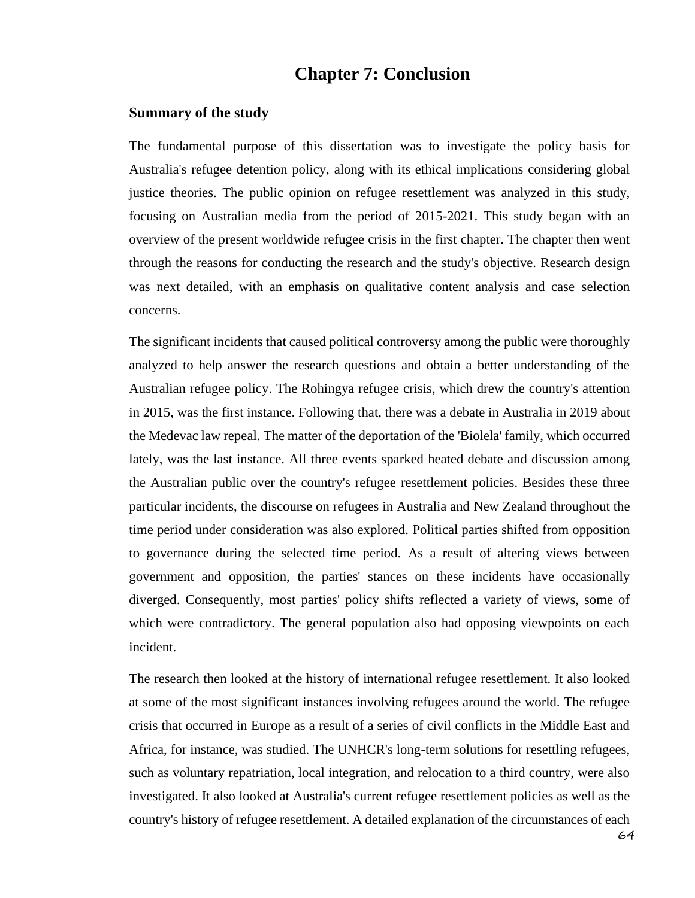# Chapter 7: Conclusion

## Summary of the study

The fundamental purpose of this dissertation was to investigate the policy basis for Australia's refugee detention policy, along with its ethical implications considering global justice theories. The public opinion on refugee resettlement was analyzed in this study, focusing on Australian media from the period of 2015-2021. This study began with an overview of the present worldwide refugee crisis in the first chapter. The chapter then went through the reasons for conducting the research and the study's objective. Research design was next detailed, with an emphasis on qualitative content analysis and case selection concerns.

The significant incidents that caused political controversy among the public were thoroughly analyzed to help answer the research questions and obtain a better understanding of the Australian refugee policy. The Rohingya refugee crisis, which drew the country's attention in 2015, was the first instance. Following that, there was a debate in Australia in 2019 about the Medevac law repeal. The matter of the deportation of the 'Biolela' family, which occurred lately, was the last instance. All three events sparked heated debate and discussion among the Australian public over the country's refugee resettlement policies. Besides these three particular incidents, the discourse on refugees in Australia and New Zealand throughout the time period under consideration was also explored. Political parties shifted from opposition to governance during the selected time period. As a result of altering views between government and opposition, the parties' stances on these incidents have occasionally diverged. Consequently, most parties' policy shifts reflected a variety of views, some of which were contradictory. The general population also had opposing viewpoints on each incident.

The research then looked at the history of international refugee resettlement. It also looked at some of the most significant instances involving refugees around the world. The refugee crisis that occurred in Europe as a result of a series of civil conflicts in the Middle East and Africa, for instance, was studied. The UNHCR's long-term solutions for resettling refugees, such as voluntary repatriation, local integration, and relocation to a third country, were also investigated. It also looked at Australia's current refugee resettlement policies as well as the country's history of refugee resettlement. A detailed explanation of the circumstances of each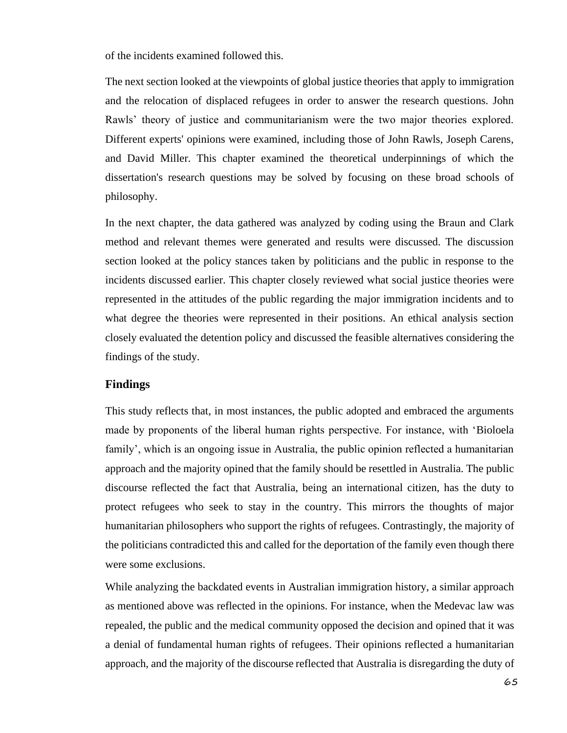of the incidents examined followed this.

The next section looked at the viewpoints of global justice theories that apply to immigration and the relocation of displaced refugees in order to answer the research questions. John Rawls' theory of justice and communitarianism were the two major theories explored. Different experts' opinions were examined, including those of John Rawls, Joseph Carens, and David Miller. This chapter examined the theoretical underpinnings of which the dissertation's research questions may be solved by focusing on these broad schools of philosophy.

In the next chapter, the data gathered was analyzed by coding using the Braun and Clark method and relevant themes were generated and results were discussed. The discussion section looked at the policy stances taken by politicians and the public in response to the incidents discussed earlier. This chapter closely reviewed what social justice theories were represented in the attitudes of the public regarding the major immigration incidents and to what degree the theories were represented in their positions. An ethical analysis section closely evaluated the detention policy and discussed the feasible alternatives considering the findings of the study.

## Findings

This study reflects that, in most instances, the public adopted and embraced the arguments made by proponents of the liberal human rights perspective. For instance, with 'Bioloela family', which is an ongoing issue in Australia, the public opinion reflected a humanitarian approach and the majority opined that the family should be resettled in Australia. The public discourse reflected the fact that Australia, being an international citizen, has the duty to protect refugees who seek to stay in the country. This mirrors the thoughts of major humanitarian philosophers who support the rights of refugees. Contrastingly, the majority of the politicians contradicted this and called for the deportation of the family even though there were some exclusions.

While analyzing the backdated events in Australian immigration history, a similar approach as mentioned above was reflected in the opinions. For instance, when the Medevac law was repealed, the public and the medical community opposed the decision and opined that it was a denial of fundamental human rights of refugees. Their opinions reflected a humanitarian approach, and the majority of the discourse reflected that Australia is disregarding the duty of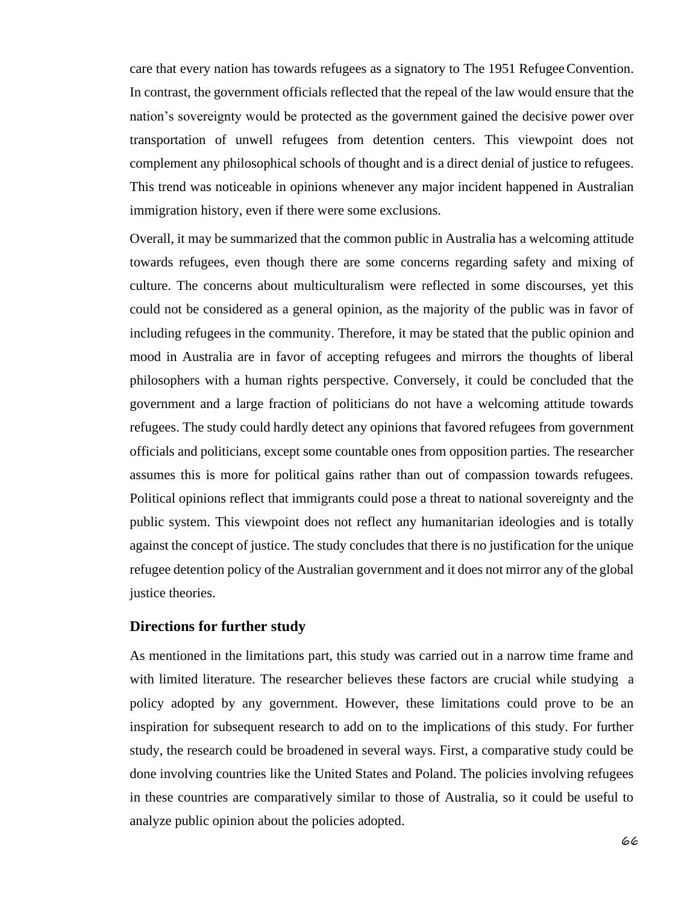care that every nation has towards refugees as a signatory to The 1951 Refugee Convention. In contrast, the government officials reflected that the repeal of the law would ensure that the nation's sovereignty would be protected as the government gained the decisive power over transportation of unwell refugees from detention centers. This viewpoint does not complement any philosophical schools of thought and is a direct denial of justice to refugees. This trend was noticeable in opinions whenever any major incident happened in Australian immigration history, even if there were some exclusions.

Overall, it may be summarized that the common public in Australia has a welcoming attitude towards refugees, even though there are some concerns regarding safety and mixing of culture. The concerns about multiculturalism were reflected in some discourses, yet this could not be considered as a general opinion, as the majority of the public was in favor of including refugees in the community. Therefore, it may be stated that the public opinion and mood in Australia are in favor of accepting refugees and mirrors the thoughts of liberal philosophers with a human rights perspective. Conversely, it could be concluded that the government and a large fraction of politicians do not have a welcoming attitude towards refugees. The study could hardly detect any opinions that favored refugees from government officials and politicians, except some countable ones from opposition parties. The researcher assumes this is more for political gains rather than out of compassion towards refugees. Political opinions reflect that immigrants could pose a threat to national sovereignty and the public system. This viewpoint does not reflect any humanitarian ideologies and is totally against the concept of justice. The study concludes that there is no justification for the unique refugee detention policy of the Australian government and it does not mirror any of the global justice theories.

## Directions for further study

As mentioned in the limitations part, this study was carried out in a narrow time frame and with limited literature. The researcher believes these factors are crucial while studying a policy adopted by any government. However, these limitations could prove to be an inspiration for subsequent research to add on to the implications of this study. For further study, the research could be broadened in several ways. First, a comparative study could be done involving countries like the United States and Poland. The policies involving refugees in these countries are comparatively similar to those of Australia, so it could be useful to analyze public opinion about the policies adopted.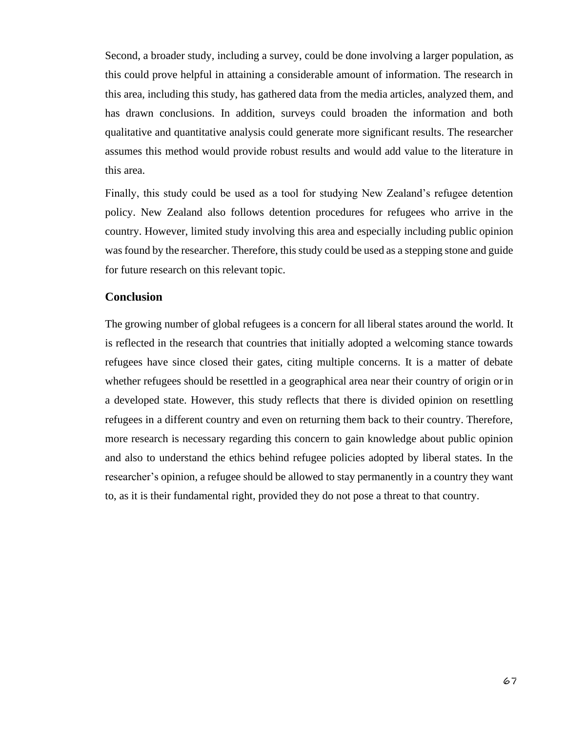Second, a broader study, including a survey, could be done involving a larger population, as this could prove helpful in attaining a considerable amount of information. The research in this area, including this study, has gathered data from the media articles, analyzed them, and has drawn conclusions. In addition, surveys could broaden the information and both qualitative and quantitative analysis could generate more significant results. The researcher assumes this method would provide robust results and would add value to the literature in this area.

Finally, this study could be used as a tool for studying New Zealand's refugee detention policy. New Zealand also follows detention procedures for refugees who arrive in the country. However, limited study involving this area and especially including public opinion was found by the researcher. Therefore, this study could be used as a stepping stone and guide for future research on this relevant topic.

## Conclusion

The growing number of global refugees is a concern for all liberal states around the world. It is reflected in the research that countries that initially adopted a welcoming stance towards refugees have since closed their gates, citing multiple concerns. It is a matter of debate whether refugees should be resettled in a geographical area near their country of origin or in a developed state. However, this study reflects that there is divided opinion on resettling refugees in a different country and even on returning them back to their country. Therefore, more research is necessary regarding this concern to gain knowledge about public opinion and also to understand the ethics behind refugee policies adopted by liberal states. In the researcher's opinion, a refugee should be allowed to stay permanently in a country they want to, as it is their fundamental right, provided they do not pose a threat to that country.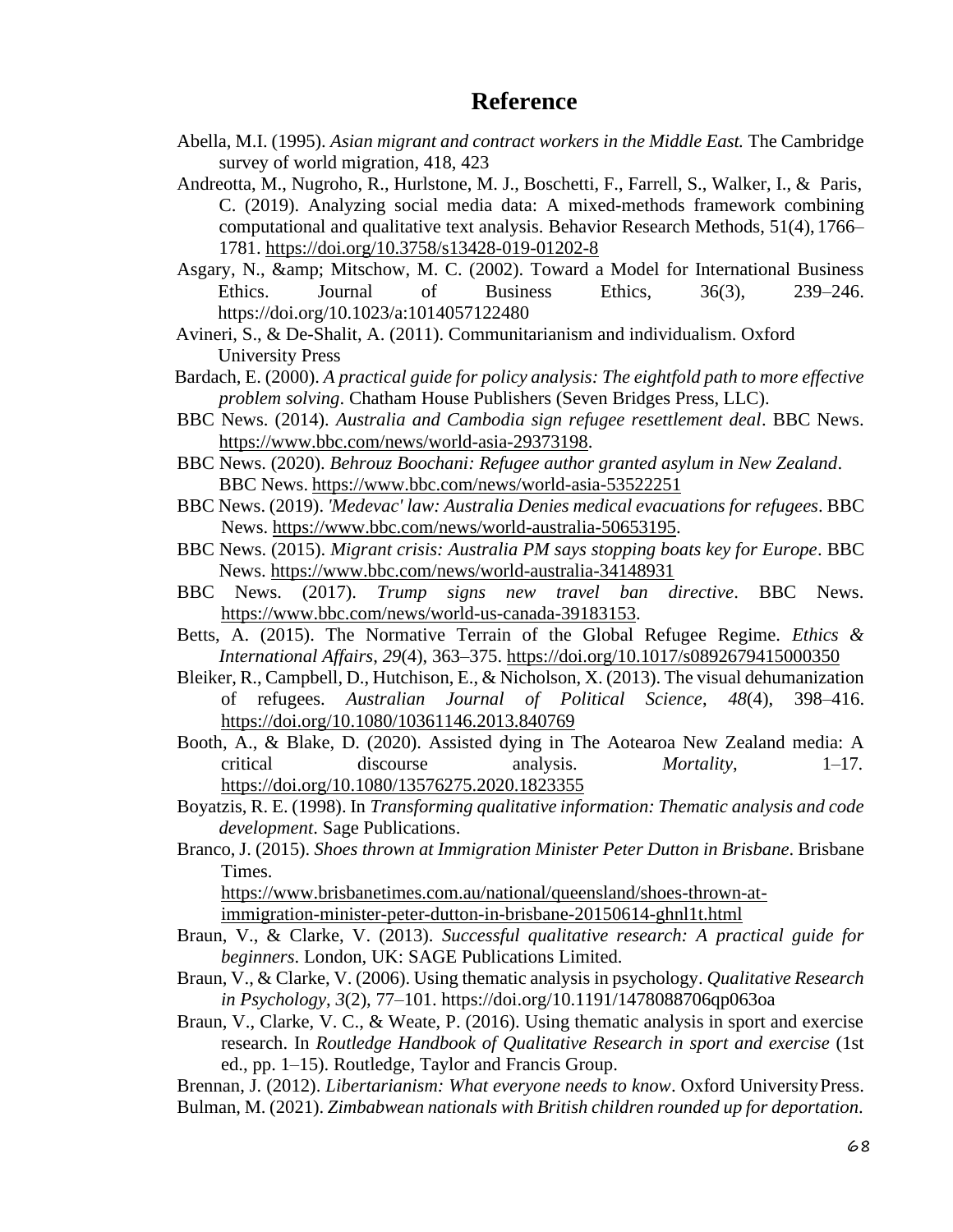# Reference

Abella, M.I. (1995). *Asian migrant and contract workers in the Middle East.* The Cambridge survey of world migration, 418, 423

Andreotta, M., Nugroho, R., Hurlstone, M. J., Boschetti, F., Farrell, S., Walker, I., & Paris, C. (2019). Analyzing social media data: A mixed-methods framework combining computational and qualitative text analysis. Behavior Research Methods, 51(4), 1766–1781. https://doi.org/10.3758/s13428-019-01202-8

Asgary, N., &amp; Mitschow, M. C. (2002). Toward a Model for International Business Ethics. Journal of Business Ethics, 36(3), 239–246. https://doi.org/10.1023/a:1014057122480

Avineri, S., & De-Shalit, A. (2011). Communitarianism and individualism. Oxford University Press

Bardach, E. (2000). *A practical guide for policy analysis: The eightfold path to more effective problem solving*. Chatham House Publishers (Seven Bridges Press, LLC).

BBC News. (2014). *Australia and Cambodia sign refugee resettlement deal*. BBC News. https://www.bbc.com/news/world-asia-29373198.

BBC News. (2020). *Behrouz Boochani: Refugee author granted asylum in New Zealand*. BBC News. https://www.bbc.com/news/world-asia-53522251

BBC News. (2019). *'Medevac' law: Australia Denies medical evacuations for refugees*. BBC News. https://www.bbc.com/news/world-australia-50653195.

BBC News. (2015). *Migrant crisis: Australia PM says stopping boats key for Europe*. BBC News. https://www.bbc.com/news/world-australia-34148931

BBC News. (2017). *Trump signs new travel ban directive*. BBC News. https://www.bbc.com/news/world-us-canada-39183153.

Betts, A. (2015). The Normative Terrain of the Global Refugee Regime. *Ethics & International Affairs*, *29*(4), 363–375. https://doi.org/10.1017/s0892679415000350

Bleiker, R., Campbell, D., Hutchison, E., & Nicholson, X. (2013). The visual dehumanization of refugees. *Australian Journal of Political Science*, *48*(4), 398–416. https://doi.org/10.1080/10361146.2013.840769

Booth, A., & Blake, D. (2020). Assisted dying in The Aotearoa New Zealand media: A critical discourse analysis. *Mortality*, 1–17. https://doi.org/10.1080/13576275.2020.1823355

Boyatzis, R. E. (1998). In *Transforming qualitative information: Thematic analysis and code development.* Sage Publications.

Branco, J. (2015). *Shoes thrown at Immigration Minister Peter Dutton in Brisbane*. Brisbane Times. https://www.brisbanetimes.com.au/national/queensland/shoes-thrown-at-immigration-minister-peter-dutton-in-brisbane-20150614-ghnl1t.html

Braun, V., & Clarke, V. (2013). *Successful qualitative research: A practical guide for beginners*. London, UK: SAGE Publications Limited.

Braun, V., & Clarke, V. (2006). Using thematic analysis in psychology. *Qualitative Research in Psychology*, *3*(2), 77–101. https://doi.org/10.1191/1478088706qp063oa

Braun, V., Clarke, V. C., & Weate, P. (2016). Using thematic analysis in sport and exercise research. In *Routledge Handbook of Qualitative Research in sport and exercise* (1st ed., pp. 1–15). Routledge, Taylor and Francis Group.

Brennan, J. (2012). *Libertarianism: What everyone needs to know*. Oxford University Press.

Bulman, M. (2021). *Zimbabwean nationals with British children rounded up for deportation*.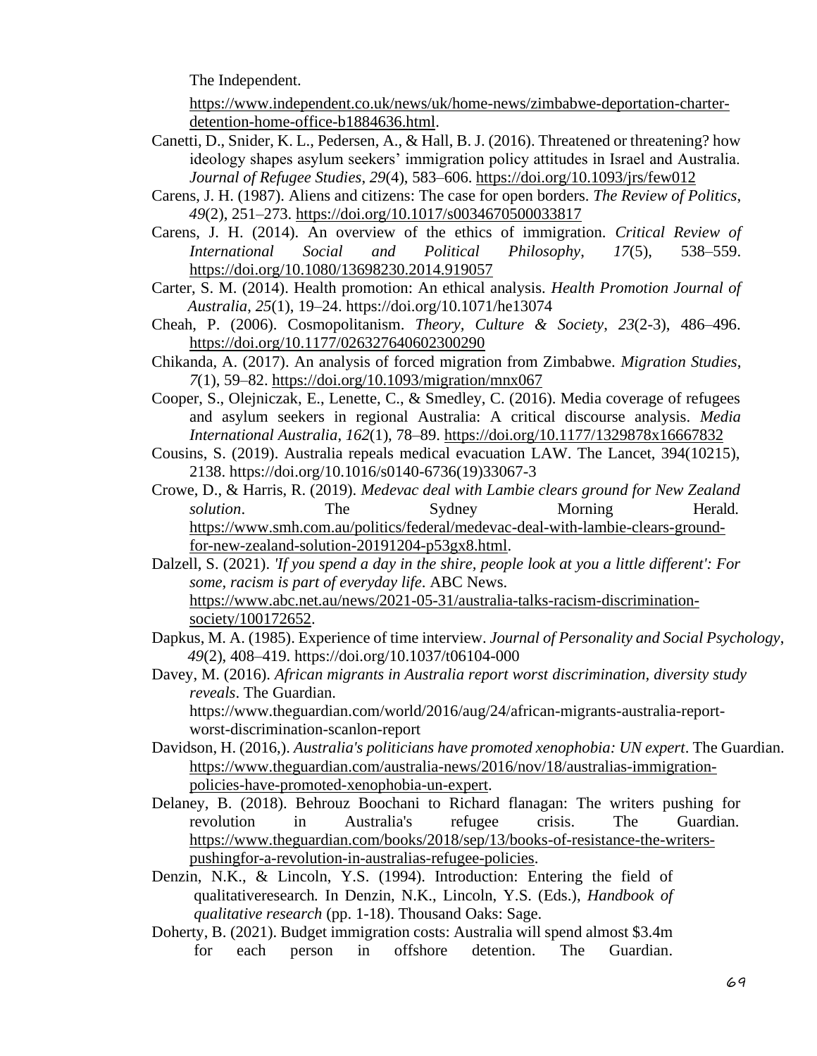The Independent. https://www.independent.co.uk/news/uk/home-news/zimbabwe-deportation-charter-detention-home-office-b1884636.html.

Canetti, D., Snider, K. L., Pedersen, A., & Hall, B. J. (2016). Threatened or threatening? how ideology shapes asylum seekers' immigration policy attitudes in Israel and Australia. *Journal of Refugee Studies*, *29*(4), 583–606. https://doi.org/10.1093/jrs/few012

Carens, J. H. (1987). Aliens and citizens: The case for open borders. *The Review of Politics*, *49*(2), 251–273. https://doi.org/10.1017/s0034670500033817

Carens, J. H. (2014). An overview of the ethics of immigration. *Critical Review of International Social and Political Philosophy*, *17*(5), 538–559. https://doi.org/10.1080/13698230.2014.919057

Carter, S. M. (2014). Health promotion: An ethical analysis. *Health Promotion Journal of Australia*, *25*(1), 19–24. https://doi.org/10.1071/he13074

Cheah, P. (2006). Cosmopolitanism. *Theory, Culture & Society*, *23*(2-3), 486–496. https://doi.org/10.1177/026327640602300290

Chikanda, A. (2017). An analysis of forced migration from Zimbabwe. *Migration Studies*, *7*(1), 59–82. https://doi.org/10.1093/migration/mnx067

Cooper, S., Olejniczak, E., Lenette, C., & Smedley, C. (2016). Media coverage of refugees and asylum seekers in regional Australia: A critical discourse analysis. *Media International Australia*, *162*(1), 78–89. https://doi.org/10.1177/1329878x16667832

Cousins, S. (2019). Australia repeals medical evacuation LAW. The Lancet, 394(10215), 2138. https://doi.org/10.1016/s0140-6736(19)33067-3

Crowe, D., & Harris, R. (2019). *Medevac deal with Lambie clears ground for New Zealand solution*. The Sydney Morning Herald. https://www.smh.com.au/politics/federal/medevac-deal-with-lambie-clears-ground-for-new-zealand-solution-20191204-p53gx8.html.

Dalzell, S. (2021). *'If you spend a day in the shire, people look at you a little different': For some, racism is part of everyday life*. ABC News. https://www.abc.net.au/news/2021-05-31/australia-talks-racism-discrimination-society/100172652.

Dapkus, M. A. (1985). Experience of time interview. *Journal of Personality and Social Psychology*, *49*(2), 408–419. https://doi.org/10.1037/t06104-000

Davey, M. (2016). *African migrants in Australia report worst discrimination, diversity study reveals*. The Guardian. https://www.theguardian.com/world/2016/aug/24/african-migrants-australia-report-worst-discrimination-scanlon-report

Davidson, H. (2016,). *Australia's politicians have promoted xenophobia: UN expert*. The Guardian. https://www.theguardian.com/australia-news/2016/nov/18/australias-immigration-policies-have-promoted-xenophobia-un-expert.

Delaney, B. (2018). Behrouz Boochani to Richard flanagan: The writers pushing for revolution in Australia's refugee crisis. The Guardian. https://www.theguardian.com/books/2018/sep/13/books-of-resistance-the-writers-pushingfor-a-revolution-in-australias-refugee-policies.

Denzin, N.K., & Lincoln, Y.S. (1994). Introduction: Entering the field of qualitativeresearch*.* In Denzin, N.K., Lincoln, Y.S. (Eds.), *Handbook of qualitative research* (pp. 1-18). Thousand Oaks: Sage.

Doherty, B. (2021). Budget immigration costs: Australia will spend almost $3.4m for each person in offshore detention. The Guardian.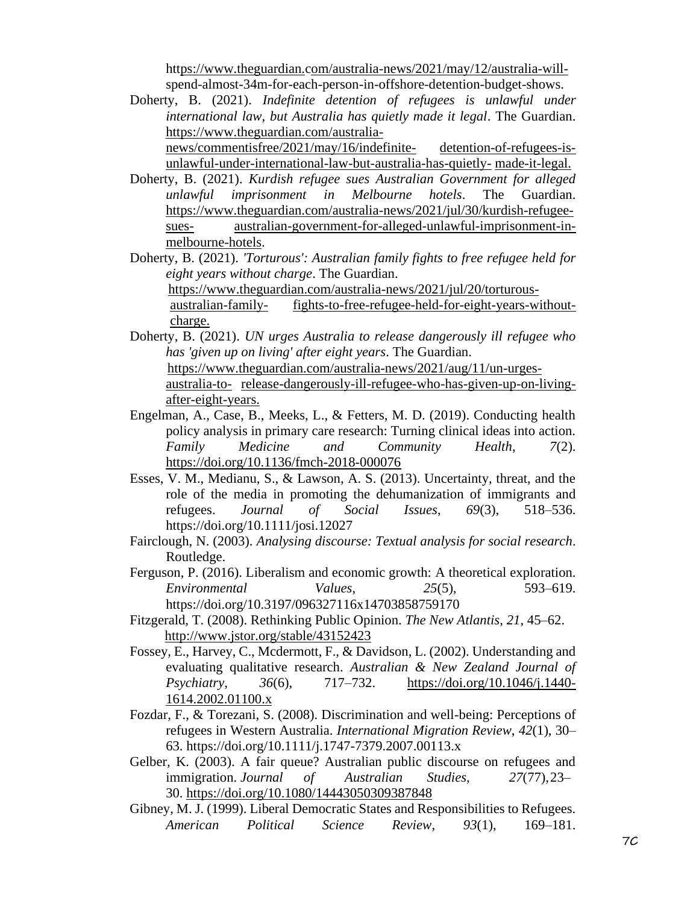https://www.theguardian.com/australia-news/2021/may/12/australia-will-spend-almost-34m-for-each-person-in-offshore-detention-budget-shows.

Doherty, B. (2021). *Indefinite detention of refugees is unlawful under international law, but Australia has quietly made it legal*. The Guardian. https://www.theguardian.com/australia-news/commentisfree/2021/may/16/indefinite- detention-of-refugees-is-unlawful-under-international-law-but-australia-has-quietly- made-it-legal.

Doherty, B. (2021). *Kurdish refugee sues Australian Government for alleged unlawful imprisonment in Melbourne hotels*. The Guardian. https://www.theguardian.com/australia-news/2021/jul/30/kurdish-refugee-sues- australian-government-for-alleged-unlawful-imprisonment-in-melbourne-hotels.

Doherty, B. (2021). *'Torturous': Australian family fights to free refugee held for eight years without charge*. The Guardian. https://www.theguardian.com/australia-news/2021/jul/20/torturous-australian-family- fights-to-free-refugee-held-for-eight-years-without-charge.

Doherty, B. (2021). *UN urges Australia to release dangerously ill refugee who has 'given up on living' after eight years*. The Guardian. https://www.theguardian.com/australia-news/2021/aug/11/un-urges-australia-to- release-dangerously-ill-refugee-who-has-given-up-on-living-after-eight-years.

Engelman, A., Case, B., Meeks, L., & Fetters, M. D. (2019). Conducting health policy analysis in primary care research: Turning clinical ideas into action. *Family Medicine and Community Health*, *7*(2). https://doi.org/10.1136/fmch-2018-000076

Esses, V. M., Medianu, S., & Lawson, A. S. (2013). Uncertainty, threat, and the role of the media in promoting the dehumanization of immigrants and refugees. *Journal of Social Issues*, *69*(3), 518–536. https://doi.org/10.1111/josi.12027

Fairclough, N. (2003). *Analysing discourse: Textual analysis for social research*. Routledge.

Ferguson, P. (2016). Liberalism and economic growth: A theoretical exploration. *Environmental Values*, *25*(5), 593–619. https://doi.org/10.3197/096327116x14703858759170

Fitzgerald, T. (2008). Rethinking Public Opinion. *The New Atlantis*, *21*, 45–62. http://www.jstor.org/stable/43152423

Fossey, E., Harvey, C., Mcdermott, F., & Davidson, L. (2002). Understanding and evaluating qualitative research. *Australian & New Zealand Journal of Psychiatry*, *36*(6), 717–732. https://doi.org/10.1046/j.1440-1614.2002.01100.x

Fozdar, F., & Torezani, S. (2008). Discrimination and well-being: Perceptions of refugees in Western Australia. *International Migration Review*, *42*(1), 30–63. https://doi.org/10.1111/j.1747-7379.2007.00113.x

Gelber, K. (2003). A fair queue? Australian public discourse on refugees and immigration. *Journal of Australian Studies*, *27*(77), 23–30. https://doi.org/10.1080/14443050309387848

Gibney, M. J. (1999). Liberal Democratic States and Responsibilities to Refugees. *American Political Science Review*, *93*(1), 169–181.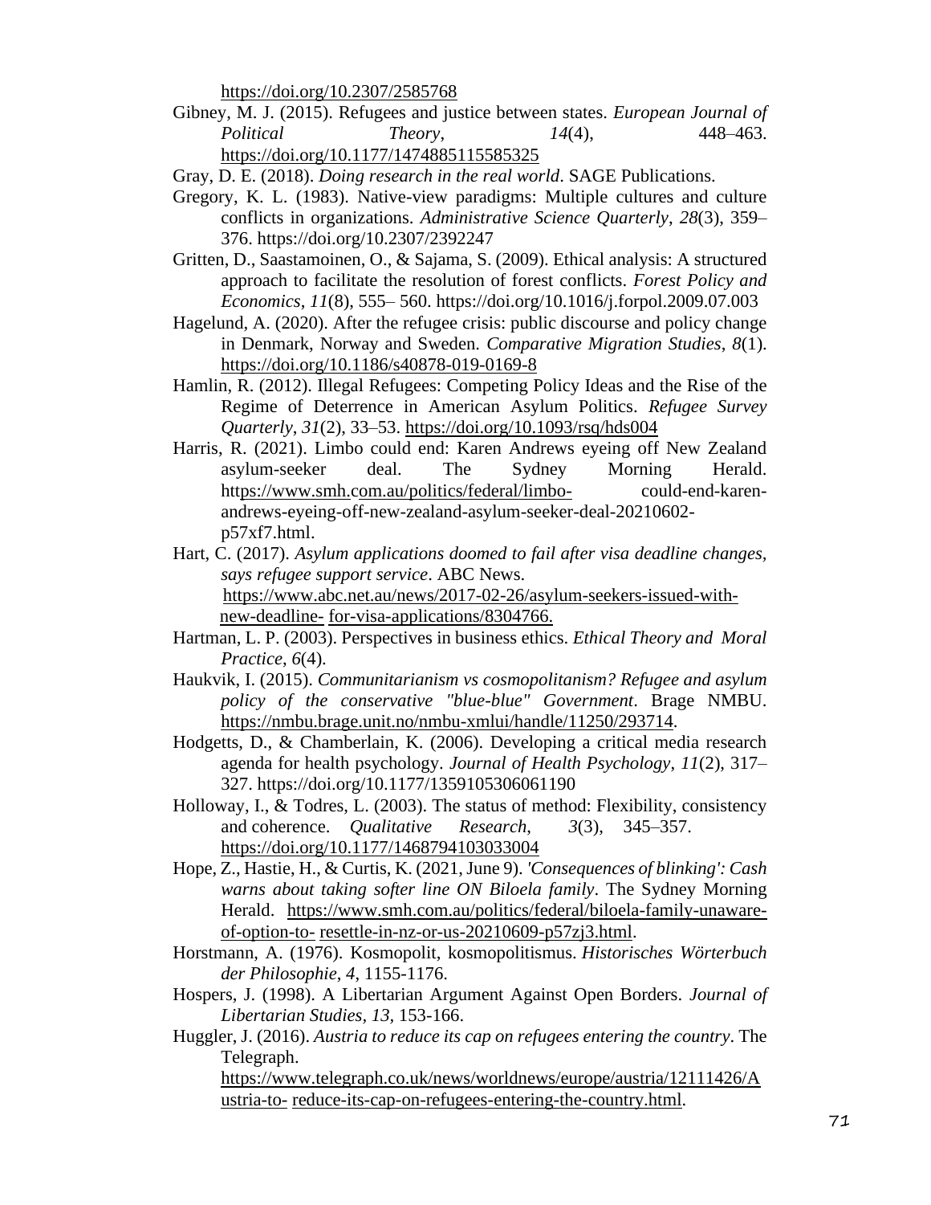https://doi.org/10.2307/2585768

Gibney, M. J. (2015). Refugees and justice between states. *European Journal of Political Theory*, *14*(4), 448–463. https://doi.org/10.1177/1474885115585325

Gray, D. E. (2018). *Doing research in the real world*. SAGE Publications.

Gregory, K. L. (1983). Native-view paradigms: Multiple cultures and culture conflicts in organizations. *Administrative Science Quarterly*, *28*(3), 359–376. https://doi.org/10.2307/2392247

Gritten, D., Saastamoinen, O., & Sajama, S. (2009). Ethical analysis: A structured approach to facilitate the resolution of forest conflicts. *Forest Policy and Economics*, *11*(8), 555– 560. https://doi.org/10.1016/j.forpol.2009.07.003

Hagelund, A. (2020). After the refugee crisis: public discourse and policy change in Denmark, Norway and Sweden. *Comparative Migration Studies*, *8*(1). https://doi.org/10.1186/s40878-019-0169-8

Hamlin, R. (2012). Illegal Refugees: Competing Policy Ideas and the Rise of the Regime of Deterrence in American Asylum Politics. *Refugee Survey Quarterly*, *31*(2), 33–53. https://doi.org/10.1093/rsq/hds004

Harris, R. (2021). Limbo could end: Karen Andrews eyeing off New Zealand asylum-seeker deal. The Sydney Morning Herald. https://www.smh.com.au/politics/federal/limbo- could-end-karen-andrews-eyeing-off-new-zealand-asylum-seeker-deal-20210602-p57xf7.html.

Hart, C. (2017). *Asylum applications doomed to fail after visa deadline changes, says refugee support service*. ABC News. https://www.abc.net.au/news/2017-02-26/asylum-seekers-issued-with-new-deadline- for-visa-applications/8304766.

Hartman, L. P. (2003). Perspectives in business ethics. *Ethical Theory and Moral Practice*, *6*(4).

Haukvik, I. (2015). *Communitarianism vs cosmopolitanism? Refugee and asylum policy of the conservative "blue-blue" Government*. Brage NMBU. https://nmbu.brage.unit.no/nmbu-xmlui/handle/11250/293714.

Hodgetts, D., & Chamberlain, K. (2006). Developing a critical media research agenda for health psychology. *Journal of Health Psychology*, *11*(2), 317–327. https://doi.org/10.1177/1359105306061190

Holloway, I., & Todres, L. (2003). The status of method: Flexibility, consistency and coherence. *Qualitative Research*, *3*(3), 345–357. https://doi.org/10.1177/1468794103033004

Hope, Z., Hastie, H., & Curtis, K. (2021, June 9). *'Consequences of blinking': Cash warns about taking softer line ON Biloela family*. The Sydney Morning Herald. https://www.smh.com.au/politics/federal/biloela-family-unaware-of-option-to- resettle-in-nz-or-us-20210609-p57zj3.html.

Horstmann, A. (1976). Kosmopolit, kosmopolitismus. *Historisches Wörterbuch der Philosophie*, *4*, 1155-1176.

Hospers, J. (1998). A Libertarian Argument Against Open Borders. *Journal of Libertarian Studies*, *13*, 153-166.

Huggler, J. (2016). *Austria to reduce its cap on refugees entering the country*. The Telegraph. https://www.telegraph.co.uk/news/worldnews/europe/austria/12111426/Austria-to- reduce-its-cap-on-refugees-entering-the-country.html.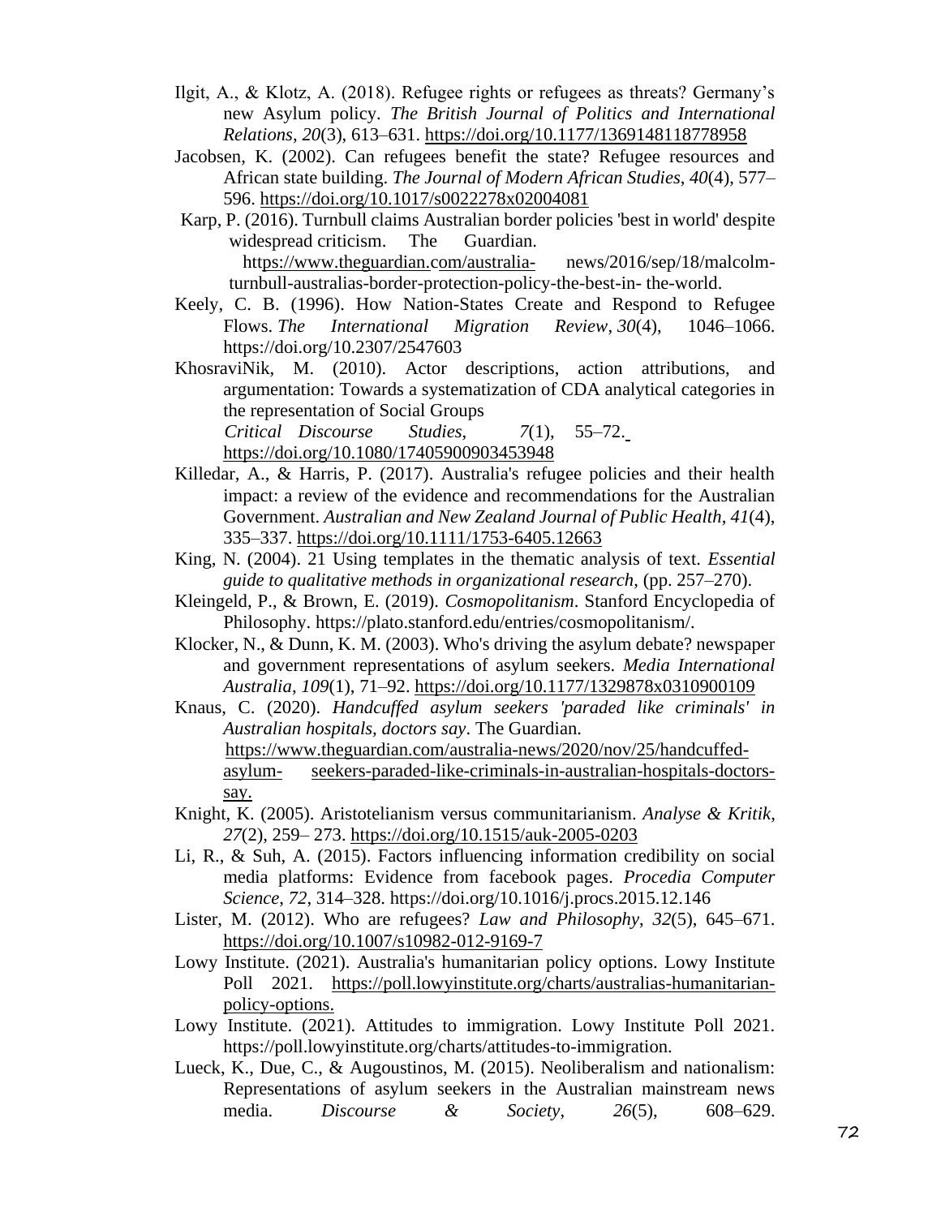Ilgit, A., & Klotz, A. (2018). Refugee rights or refugees as threats? Germany's new Asylum policy. *The British Journal of Politics and International Relations*, *20*(3), 613–631. https://doi.org/10.1177/1369148118778958

Jacobsen, K. (2002). Can refugees benefit the state? Refugee resources and African state building. *The Journal of Modern African Studies*, *40*(4), 577–596. https://doi.org/10.1017/s0022278x02004081

Karp, P. (2016). Turnbull claims Australian border policies 'best in world' despite widespread criticism. The Guardian. https://www.theguardian.com/australia- news/2016/sep/18/malcolm-turnbull-australias-border-protection-policy-the-best-in- the-world.

Keely, C. B. (1996). How Nation-States Create and Respond to Refugee Flows. *The International Migration Review*, *30*(4), 1046–1066. https://doi.org/10.2307/2547603

KhosraviNik, M. (2010). Actor descriptions, action attributions, and argumentation: Towards a systematization of CDA analytical categories in the representation of Social Groups *Critical Discourse Studies*, *7*(1), 55–72. https://doi.org/10.1080/17405900903453948

Killedar, A., & Harris, P. (2017). Australia's refugee policies and their health impact: a review of the evidence and recommendations for the Australian Government. *Australian and New Zealand Journal of Public Health*, *41*(4), 335–337. https://doi.org/10.1111/1753-6405.12663

King, N. (2004). 21 Using templates in the thematic analysis of text. *Essential guide to qualitative methods in organizational research*, (pp. 257–270).

Kleingeld, P., & Brown, E. (2019). *Cosmopolitanism*. Stanford Encyclopedia of Philosophy. https://plato.stanford.edu/entries/cosmopolitanism/.

Klocker, N., & Dunn, K. M. (2003). Who's driving the asylum debate? newspaper and government representations of asylum seekers. *Media International Australia*, *109*(1), 71–92. https://doi.org/10.1177/1329878x0310900109

Knaus, C. (2020). *Handcuffed asylum seekers 'paraded like criminals' in Australian hospitals, doctors say*. The Guardian. https://www.theguardian.com/australia-news/2020/nov/25/handcuffed-asylum- seekers-paraded-like-criminals-in-australian-hospitals-doctors-say.

Knight, K. (2005). Aristotelianism versus communitarianism. *Analyse & Kritik*, *27*(2), 259– 273. https://doi.org/10.1515/auk-2005-0203

Li, R., & Suh, A. (2015). Factors influencing information credibility on social media platforms: Evidence from facebook pages. *Procedia Computer Science*, *72*, 314–328. https://doi.org/10.1016/j.procs.2015.12.146

Lister, M. (2012). Who are refugees? *Law and Philosophy*, *32*(5), 645–671. https://doi.org/10.1007/s10982-012-9169-7

Lowy Institute. (2021). Australia's humanitarian policy options. Lowy Institute Poll 2021. https://poll.lowyinstitute.org/charts/australias-humanitarian-policy-options.

Lowy Institute. (2021). Attitudes to immigration. Lowy Institute Poll 2021. https://poll.lowyinstitute.org/charts/attitudes-to-immigration.

Lueck, K., Due, C., & Augoustinos, M. (2015). Neoliberalism and nationalism: Representations of asylum seekers in the Australian mainstream news media. *Discourse & Society*, *26*(5), 608–629.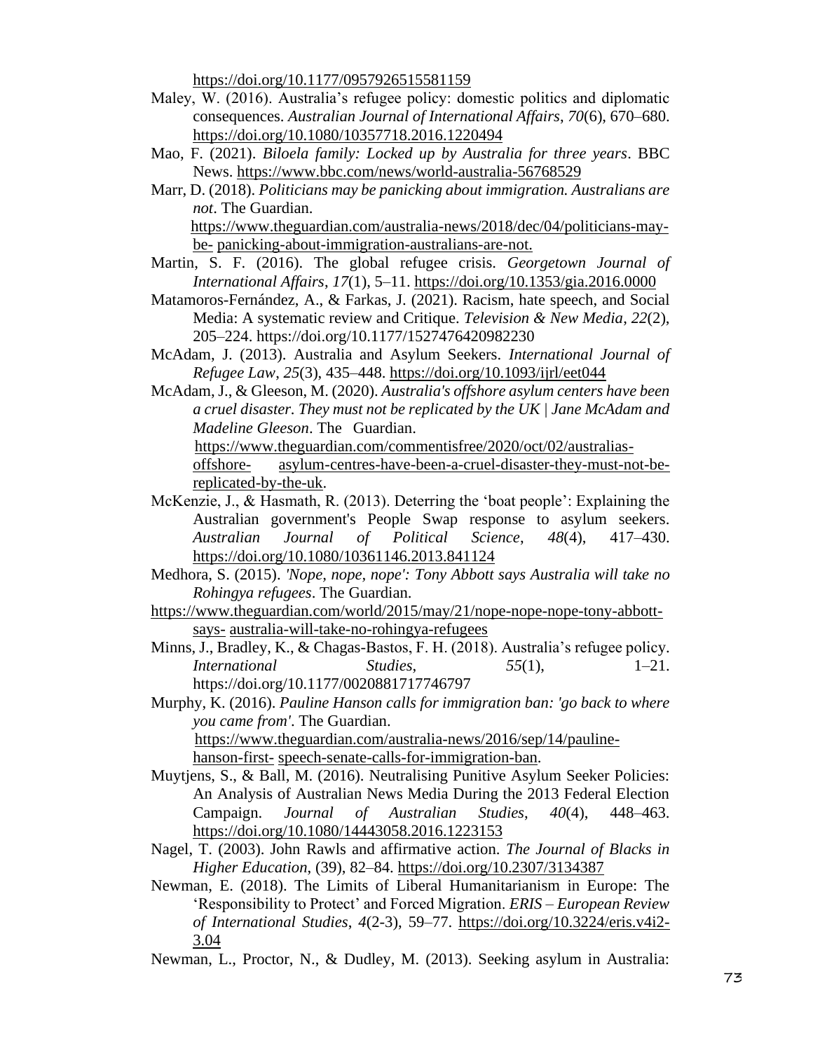https://doi.org/10.1177/0957926515581159

Maley, W. (2016). Australia's refugee policy: domestic politics and diplomatic consequences. *Australian Journal of International Affairs*, *70*(6), 670–680. https://doi.org/10.1080/10357718.2016.1220494

Mao, F. (2021). *Biloela family: Locked up by Australia for three years*. BBC News. https://www.bbc.com/news/world-australia-56768529

Marr, D. (2018). *Politicians may be panicking about immigration. Australians are not*. The Guardian. https://www.theguardian.com/australia-news/2018/dec/04/politicians-may-be- panicking-about-immigration-australians-are-not.

Martin, S. F. (2016). The global refugee crisis. *Georgetown Journal of International Affairs*, *17*(1), 5–11. https://doi.org/10.1353/gia.2016.0000

Matamoros-Fernández, A., & Farkas, J. (2021). Racism, hate speech, and Social Media: A systematic review and Critique. *Television & New Media*, *22*(2), 205–224. https://doi.org/10.1177/1527476420982230

McAdam, J. (2013). Australia and Asylum Seekers. *International Journal of Refugee Law*, *25*(3), 435–448. https://doi.org/10.1093/ijrl/eet044

McAdam, J., & Gleeson, M. (2020). *Australia's offshore asylum centers have been a cruel disaster. They must not be replicated by the UK | Jane McAdam and Madeline Gleeson*. The Guardian. https://www.theguardian.com/commentisfree/2020/oct/02/australias-offshore- asylum-centres-have-been-a-cruel-disaster-they-must-not-be-replicated-by-the-uk.

McKenzie, J., & Hasmath, R. (2013). Deterring the 'boat people': Explaining the Australian government's People Swap response to asylum seekers. *Australian Journal of Political Science*, *48*(4), 417–430. https://doi.org/10.1080/10361146.2013.841124

Medhora, S. (2015). *'Nope, nope, nope': Tony Abbott says Australia will take no Rohingya refugees*. The Guardian. https://www.theguardian.com/world/2015/may/21/nope-nope-nope-tony-abbott-says- australia-will-take-no-rohingya-refugees

Minns, J., Bradley, K., & Chagas-Bastos, F. H. (2018). Australia's refugee policy. *International Studies*, *55*(1), 1–21. https://doi.org/10.1177/0020881717746797

Murphy, K. (2016). *Pauline Hanson calls for immigration ban: 'go back to where you came from'*. The Guardian. https://www.theguardian.com/australia-news/2016/sep/14/pauline-hanson-first- speech-senate-calls-for-immigration-ban.

Muytjens, S., & Ball, M. (2016). Neutralising Punitive Asylum Seeker Policies: An Analysis of Australian News Media During the 2013 Federal Election Campaign. *Journal of Australian Studies*, *40*(4), 448–463. https://doi.org/10.1080/14443058.2016.1223153

Nagel, T. (2003). John Rawls and affirmative action. *The Journal of Blacks in Higher Education*, (39), 82–84. https://doi.org/10.2307/3134387

Newman, E. (2018). The Limits of Liberal Humanitarianism in Europe: The 'Responsibility to Protect' and Forced Migration. *ERIS – European Review of International Studies*, *4*(2-3), 59–77. https://doi.org/10.3224/eris.v4i2-3.04

Newman, L., Proctor, N., & Dudley, M. (2013). Seeking asylum in Australia: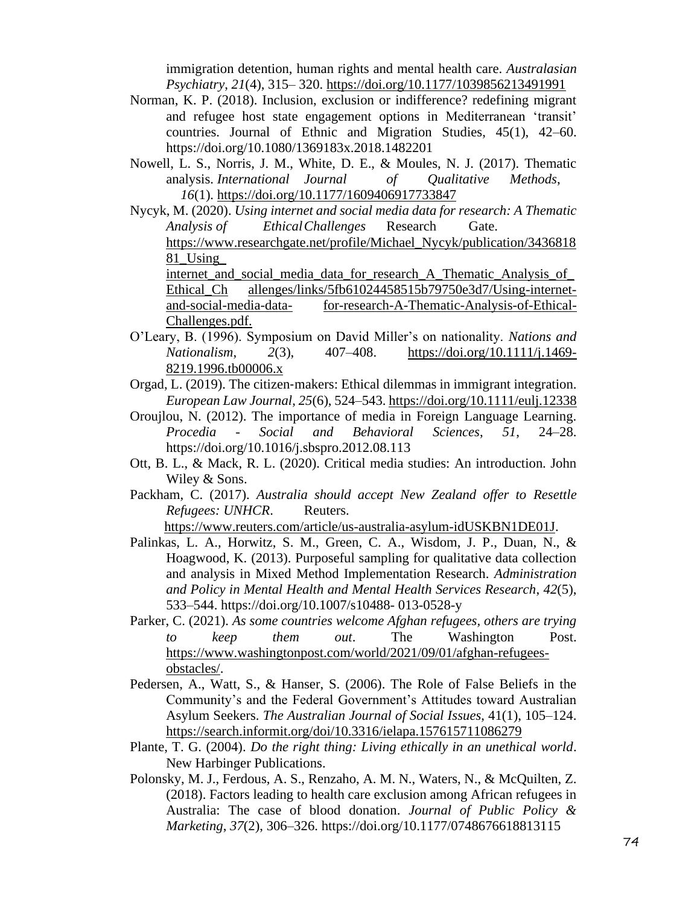immigration detention, human rights and mental health care. *Australasian Psychiatry*, *21*(4), 315– 320. https://doi.org/10.1177/1039856213491991

Norman, K. P. (2018). Inclusion, exclusion or indifference? redefining migrant and refugee host state engagement options in Mediterranean 'transit' countries. Journal of Ethnic and Migration Studies, 45(1), 42–60. https://doi.org/10.1080/1369183x.2018.1482201

Nowell, L. S., Norris, J. M., White, D. E., & Moules, N. J. (2017). Thematic analysis. *International Journal of Qualitative Methods*, *16*(1). https://doi.org/10.1177/1609406917733847

Nycyk, M. (2020). *Using internet and social media data for research: A Thematic Analysis of Ethical Challenges* Research Gate. https://www.researchgate.net/profile/Michael_Nycyk/publication/343681881_Using_internet_and_social_media_data_for_research_A_Thematic_Analysis_of_Ethical_Challenges/links/5fb61024458515b79750e3d7/Using-internet-and-social-media-data-for-research-A-Thematic-Analysis-of-Ethical-Challenges.pdf.

O'Leary, B. (1996). Symposium on David Miller's on nationality. *Nations and Nationalism*, *2*(3), 407–408. https://doi.org/10.1111/j.1469-8219.1996.tb00006.x

Orgad, L. (2019). The citizen‐makers: Ethical dilemmas in immigrant integration. *European Law Journal*, *25*(6), 524–543. https://doi.org/10.1111/eulj.12338

Oroujlou, N. (2012). The importance of media in Foreign Language Learning. *Procedia - Social and Behavioral Sciences*, *51*, 24–28. https://doi.org/10.1016/j.sbspro.2012.08.113

Ott, B. L., & Mack, R. L. (2020). Critical media studies: An introduction. John Wiley & Sons.

Packham, C. (2017). *Australia should accept New Zealand offer to Resettle Refugees: UNHCR*. Reuters. https://www.reuters.com/article/us-australia-asylum-idUSKBN1DE01J.

Palinkas, L. A., Horwitz, S. M., Green, C. A., Wisdom, J. P., Duan, N., & Hoagwood, K. (2013). Purposeful sampling for qualitative data collection and analysis in Mixed Method Implementation Research. *Administration and Policy in Mental Health and Mental Health Services Research*, *42*(5), 533–544. https://doi.org/10.1007/s10488- 013-0528-y

Parker, C. (2021). *As some countries welcome Afghan refugees, others are trying to keep them out*. The Washington Post. https://www.washingtonpost.com/world/2021/09/01/afghan-refugees-obstacles/.

Pedersen, A., Watt, S., & Hanser, S. (2006). The Role of False Beliefs in the Community's and the Federal Government's Attitudes toward Australian Asylum Seekers. *The Australian Journal of Social Issues*, 41(1), 105–124. https://search.informit.org/doi/10.3316/ielapa.157615711086279

Plante, T. G. (2004). *Do the right thing: Living ethically in an unethical world*. New Harbinger Publications.

Polonsky, M. J., Ferdous, A. S., Renzaho, A. M. N., Waters, N., & McQuilten, Z. (2018). Factors leading to health care exclusion among African refugees in Australia: The case of blood donation. *Journal of Public Policy & Marketing*, *37*(2), 306–326. https://doi.org/10.1177/0748676618813115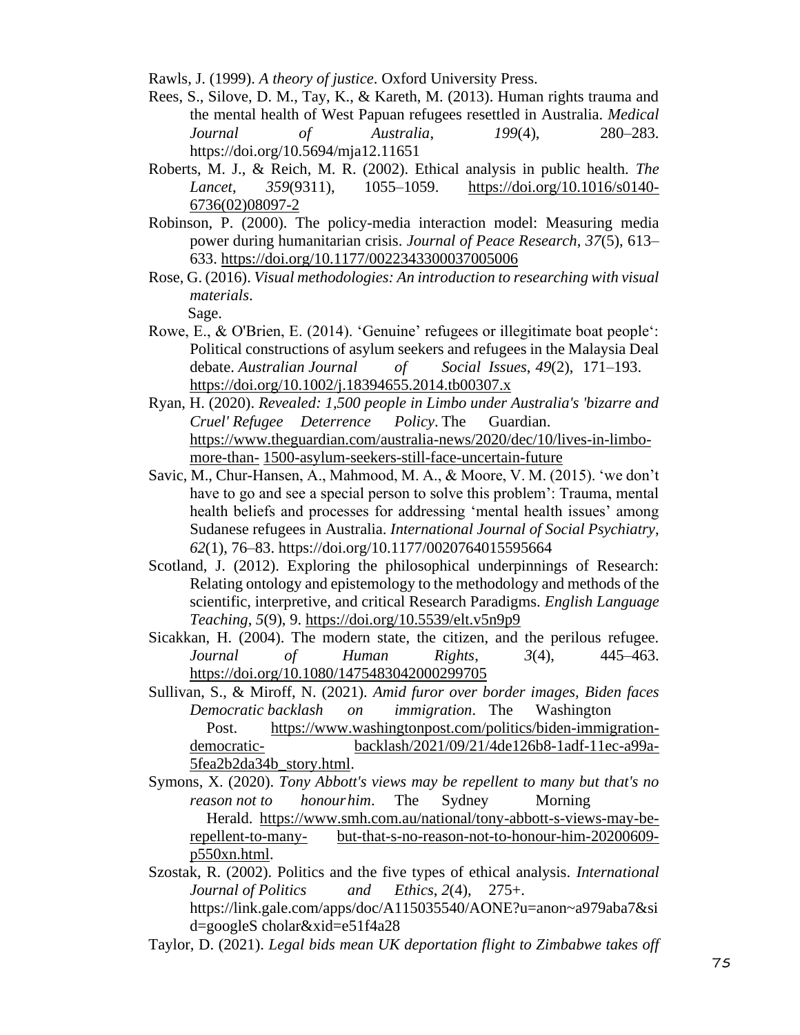Rawls, J. (1999). *A theory of justice*. Oxford University Press.

Rees, S., Silove, D. M., Tay, K., & Kareth, M. (2013). Human rights trauma and the mental health of West Papuan refugees resettled in Australia. *Medical Journal of Australia*, *199*(4), 280–283. https://doi.org/10.5694/mja12.11651

Roberts, M. J., & Reich, M. R. (2002). Ethical analysis in public health. *The Lancet*, *359*(9311), 1055–1059. https://doi.org/10.1016/s0140-6736(02)08097-2

Robinson, P. (2000). The policy-media interaction model: Measuring media power during humanitarian crisis. *Journal of Peace Research*, *37*(5), 613–633. https://doi.org/10.1177/0022343300037005006

Rose, G. (2016). *Visual methodologies: An introduction to researching with visual materials*. Sage.

Rowe, E., & O'Brien, E. (2014). 'Genuine' refugees or illegitimate boat people': Political constructions of asylum seekers and refugees in the Malaysia Deal debate. *Australian Journal of Social Issues*, *49*(2), 171–193. https://doi.org/10.1002/j.18394655.2014.tb00307.x

Ryan, H. (2020). *Revealed: 1,500 people in Limbo under Australia's 'bizarre and Cruel' Refugee Deterrence Policy*. The Guardian. https://www.theguardian.com/australia-news/2020/dec/10/lives-in-limbo-more-than- 1500-asylum-seekers-still-face-uncertain-future

Savic, M., Chur-Hansen, A., Mahmood, M. A., & Moore, V. M. (2015). 'we don't have to go and see a special person to solve this problem': Trauma, mental health beliefs and processes for addressing 'mental health issues' among Sudanese refugees in Australia. *International Journal of Social Psychiatry*, *62*(1), 76–83. https://doi.org/10.1177/0020764015595664

Scotland, J. (2012). Exploring the philosophical underpinnings of Research: Relating ontology and epistemology to the methodology and methods of the scientific, interpretive, and critical Research Paradigms. *English Language Teaching*, *5*(9), 9. https://doi.org/10.5539/elt.v5n9p9

Sicakkan, H. (2004). The modern state, the citizen, and the perilous refugee. *Journal of Human Rights*, *3*(4), 445–463. https://doi.org/10.1080/1475483042000299705

Sullivan, S., & Miroff, N. (2021). *Amid furor over border images, Biden faces Democratic backlash on immigration*. The Washington Post. https://www.washingtonpost.com/politics/biden-immigration-democratic- backlash/2021/09/21/4de126b8-1adf-11ec-a99a-5fea2b2da34b_story.html.

Symons, X. (2020). *Tony Abbott's views may be repellent to many but that's no reason not to honour him*. The Sydney Morning Herald. https://www.smh.com.au/national/tony-abbott-s-views-may-be-repellent-to-many- but-that-s-no-reason-not-to-honour-him-20200609-p550xn.html.

Szostak, R. (2002). Politics and the five types of ethical analysis. *International Journal of Politics and Ethics*, *2*(4), 275+. https://link.gale.com/apps/doc/A115035540/AONE?u=anon~a979aba7&sid=googleS cholar&xid=e51f4a28

Taylor, D. (2021). *Legal bids mean UK deportation flight to Zimbabwe takes off*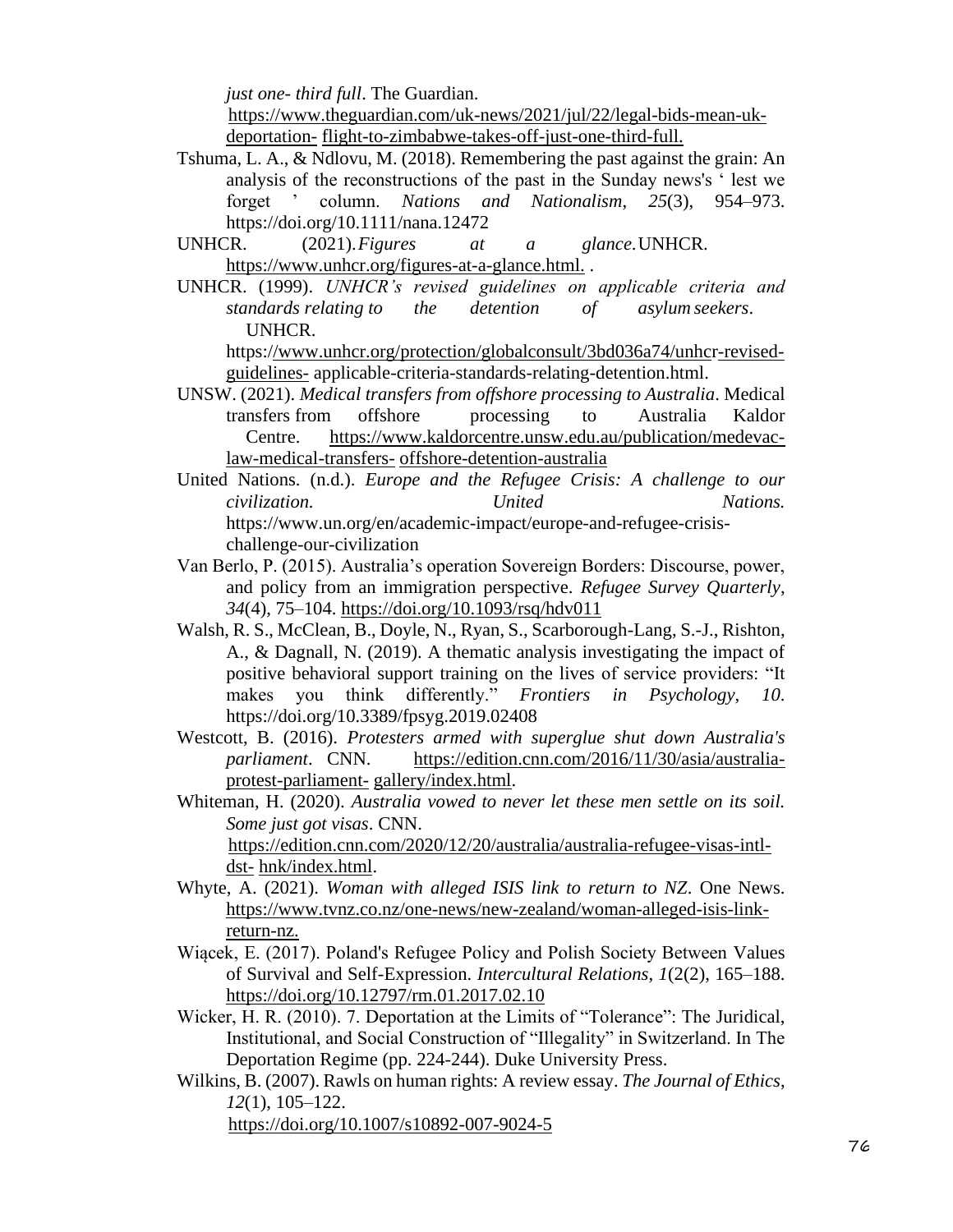*just one- third full*. The Guardian. https://www.theguardian.com/uk-news/2021/jul/22/legal-bids-mean-uk-deportation- flight-to-zimbabwe-takes-off-just-one-third-full.

Tshuma, L. A., & Ndlovu, M. (2018). Remembering the past against the grain: An analysis of the reconstructions of the past in the Sunday news's ' lest we forget ' column. *Nations and Nationalism*, *25*(3), 954–973. https://doi.org/10.1111/nana.12472

UNHCR. (2021).*Figures at a glance.*UNHCR. https://www.unhcr.org/figures-at-a-glance.html. .

UNHCR. (1999). *UNHCR's revised guidelines on applicable criteria and standards relating to the detention of asylum seekers*. UNHCR. https://www.unhcr.org/protection/globalconsult/3bd036a74/unhcr-revised-guidelines- applicable-criteria-standards-relating-detention.html.

UNSW. (2021). *Medical transfers from offshore processing to Australia*. Medical transfers from offshore processing to Australia Kaldor Centre. https://www.kaldorcentre.unsw.edu.au/publication/medevac-law-medical-transfers- offshore-detention-australia

United Nations. (n.d.). *Europe and the Refugee Crisis: A challenge to our civilization. United Nations.* https://www.un.org/en/academic-impact/europe-and-refugee-crisis-challenge-our-civilization

Van Berlo, P. (2015). Australia's operation Sovereign Borders: Discourse, power, and policy from an immigration perspective. *Refugee Survey Quarterly*, *34*(4), 75–104. https://doi.org/10.1093/rsq/hdv011

Walsh, R. S., McClean, B., Doyle, N., Ryan, S., Scarborough-Lang, S.-J., Rishton, A., & Dagnall, N. (2019). A thematic analysis investigating the impact of positive behavioral support training on the lives of service providers: "It makes you think differently." *Frontiers in Psychology*, *10*. https://doi.org/10.3389/fpsyg.2019.02408

Westcott, B. (2016). *Protesters armed with superglue shut down Australia's parliament*. CNN. https://edition.cnn.com/2016/11/30/asia/australia-protest-parliament- gallery/index.html.

Whiteman, H. (2020). *Australia vowed to never let these men settle on its soil. Some just got visas*. CNN. https://edition.cnn.com/2020/12/20/australia/australia-refugee-visas-intl-dst- hnk/index.html.

Whyte, A. (2021). *Woman with alleged ISIS link to return to NZ*. One News. https://www.tvnz.co.nz/one-news/new-zealand/woman-alleged-isis-link-return-nz.

Wiącek, E. (2017). Poland's Refugee Policy and Polish Society Between Values of Survival and Self-Expression. *Intercultural Relations*, *1*(2(2), 165–188. https://doi.org/10.12797/rm.01.2017.02.10

Wicker, H. R. (2010). 7. Deportation at the Limits of "Tolerance": The Juridical, Institutional, and Social Construction of "Illegality" in Switzerland. In The Deportation Regime (pp. 224-244). Duke University Press.

Wilkins, B. (2007). Rawls on human rights: A review essay. *The Journal of Ethics*, *12*(1), 105–122. https://doi.org/10.1007/s10892-007-9024-5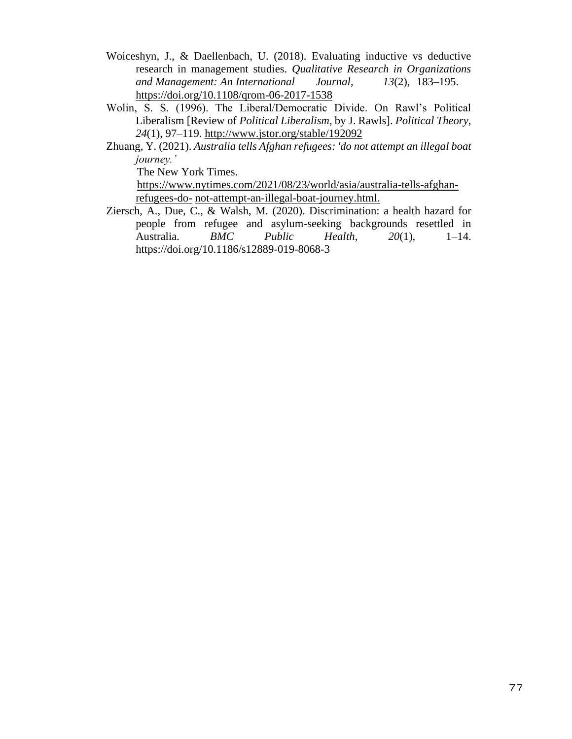Woiceshyn, J., & Daellenbach, U. (2018). Evaluating inductive vs deductive research in management studies. *Qualitative Research in Organizations and Management: An International Journal*, *13*(2), 183–195. https://doi.org/10.1108/qrom-06-2017-1538

Wolin, S. S. (1996). The Liberal/Democratic Divide. On Rawl's Political Liberalism [Review of *Political Liberalism*, by J. Rawls]. *Political Theory*, *24*(1), 97–119. http://www.jstor.org/stable/192092

Zhuang, Y. (2021). *Australia tells Afghan refugees: 'do not attempt an illegal boat journey.'* The New York Times. https://www.nytimes.com/2021/08/23/world/asia/australia-tells-afghan-refugees-do- not-attempt-an-illegal-boat-journey.html.

Ziersch, A., Due, C., & Walsh, M. (2020). Discrimination: a health hazard for people from refugee and asylum-seeking backgrounds resettled in Australia. *BMC Public Health*, *20*(1), 1–14. https://doi.org/10.1186/s12889-019-8068-3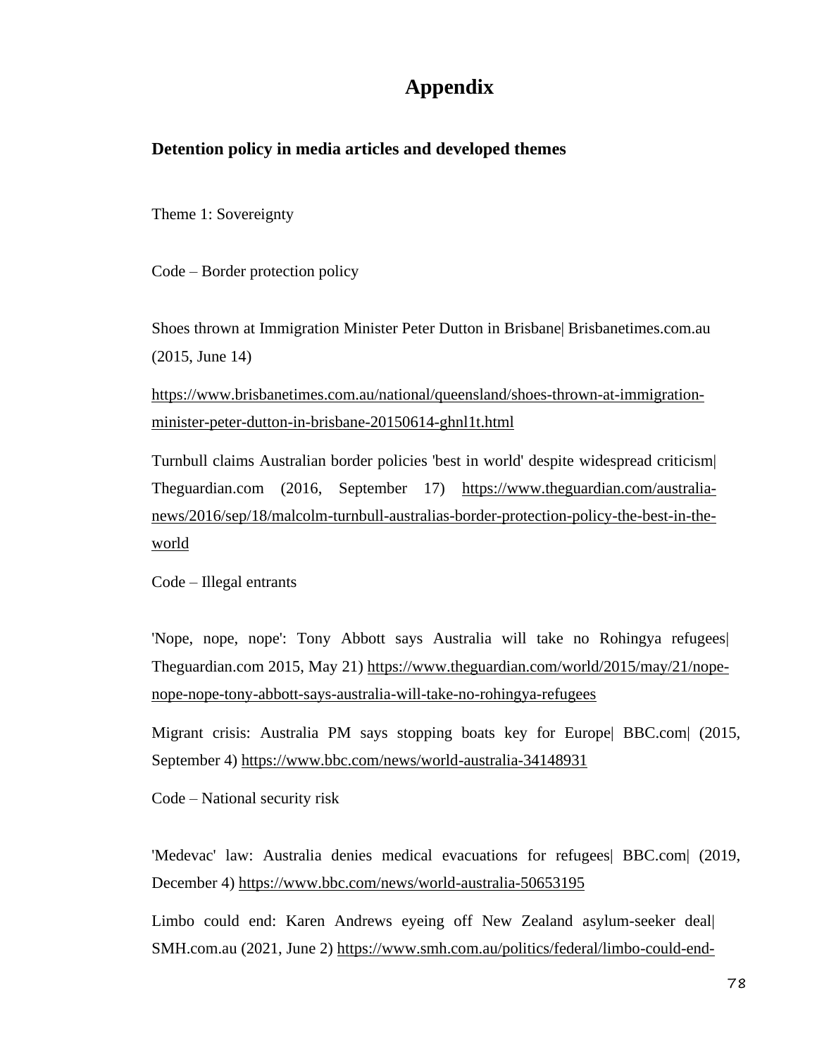# Appendix

## Detention policy in media articles and developed themes

Theme 1: Sovereignty

Code – Border protection policy

Shoes thrown at Immigration Minister Peter Dutton in Brisbane| Brisbanetimes.com.au (2015, June 14)

https://www.brisbanetimes.com.au/national/queensland/shoes-thrown-at-immigration-minister-peter-dutton-in-brisbane-20150614-ghnl1t.html

Turnbull claims Australian border policies 'best in world' despite widespread criticism| Theguardian.com (2016, September 17) https://www.theguardian.com/australia-news/2016/sep/18/malcolm-turnbull-australias-border-protection-policy-the-best-in-the-world

Code – Illegal entrants

'Nope, nope, nope': Tony Abbott says Australia will take no Rohingya refugees| Theguardian.com 2015, May 21) https://www.theguardian.com/world/2015/may/21/nope-nope-nope-tony-abbott-says-australia-will-take-no-rohingya-refugees

Migrant crisis: Australia PM says stopping boats key for Europe| BBC.com| (2015, September 4) https://www.bbc.com/news/world-australia-34148931

Code – National security risk

'Medevac' law: Australia denies medical evacuations for refugees| BBC.com| (2019, December 4) https://www.bbc.com/news/world-australia-50653195

Limbo could end: Karen Andrews eyeing off New Zealand asylum-seeker deal| SMH.com.au (2021, June 2) https://www.smh.com.au/politics/federal/limbo-could-end-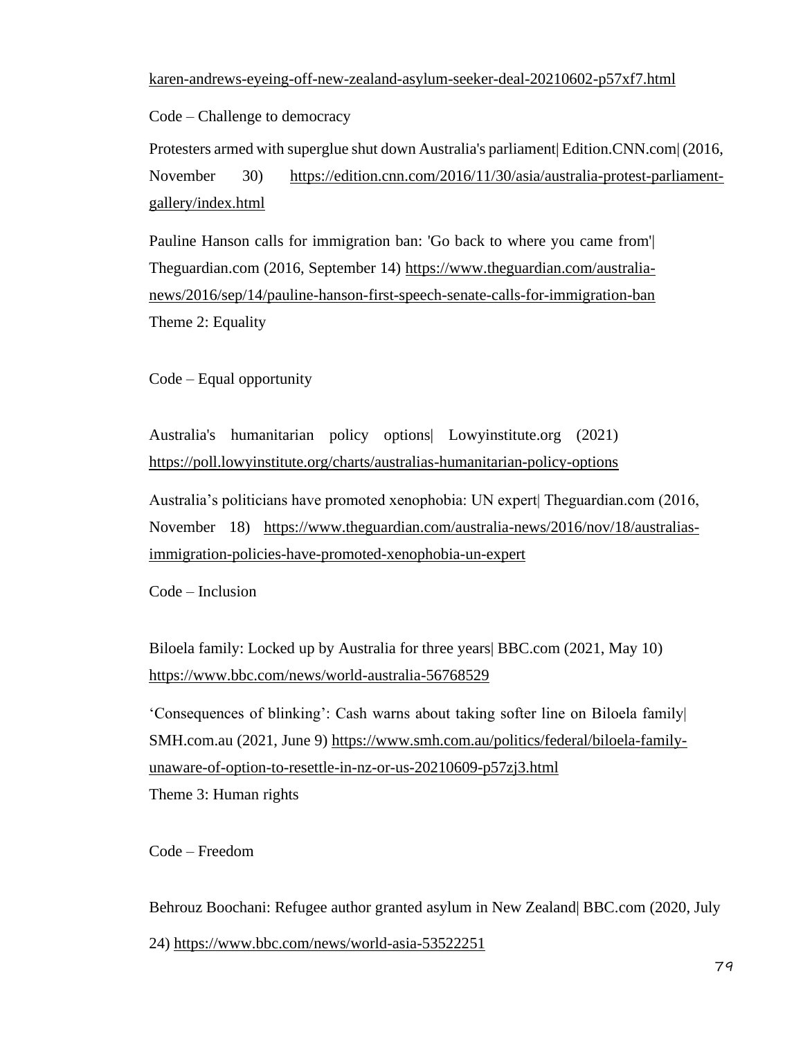karen-andrews-eyeing-off-new-zealand-asylum-seeker-deal-20210602-p57xf7.html

Code – Challenge to democracy

Protesters armed with superglue shut down Australia's parliament| Edition.CNN.com| (2016, November 30) https://edition.cnn.com/2016/11/30/asia/australia-protest-parliament-gallery/index.html

Pauline Hanson calls for immigration ban: 'Go back to where you came from'| Theguardian.com (2016, September 14) https://www.theguardian.com/australia-news/2016/sep/14/pauline-hanson-first-speech-senate-calls-for-immigration-ban

Theme 2: Equality

Code – Equal opportunity

Australia's humanitarian policy options| Lowyinstitute.org (2021) https://poll.lowyinstitute.org/charts/australias-humanitarian-policy-options

Australia's politicians have promoted xenophobia: UN expert| Theguardian.com (2016, November 18) https://www.theguardian.com/australia-news/2016/nov/18/australias-immigration-policies-have-promoted-xenophobia-un-expert

Code – Inclusion

Biloela family: Locked up by Australia for three years| BBC.com (2021, May 10) https://www.bbc.com/news/world-australia-56768529

'Consequences of blinking': Cash warns about taking softer line on Biloela family| SMH.com.au (2021, June 9) https://www.smh.com.au/politics/federal/biloela-family-unaware-of-option-to-resettle-in-nz-or-us-20210609-p57zj3.html

Theme 3: Human rights

Code – Freedom

Behrouz Boochani: Refugee author granted asylum in New Zealand| BBC.com (2020, July 24) https://www.bbc.com/news/world-asia-53522251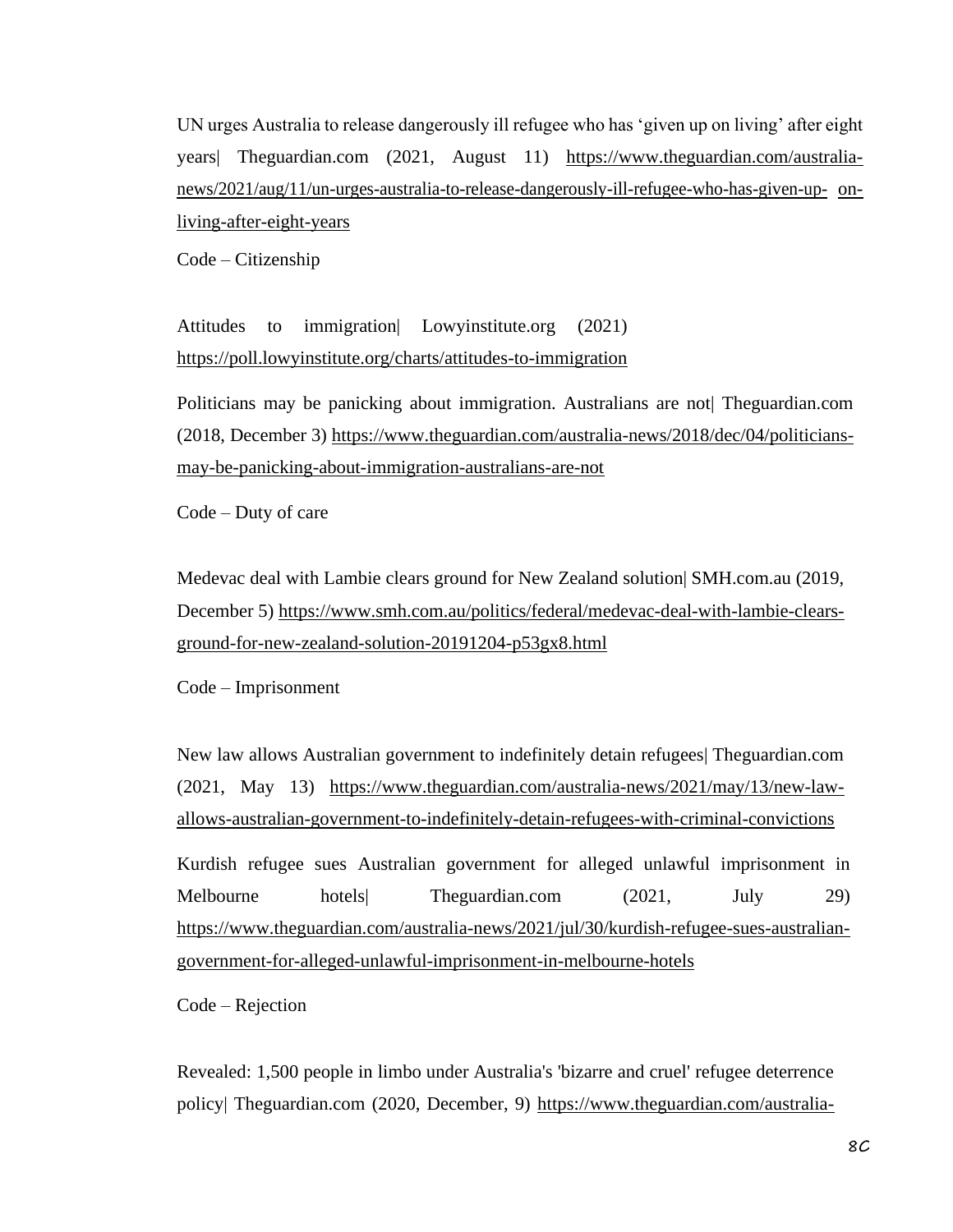UN urges Australia to release dangerously ill refugee who has 'given up on living' after eight years| Theguardian.com (2021, August 11) https://www.theguardian.com/australia-news/2021/aug/11/un-urges-australia-to-release-dangerously-ill-refugee-who-has-given-up- on-living-after-eight-years

Code – Citizenship

Attitudes to immigration| Lowyinstitute.org (2021) https://poll.lowyinstitute.org/charts/attitudes-to-immigration

Politicians may be panicking about immigration. Australians are not| Theguardian.com (2018, December 3) https://www.theguardian.com/australia-news/2018/dec/04/politicians-may-be-panicking-about-immigration-australians-are-not

Code – Duty of care

Medevac deal with Lambie clears ground for New Zealand solution| SMH.com.au (2019, December 5) https://www.smh.com.au/politics/federal/medevac-deal-with-lambie-clears-ground-for-new-zealand-solution-20191204-p53gx8.html

Code – Imprisonment

New law allows Australian government to indefinitely detain refugees| Theguardian.com (2021, May 13) https://www.theguardian.com/australia-news/2021/may/13/new-law-allows-australian-government-to-indefinitely-detain-refugees-with-criminal-convictions

Kurdish refugee sues Australian government for alleged unlawful imprisonment in Melbourne hotels| Theguardian.com (2021, July 29) https://www.theguardian.com/australia-news/2021/jul/30/kurdish-refugee-sues-australian-government-for-alleged-unlawful-imprisonment-in-melbourne-hotels

Code – Rejection

Revealed: 1,500 people in limbo under Australia's 'bizarre and cruel' refugee deterrence policy| Theguardian.com (2020, December, 9) https://www.theguardian.com/australia-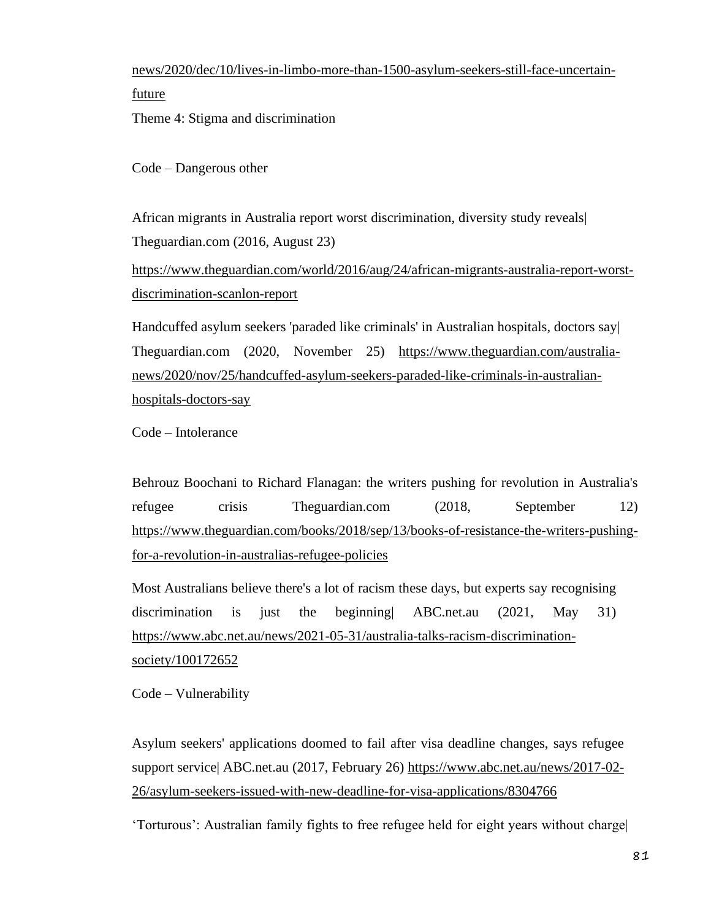news/2020/dec/10/lives-in-limbo-more-than-1500-asylum-seekers-still-face-uncertain-future

Theme 4: Stigma and discrimination

Code – Dangerous other

African migrants in Australia report worst discrimination, diversity study reveals| Theguardian.com (2016, August 23)

https://www.theguardian.com/world/2016/aug/24/african-migrants-australia-report-worst-discrimination-scanlon-report

Handcuffed asylum seekers 'paraded like criminals' in Australian hospitals, doctors say| Theguardian.com (2020, November 25) https://www.theguardian.com/australia-news/2020/nov/25/handcuffed-asylum-seekers-paraded-like-criminals-in-australian-hospitals-doctors-say

Code – Intolerance

Behrouz Boochani to Richard Flanagan: the writers pushing for revolution in Australia's refugee crisis Theguardian.com (2018, September 12) https://www.theguardian.com/books/2018/sep/13/books-of-resistance-the-writers-pushing-for-a-revolution-in-australias-refugee-policies

Most Australians believe there's a lot of racism these days, but experts say recognising discrimination is just the beginning| ABC.net.au (2021, May 31) https://www.abc.net.au/news/2021-05-31/australia-talks-racism-discrimination-society/100172652

Code – Vulnerability

Asylum seekers' applications doomed to fail after visa deadline changes, says refugee support service| ABC.net.au (2017, February 26) https://www.abc.net.au/news/2017-02-26/asylum-seekers-issued-with-new-deadline-for-visa-applications/8304766

'Torturous': Australian family fights to free refugee held for eight years without charge|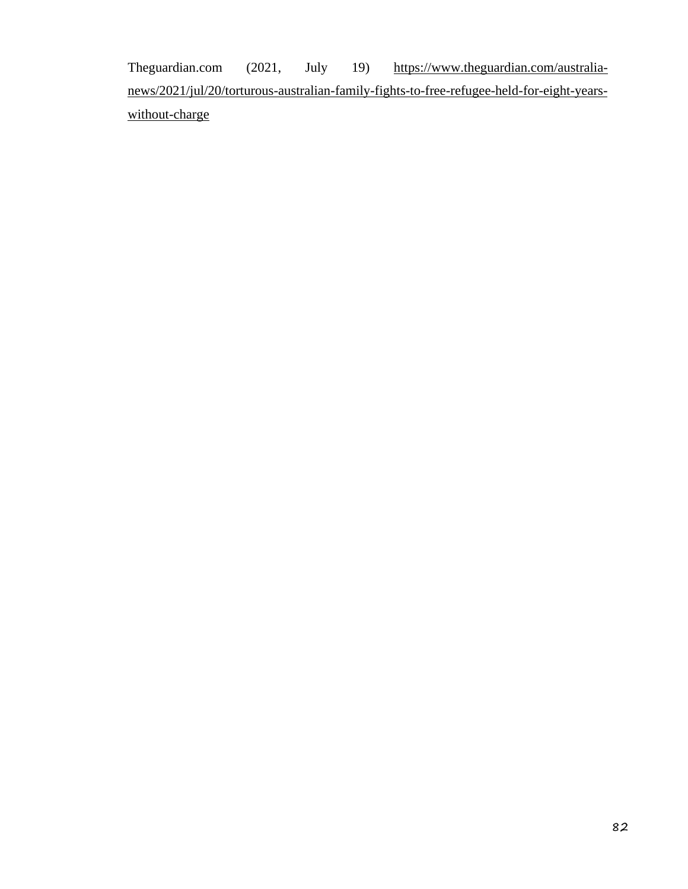Theguardian.com (2021, July 19) https://www.theguardian.com/australia-news/2021/jul/20/torturous-australian-family-fights-to-free-refugee-held-for-eight-years-without-charge